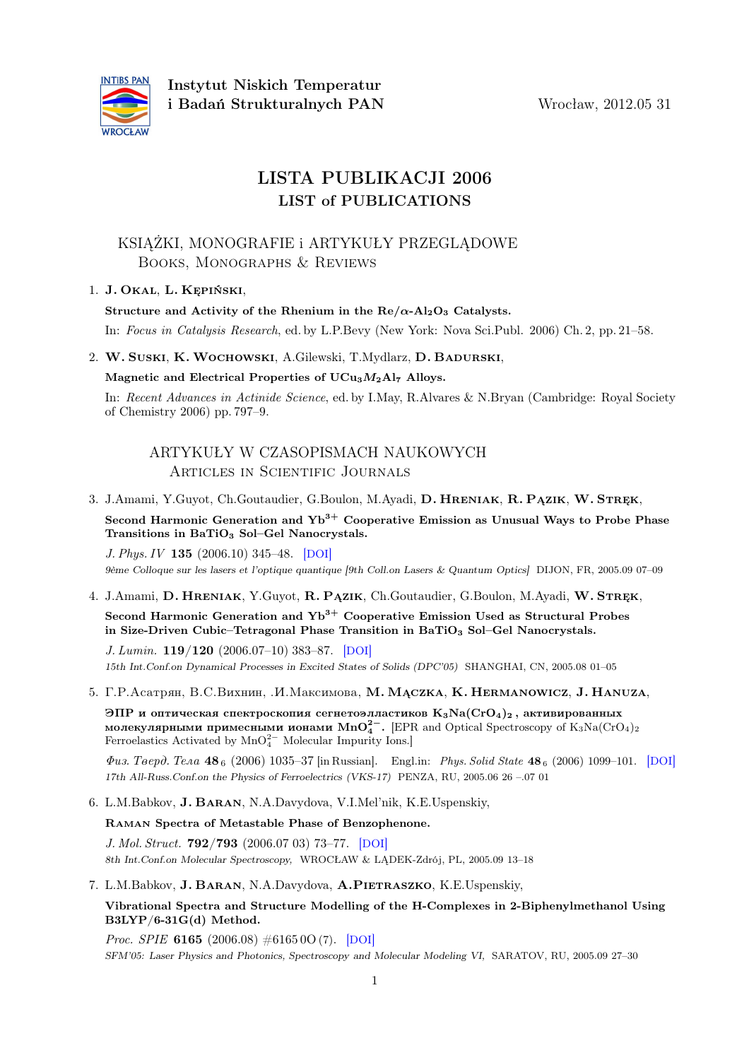**Instytut Niskich Temperatur i Badań Strukturalnych PAN** Wrocław, 2012.05 31

# LISTA PUBLIKACJI 2006
## LIST of PUBLICATIONS

### KSIĄŻKI, MONOGRAFIE i ARTYKUŁY PRZEGLĄDOWE
### Books, Monographs & Reviews

1. **J. Okal**, **L. Kępiński**,

   **Structure and Activity of the Rhenium in the Re/α-$Al_2O_3$ Catalysts.**

   In: *Focus in Catalysis Research*, ed. by L.P.Bevy (New York: Nova Sci.Publ. 2006) Ch. 2, pp. 21–58.

2. **W. Suski**, **K. Wochowski**, A.Gilewski, T.Mydlarz, **D. Badurski**,

   **Magnetic and Electrical Properties of $UCu_3M_2Al_7$ Alloys.**

   In: *Recent Advances in Actinide Science*, ed. by I.May, R.Alvares & N.Bryan (Cambridge: Royal Society of Chemistry 2006) pp. 797–9.

### ARTYKUŁY W CZASOPISMACH NAUKOWYCH
### Articles in Scientific Journals

3. J.Amami, Y.Guyot, Ch.Goutaudier, G.Boulon, M.Ayadi, **D. Hreniak**, **R. Pązik**, **W. Stręk**,

   **Second Harmonic Generation and $Yb^{3+}$ Cooperative Emission as Unusual Ways to Probe Phase Transitions in $BaTiO_3$ Sol–Gel Nanocrystals.**

   *J. Phys. IV* **135** (2006.10) 345–48. [DOI]

   *9ème Colloque sur les lasers et l'optique quantique [9th Coll.on Lasers & Quantum Optics]* DIJON, FR, 2005.09 07–09

4. J.Amami, **D. Hreniak**, Y.Guyot, **R. Pązik**, Ch.Goutaudier, G.Boulon, M.Ayadi, **W. Stręk**,

   **Second Harmonic Generation and $Yb^{3+}$ Cooperative Emission Used as Structural Probes in Size-Driven Cubic–Tetragonal Phase Transition in $BaTiO_3$ Sol–Gel Nanocrystals.**

   *J. Lumin.* **119/120** (2006.07–10) 383–87. [DOI]

   *15th Int.Conf.on Dynamical Processes in Excited States of Solids (DPC'05)* SHANGHAI, CN, 2005.08 01–05

5. Г.Р.Асатрян, В.С.Вихнин, .И.Максимова, **M. Mączka**, **K. Hermanowicz**, **J. Hanuza**,

   **ЭПР и оптическая спектроскопия сегнетоэлластиков $K_3Na(CrO_4)_2$, активированных молекулярными примесными ионами $MnO_4^{2-}$.** [EPR and Optical Spectroscopy of $K_3Na(CrO_4)_2$ Ferroelastics Activated by $MnO_4^{2-}$ Molecular Impurity Ions.]

   *Физ. Тверд. Тела* **48**$_6$ (2006) 1035–37 [in Russian]. Engl.in: *Phys. Solid State* **48**$_6$ (2006) 1099–101. [DOI]

   *17th All-Russ.Conf.on the Physics of Ferroelectrics (VKS-17)* PENZA, RU, 2005.06 26 –.07 01

6. L.M.Babkov, **J. Baran**, N.A.Davydova, V.I.Mel'nik, K.E.Uspenskiy,

   **Raman Spectra of Metastable Phase of Benzophenone.**

   *J. Mol. Struct.* **792/793** (2006.07 03) 73–77. [DOI]

   *8th Int.Conf.on Molecular Spectroscopy,* WROCŁAW & LĄDEK-Zdrój, PL, 2005.09 13–18

7. L.M.Babkov, **J. Baran**, N.A.Davydova, **A.Pietraszko**, K.E.Uspenskiy,

   **Vibrational Spectra and Structure Modelling of the H-Complexes in 2-Biphenylmethanol Using B3LYP/6-31G(d) Method.**

   *Proc. SPIE* **6165** (2006.08) #6165 0O (7). [DOI]

   *SFM'05: Laser Physics and Photonics, Spectroscopy and Molecular Modeling VI,* SARATOV, RU, 2005.09 27–30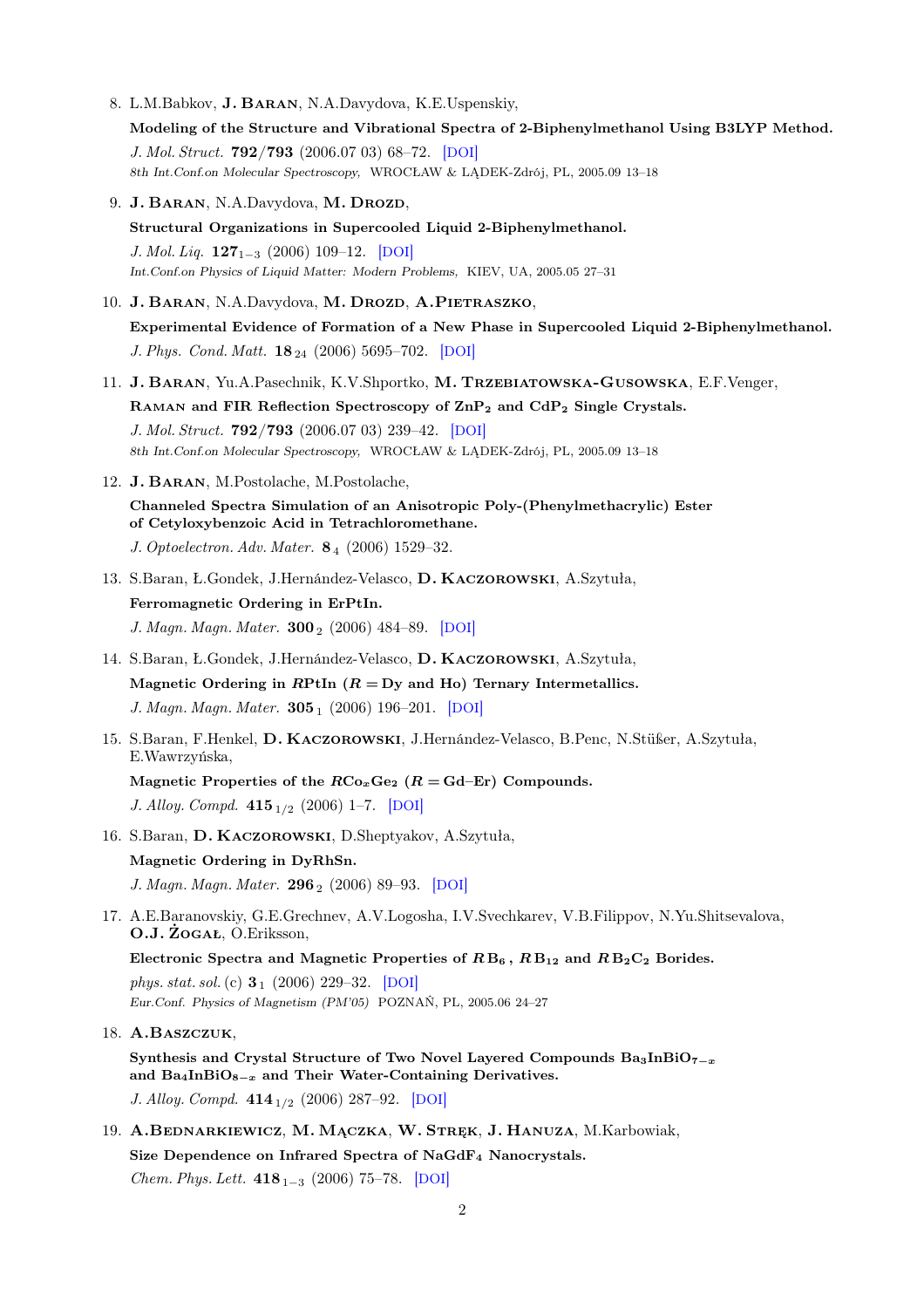8. L.M.Babkov, **J. Baran**, N.A.Davydova, K.E.Uspenskiy,

   **Modeling of the Structure and Vibrational Spectra of 2-Biphenylmethanol Using B3LYP Method.**

   *J. Mol. Struct.* **792/793** (2006.07 03) 68–72. [DOI]

   *8th Int.Conf.on Molecular Spectroscopy,* WROCŁAW & LĄDEK-Zdrój, PL, 2005.09 13–18

9. **J. Baran**, N.A.Davydova, **M. Drozd**,

   **Structural Organizations in Supercooled Liquid 2-Biphenylmethanol.**

   *J. Mol. Liq.* **127**$_{1-3}$ (2006) 109–12. [DOI]

   *Int.Conf.on Physics of Liquid Matter: Modern Problems,* KIEV, UA, 2005.05 27–31

10. **J. Baran**, N.A.Davydova, **M. Drozd**, **A.Pietraszko**,

    **Experimental Evidence of Formation of a New Phase in Supercooled Liquid 2-Biphenylmethanol.**

    *J. Phys. Cond. Matt.* **18**$_{24}$ (2006) 5695–702. [DOI]

11. **J. Baran**, Yu.A.Pasechnik, K.V.Shportko, **M. Trzebiatowska-Gusowska**, E.F.Venger,

    **Raman and FIR Reflection Spectroscopy of $ZnP_2$ and $CdP_2$ Single Crystals.**

    *J. Mol. Struct.* **792/793** (2006.07 03) 239–42. [DOI]

    *8th Int.Conf.on Molecular Spectroscopy,* WROCŁAW & LĄDEK-Zdrój, PL, 2005.09 13–18

12. **J. Baran**, M.Postolache, M.Postolache,

    **Channeled Spectra Simulation of an Anisotropic Poly-(Phenylmethacrylic) Ester of Cetyloxybenzoic Acid in Tetrachloromethane.**

    *J. Optoelectron. Adv. Mater.* **8**$_{4}$ (2006) 1529–32.

13. S.Baran, Ł.Gondek, J.Hernández-Velasco, **D. Kaczorowski**, A.Szytuła,

    **Ferromagnetic Ordering in ErPtIn.**

    *J. Magn. Magn. Mater.* **300**$_{2}$ (2006) 484–89. [DOI]

14. S.Baran, Ł.Gondek, J.Hernández-Velasco, **D. Kaczorowski**, A.Szytuła,

    **Magnetic Ordering in $R$PtIn ($R$ = Dy and Ho) Ternary Intermetallics.**

    *J. Magn. Magn. Mater.* **305**$_{1}$ (2006) 196–201. [DOI]

15. S.Baran, F.Henkel, **D. Kaczorowski**, J.Hernández-Velasco, B.Penc, N.Stüßer, A.Szytuła, E.Wawrzyńska,

    **Magnetic Properties of the $RCo_xGe_2$ ($R$ = Gd–Er) Compounds.**

    *J. Alloy. Compd.* **415**$_{1/2}$ (2006) 1–7. [DOI]

16. S.Baran, **D. Kaczorowski**, D.Sheptyakov, A.Szytuła,

    **Magnetic Ordering in DyRhSn.**

    *J. Magn. Magn. Mater.* **296**$_{2}$ (2006) 89–93. [DOI]

17. A.E.Baranovskiy, G.E.Grechnev, A.V.Logosha, I.V.Svechkarev, V.B.Filippov, N.Yu.Shitsevalova, **O.J. Żogał**, O.Eriksson,

    **Electronic Spectra and Magnetic Properties of $RB_6$, $RB_{12}$ and $RB_2C_2$ Borides.**

    *phys. stat. sol.* (c) **3**$_{1}$ (2006) 229–32. [DOI]

    *Eur.Conf. Physics of Magnetism (PM'05)* POZNAŃ, PL, 2005.06 24–27

18. **A.Baszczuk**,

    **Synthesis and Crystal Structure of Two Novel Layered Compounds $Ba_3InBiO_{7-x}$ and $Ba_4InBiO_{8-x}$ and Their Water-Containing Derivatives.**

    *J. Alloy. Compd.* **414**$_{1/2}$ (2006) 287–92. [DOI]

19. **A.Bednarkiewicz**, **M. Mączka**, **W. Stręk**, **J. Hanuza**, M.Karbowiak,

    **Size Dependence on Infrared Spectra of $NaGdF_4$ Nanocrystals.**

    *Chem. Phys. Lett.* **418**$_{1-3}$ (2006) 75–78. [DOI]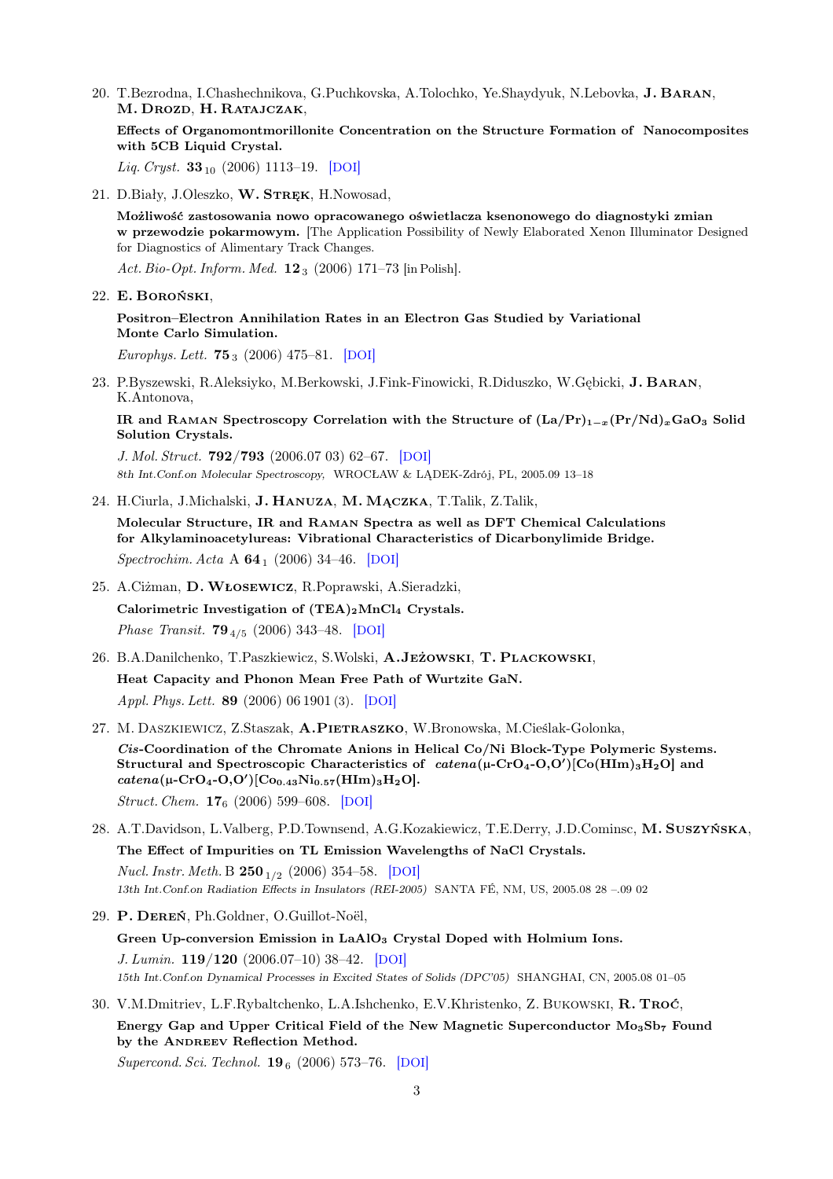20. T.Bezrodna, I.Chashechnikova, G.Puchkovska, A.Tolochko, Ye.Shaydyuk, N.Lebovka, **J. Baran**, **M. Drozd**, **H. Ratajczak**,

    **Effects of Organomontmorillonite Concentration on the Structure Formation of Nanocomposites with 5CB Liquid Crystal.**

    *Liq. Cryst.* **33**$_{10}$ (2006) 1113–19. [DOI]

21. D.Biały, J.Oleszko, **W. Stręk**, H.Nowosad,

    **Możliwość zastosowania nowo opracowanego oświetlacza ksenonowego do diagnostyki zmian w przewodzie pokarmowym.** [The Application Possibility of Newly Elaborated Xenon Illuminator Designed for Diagnostics of Alimentary Track Changes.

    *Act. Bio-Opt. Inform. Med.* **12**$_{3}$ (2006) 171–73 [in Polish].

22. **E. Boroński**,

    **Positron–Electron Annihilation Rates in an Electron Gas Studied by Variational Monte Carlo Simulation.**

    *Europhys. Lett.* **75**$_{3}$ (2006) 475–81. [DOI]

23. P.Byszewski, R.Aleksiyko, M.Berkowski, J.Fink-Finowicki, R.Diduszko, W.Gębicki, **J. Baran**, K.Antonova,

    **IR and Raman Spectroscopy Correlation with the Structure of $(La/Pr)_{1-x}(Pr/Nd)_xGaO_3$ Solid Solution Crystals.**

    *J. Mol. Struct.* **792/793** (2006.07 03) 62–67. [DOI]
    *8th Int.Conf.on Molecular Spectroscopy,* WROCŁAW & LĄDEK-Zdrój, PL, 2005.09 13–18

24. H.Ciurla, J.Michalski, **J. Hanuza**, **M. Mączka**, T.Talik, Z.Talik,

    **Molecular Structure, IR and Raman Spectra as well as DFT Chemical Calculations for Alkylaminoacetylureas: Vibrational Characteristics of Dicarbonylimide Bridge.**

    *Spectrochim. Acta* A **64**$_{1}$ (2006) 34–46. [DOI]

25. A.Ciżman, **D. Włosewicz**, R.Poprawski, A.Sieradzki,

    **Calorimetric Investigation of $(TEA)_2MnCl_4$ Crystals.**

    *Phase Transit.* **79**$_{4/5}$ (2006) 343–48. [DOI]

26. B.A.Danilchenko, T.Paszkiewicz, S.Wolski, **A.Jeżowski**, **T. Plackowski**,

    **Heat Capacity and Phonon Mean Free Path of Wurtzite GaN.**

    *Appl. Phys. Lett.* **89** (2006) 06 1901 (3). [DOI]

27. M. Daszkiewicz, Z.Staszak, **A.Pietraszko**, W.Bronowska, M.Cieślak-Golonka,

    ***Cis*-Coordination of the Chromate Anions in Helical Co/Ni Block-Type Polymeric Systems. Structural and Spectroscopic Characteristics of *catena*(μ-$CrO_4$-O,O′)[Co(HIm)$_3$$H_2O$] and *catena*(μ-$CrO_4$-O,O′)[$Co_{0.43}Ni_{0.57}$(HIm)$_3$$H_2O$].**

    *Struct. Chem.* **17**$_{6}$ (2006) 599–608. [DOI]

28. A.T.Davidson, L.Valberg, P.D.Townsend, A.G.Kozakiewicz, T.E.Derry, J.D.Cominsc, **M. Suszyńska**,

    **The Effect of Impurities on TL Emission Wavelengths of NaCl Crystals.**

    *Nucl. Instr. Meth.* B **250**$_{1/2}$ (2006) 354–58. [DOI]
    *13th Int.Conf.on Radiation Effects in Insulators (REI-2005)* SANTA FÉ, NM, US, 2005.08 28 –.09 02

29. **P. Dereń**, Ph.Goldner, O.Guillot-Noël,

    **Green Up-conversion Emission in $LaAlO_3$ Crystal Doped with Holmium Ions.**

    *J. Lumin.* **119/120** (2006.07–10) 38–42. [DOI]
    *15th Int.Conf.on Dynamical Processes in Excited States of Solids (DPC'05)* SHANGHAI, CN, 2005.08 01–05

30. V.M.Dmitriev, L.F.Rybaltchenko, L.A.Ishchenko, E.V.Khristenko, Z. Bukowski, **R. Troć**,

    **Energy Gap and Upper Critical Field of the New Magnetic Superconductor $Mo_3Sb_7$ Found by the Andreev Reflection Method.**

    *Supercond. Sci. Technol.* **19**$_{6}$ (2006) 573–76. [DOI]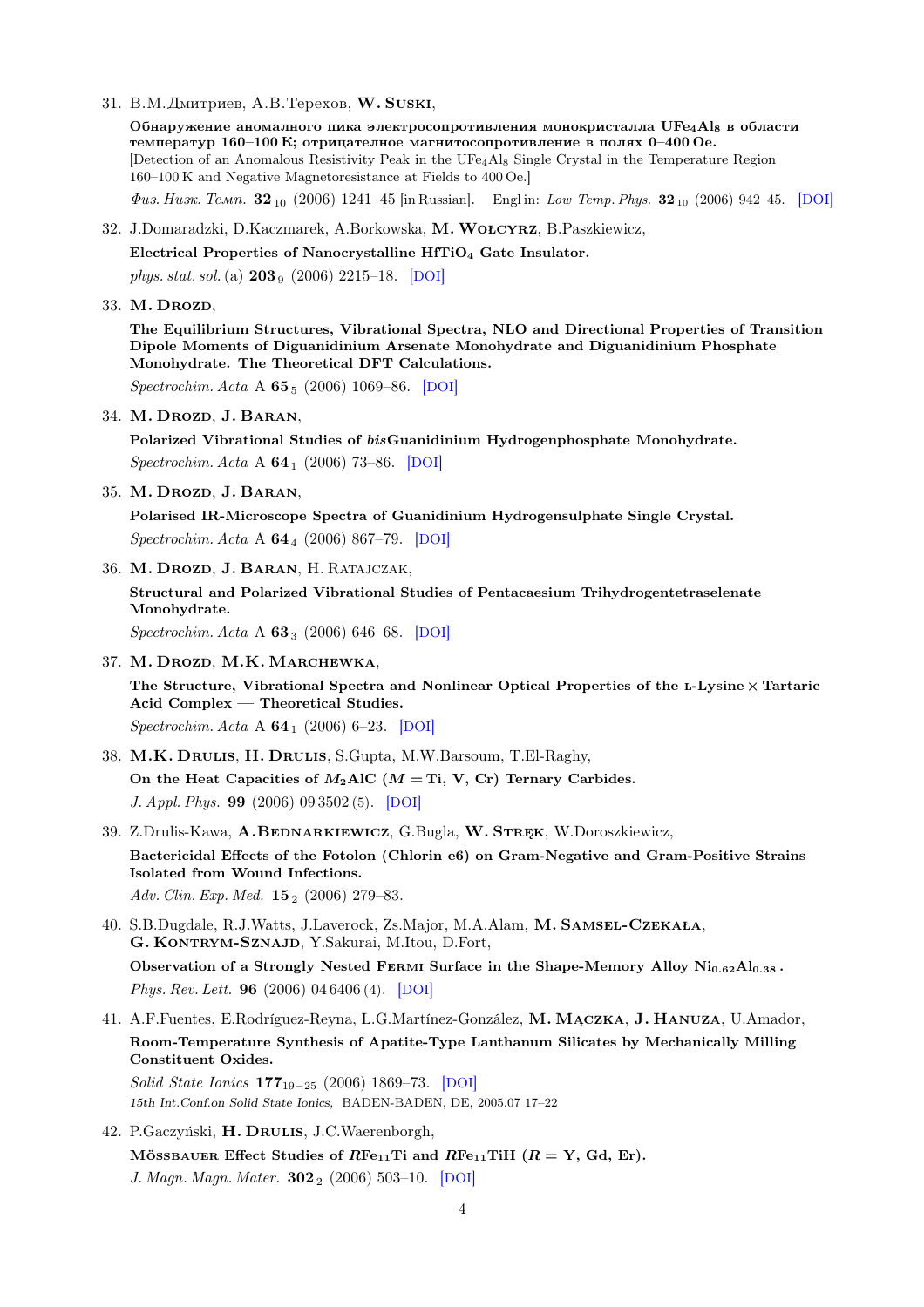31. В.М.Дмитриев, А.В.Терехов, **W. Suski**,

    **Обнаружение аномалного пика электросопротивления монокристалла $UFe_4Al_8$ в области температур 160–100 K; отрицателное магнитосопротивление в полях 0–400 Oe.**
    [Detection of an Anomalous Resistivity Peak in the $UFe_4Al_8$ Single Crystal in the Temperature Region 160–100 K and Negative Magnetoresistance at Fields to 400 Oe.]

    *Физ. Низк. Темп.* **32** $_{10}$ (2006) 1241–45 [in Russian]. Engl in: *Low Temp. Phys.* **32** $_{10}$ (2006) 942–45. [DOI]

32. J.Domaradzki, D.Kaczmarek, A.Borkowska, **M. Wołcyrz**, B.Paszkiewicz,

    **Electrical Properties of Nanocrystalline $HfTiO_4$ Gate Insulator.**

    *phys. stat. sol.* (a) **203** $_{9}$ (2006) 2215–18. [DOI]

33. **M. Drozd**,

    **The Equilibrium Structures, Vibrational Spectra, NLO and Directional Properties of Transition Dipole Moments of Diguanidinium Arsenate Monohydrate and Diguanidinium Phosphate Monohydrate. The Theoretical DFT Calculations.**

    *Spectrochim. Acta* A **65** $_{5}$ (2006) 1069–86. [DOI]

34. **M. Drozd**, **J. Baran**,

    **Polarized Vibrational Studies of *bis*Guanidinium Hydrogenphosphate Monohydrate.**

    *Spectrochim. Acta* A **64** $_{1}$ (2006) 73–86. [DOI]

35. **M. Drozd**, **J. Baran**,

    **Polarised IR-Microscope Spectra of Guanidinium Hydrogensulphate Single Crystal.**

    *Spectrochim. Acta* A **64** $_{4}$ (2006) 867–79. [DOI]

36. **M. Drozd**, **J. Baran**, H. Ratajczak,

    **Structural and Polarized Vibrational Studies of Pentacaesium Trihydrogentetraselenate Monohydrate.**

    *Spectrochim. Acta* A **63** $_{3}$ (2006) 646–68. [DOI]

37. **M. Drozd**, **M.K. Marchewka**,

    **The Structure, Vibrational Spectra and Nonlinear Optical Properties of the L-Lysine × Tartaric Acid Complex — Theoretical Studies.**

    *Spectrochim. Acta* A **64** $_{1}$ (2006) 6–23. [DOI]

38. **M.K. Drulis**, **H. Drulis**, S.Gupta, M.W.Barsoum, T.El-Raghy,

    **On the Heat Capacities of $M_2AlC$ ($M =$ Ti, V, Cr) Ternary Carbides.**

    *J. Appl. Phys.* **99** (2006) 09 3502 (5). [DOI]

39. Z.Drulis-Kawa, **A.Bednarkiewicz**, G.Bugla, **W. Stręk**, W.Doroszkiewicz,

    **Bactericidal Effects of the Fotolon (Chlorin e6) on Gram-Negative and Gram-Positive Strains Isolated from Wound Infections.**

    *Adv. Clin. Exp. Med.* **15** $_{2}$ (2006) 279–83.

40. S.B.Dugdale, R.J.Watts, J.Laverock, Zs.Major, M.A.Alam, **M. Samsel-Czekała**, **G. Kontrym-Sznajd**, Y.Sakurai, M.Itou, D.Fort,

    **Observation of a Strongly Nested Fermi Surface in the Shape-Memory Alloy $Ni_{0.62}Al_{0.38}$ .**

    *Phys. Rev. Lett.* **96** (2006) 04 6406 (4). [DOI]

41. A.F.Fuentes, E.Rodríguez-Reyna, L.G.Martínez-González, **M. Mączka**, **J. Hanuza**, U.Amador,

    **Room-Temperature Synthesis of Apatite-Type Lanthanum Silicates by Mechanically Milling Constituent Oxides.**

    *Solid State Ionics* **177** $_{19-25}$ (2006) 1869–73. [DOI]
    15th Int.Conf.on Solid State Ionics, BADEN-BADEN, DE, 2005.07 17–22

42. P.Gaczyński, **H. Drulis**, J.C.Waerenborgh,

    **Mössbauer Effect Studies of $RFe_{11}Ti$ and $RFe_{11}TiH$ ($R =$ Y, Gd, Er).**

    *J. Magn. Magn. Mater.* **302** $_{2}$ (2006) 503–10. [DOI]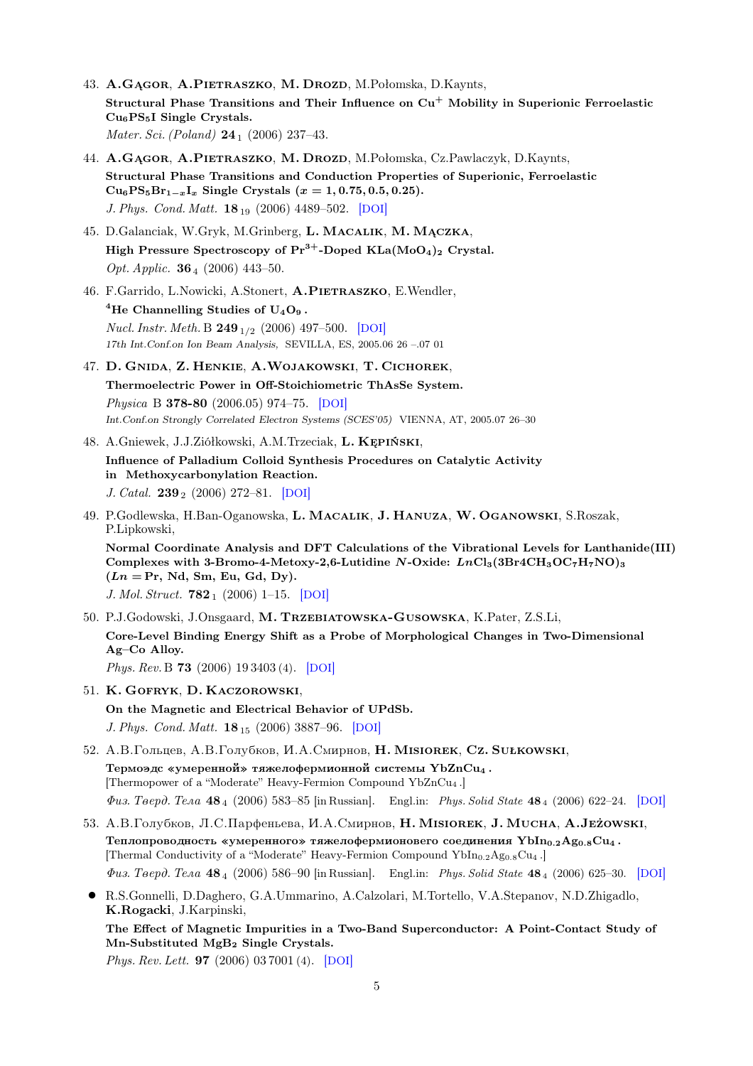43. **A.Gągor**, **A.Pietraszko**, **M. Drozd**, M.Połomska, D.Kaynts,
    **Structural Phase Transitions and Their Influence on $Cu^{+}$ Mobility in Superionic Ferroelastic $Cu_6PS_5I$ Single Crystals.**
    *Mater. Sci. (Poland)* **24**$_1$ (2006) 237–43.

44. **A.Gągor**, **A.Pietraszko**, **M. Drozd**, M.Połomska, Cz.Pawlaczyk, D.Kaynts,
    **Structural Phase Transitions and Conduction Properties of Superionic, Ferroelastic $Cu_6PS_5Br_{1-x}I_x$ Single Crystals ($x = 1, 0.75, 0.5, 0.25$).**
    *J. Phys. Cond. Matt.* **18**$_{19}$ (2006) 4489–502. [DOI]

45. D.Galanciak, W.Gryk, M.Grinberg, **L. Macalik**, **M. Mączka**,
    **High Pressure Spectroscopy of $Pr^{3+}$-Doped $KLa(MoO_4)_2$ Crystal.**
    *Opt. Applic.* **36**$_4$ (2006) 443–50.

46. F.Garrido, L.Nowicki, A.Stonert, **A.Pietraszko**, E.Wendler,
    **$^4$He Channelling Studies of $U_4O_9$.**
    *Nucl. Instr. Meth.* B **249**$_{1/2}$ (2006) 497–500. [DOI]
    *17th Int.Conf.on Ion Beam Analysis,* SEVILLA, ES, 2005.06 26 –.07 01

47. **D. Gnida**, **Z. Henkie**, **A.Wojakowski**, **T. Cichorek**,
    **Thermoelectric Power in Off-Stoichiometric ThAsSe System.**
    *Physica* B **378-80** (2006.05) 974–75. [DOI]
    *Int.Conf.on Strongly Correlated Electron Systems (SCES'05)* VIENNA, AT, 2005.07 26–30

48. A.Gniewek, J.J.Ziółkowski, A.M.Trzeciak, **L. Kępiński**,
    **Influence of Palladium Colloid Synthesis Procedures on Catalytic Activity in Methoxycarbonylation Reaction.**
    *J. Catal.* **239**$_2$ (2006) 272–81. [DOI]

49. P.Godlewska, H.Ban-Oganowska, **L. Macalik**, **J. Hanuza**, **W. Oganowski**, S.Roszak, P.Lipkowski,
    **Normal Coordinate Analysis and DFT Calculations of the Vibrational Levels for Lanthanide(III) Complexes with 3-Bromo-4-Metoxy-2,6-Lutidine $N$-Oxide: $LnCl_3(3Br4CH_3OC_7H_7NO)_3$ ($Ln =$ Pr, Nd, Sm, Eu, Gd, Dy).**
    *J. Mol. Struct.* **782**$_1$ (2006) 1–15. [DOI]

50. P.J.Godowski, J.Onsgaard, **M. Trzebiatowska-Gusowska**, K.Pater, Z.S.Li,
    **Core-Level Binding Energy Shift as a Probe of Morphological Changes in Two-Dimensional Ag–Co Alloy.**
    *Phys. Rev.* B **73** (2006) 19 3403 (4). [DOI]

51. **K. Gofryk**, **D. Kaczorowski**,
    **On the Magnetic and Electrical Behavior of UPdSb.**
    *J. Phys. Cond. Matt.* **18**$_{15}$ (2006) 3887–96. [DOI]

52. А.В.Гольцев, А.В.Голубков, И.А.Смирнов, **H. Misiorek**, **Cz. Sułkowski**,
    **Термоэдс «умеренной» тяжелофермионной системы $YbZnCu_4$.**
    [Thermopower of a "Moderate" Heavy-Fermion Compound $YbZnCu_4$.]
    *Физ. Тверд. Тела* **48**$_4$ (2006) 583–85 [in Russian]. Engl.in: *Phys. Solid State* **48**$_4$ (2006) 622–24. [DOI]

53. А.В.Голубков, Л.С.Парфеньева, И.А.Смирнов, **H. Misiorek**, **J. Mucha**, **A.Jeżowski**,
    **Теплопроводность «умеренного» тяжелофермионовего соединения $YbIn_{0.2}Ag_{0.8}Cu_4$.**
    [Thermal Conductivity of a "Moderate" Heavy-Fermion Compound $YbIn_{0.2}Ag_{0.8}Cu_4$.]
    *Физ. Тверд. Тела* **48**$_4$ (2006) 586–90 [in Russian]. Engl.in: *Phys. Solid State* **48**$_4$ (2006) 625–30. [DOI]

- R.S.Gonnelli, D.Daghero, G.A.Ummarino, A.Calzolari, M.Tortello, V.A.Stepanov, N.D.Zhigadlo, **K.Rogacki**, J.Karpinski,
  **The Effect of Magnetic Impurities in a Two-Band Superconductor: A Point-Contact Study of Mn-Substituted $MgB_2$ Single Crystals.**
  *Phys. Rev. Lett.* **97** (2006) 03 7001 (4). [DOI]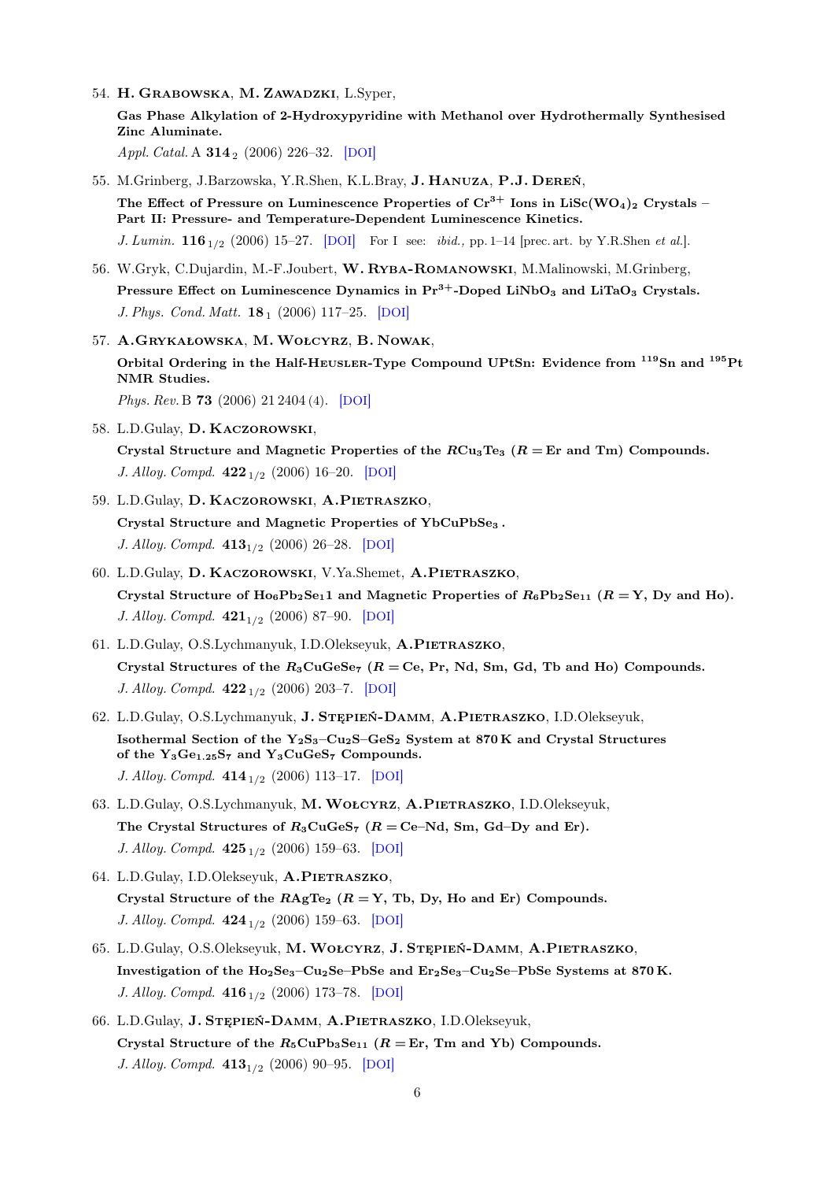54. **H. Grabowska**, **M. Zawadzki**, L.Syper,

    **Gas Phase Alkylation of 2-Hydroxypyridine with Methanol over Hydrothermally Synthesised Zinc Aluminate.**

    *Appl. Catal.* A **314** $_2$ (2006) 226–32. [DOI]

55. M.Grinberg, J.Barzowska, Y.R.Shen, K.L.Bray, **J. Hanuza**, **P.J. Dereń**,

    **The Effect of Pressure on Luminescence Properties of $Cr^{3+}$ Ions in $LiSc(WO_4)_2$ Crystals – Part II: Pressure- and Temperature-Dependent Luminescence Kinetics.**

    *J. Lumin.* **116** $_{1/2}$ (2006) 15–27. [DOI] For I see: *ibid.*, pp. 1–14 [prec. art. by Y.R.Shen *et al.*].

56. W.Gryk, C.Dujardin, M.-F.Joubert, **W. Ryba-Romanowski**, M.Malinowski, M.Grinberg,

    **Pressure Effect on Luminescence Dynamics in $Pr^{3+}$-Doped $LiNbO_3$ and $LiTaO_3$ Crystals.**

    *J. Phys. Cond. Matt.* **18** $_1$ (2006) 117–25. [DOI]

57. **A.Grykałowska**, **M. Wołcyrz**, **B. Nowak**,

    **Orbital Ordering in the Half-Heusler-Type Compound UPtSn: Evidence from $^{119}$Sn and $^{195}$Pt NMR Studies.**

    *Phys. Rev.* B **73** (2006) 21 2404 (4). [DOI]

58. L.D.Gulay, **D. Kaczorowski**,

    **Crystal Structure and Magnetic Properties of the $RCu_3Te_3$ ($R$ = Er and Tm) Compounds.**

    *J. Alloy. Compd.* **422** $_{1/2}$ (2006) 16–20. [DOI]

59. L.D.Gulay, **D. Kaczorowski**, **A.Pietraszko**,

    **Crystal Structure and Magnetic Properties of $YbCuPbSe_3$.**

    *J. Alloy. Compd.* **413** $_{1/2}$ (2006) 26–28. [DOI]

60. L.D.Gulay, **D. Kaczorowski**, V.Ya.Shemet, **A.Pietraszko**,

    **Crystal Structure of $Ho_6Pb_2Se_11$ and Magnetic Properties of $R_6Pb_2Se_{11}$ ($R$ = Y, Dy and Ho).**

    *J. Alloy. Compd.* **421** $_{1/2}$ (2006) 87–90. [DOI]

61. L.D.Gulay, O.S.Lychmanyuk, I.D.Olekseyuk, **A.Pietraszko**,

    **Crystal Structures of the $R_3CuGeSe_7$ ($R$ = Ce, Pr, Nd, Sm, Gd, Tb and Ho) Compounds.**

    *J. Alloy. Compd.* **422** $_{1/2}$ (2006) 203–7. [DOI]

62. L.D.Gulay, O.S.Lychmanyuk, **J. Stępień-Damm**, **A.Pietraszko**, I.D.Olekseyuk,

    **Isothermal Section of the $Y_2S_3$–$Cu_2S$–$GeS_2$ System at 870 K and Crystal Structures of the $Y_3Ge_{1.25}S_7$ and $Y_3CuGeS_7$ Compounds.**

    *J. Alloy. Compd.* **414** $_{1/2}$ (2006) 113–17. [DOI]

63. L.D.Gulay, O.S.Lychmanyuk, **M. Wołcyrz**, **A.Pietraszko**, I.D.Olekseyuk,

    **The Crystal Structures of $R_3CuGeS_7$ ($R$ = Ce–Nd, Sm, Gd–Dy and Er).**

    *J. Alloy. Compd.* **425** $_{1/2}$ (2006) 159–63. [DOI]

64. L.D.Gulay, I.D.Olekseyuk, **A.Pietraszko**,

    **Crystal Structure of the $RAgTe_2$ ($R$ = Y, Tb, Dy, Ho and Er) Compounds.**

    *J. Alloy. Compd.* **424** $_{1/2}$ (2006) 159–63. [DOI]

65. L.D.Gulay, O.S.Olekseyuk, **M. Wołcyrz**, **J. Stępień-Damm**, **A.Pietraszko**,

    **Investigation of the $Ho_2Se_3$–$Cu_2Se$–PbSe and $Er_2Se_3$–$Cu_2Se$–PbSe Systems at 870 K.**

    *J. Alloy. Compd.* **416** $_{1/2}$ (2006) 173–78. [DOI]

66. L.D.Gulay, **J. Stępień-Damm**, **A.Pietraszko**, I.D.Olekseyuk,

    **Crystal Structure of the $R_5CuPb_3Se_{11}$ ($R$ = Er, Tm and Yb) Compounds.**

    *J. Alloy. Compd.* **413** $_{1/2}$ (2006) 90–95. [DOI]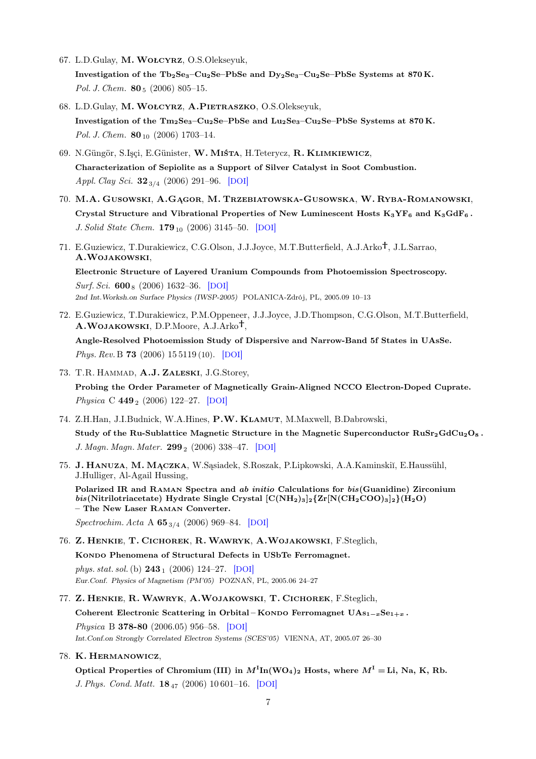67. L.D.Gulay, **M. Wołcyrz**, O.S.Olekseyuk,
    **Investigation of the $Tb_2Se_3$–$Cu_2Se$–PbSe and $Dy_2Se_3$–$Cu_2Se$–PbSe Systems at 870 K.**
    *Pol. J. Chem.* **80** $_5$ (2006) 805–15.

68. L.D.Gulay, **M. Wołcyrz**, **A.Pietraszko**, O.S.Olekseyuk,
    **Investigation of the $Tm_2Se_3$–$Cu_2Se$–PbSe and $Lu_2Se_3$–$Cu_2Se$–PbSe Systems at 870 K.**
    *Pol. J. Chem.* **80** $_{10}$ (2006) 1703–14.

69. N.Güngör, S.Işçi, E.Günister, **W. Miśta**, H.Teterycz, **R. Klimkiewicz**,
    **Characterization of Sepiolite as a Support of Silver Catalyst in Soot Combustion.**
    *Appl. Clay Sci.* **32** $_{3/4}$ (2006) 291–96. [DOI]

70. **M.A. Gusowski**, **A.Gągor**, **M. Trzebiatowska-Gusowska**, **W. Ryba-Romanowski**,
    **Crystal Structure and Vibrational Properties of New Luminescent Hosts $K_3YF_6$ and $K_3GdF_6$.**
    *J. Solid State Chem.* **179** $_{10}$ (2006) 3145–50. [DOI]

71. E.Guziewicz, T.Durakiewicz, C.G.Olson, J.J.Joyce, M.T.Butterfield, A.J.Arko†, J.L.Sarrao, **A.Wojakowski**,
    **Electronic Structure of Layered Uranium Compounds from Photoemission Spectroscopy.**
    *Surf. Sci.* **600** $_8$ (2006) 1632–36. [DOI]
    *2nd Int.Worksh.on Surface Physics (IWSP-2005)* POLANICA-Zdrój, PL, 2005.09 10–13

72. E.Guziewicz, T.Durakiewicz, P.M.Oppeneer, J.J.Joyce, J.D.Thompson, C.G.Olson, M.T.Butterfield, **A.Wojakowski**, D.P.Moore, A.J.Arko†,
    **Angle-Resolved Photoemission Study of Dispersive and Narrow-Band 5f States in UAsSe.**
    *Phys. Rev.* B **73** (2006) 15 5119 (10). [DOI]

73. T.R. Hammad, **A.J. Zaleski**, J.G.Storey,
    **Probing the Order Parameter of Magnetically Grain-Aligned NCCO Electron-Doped Cuprate.**
    *Physica* C **449** $_2$ (2006) 122–27. [DOI]

74. Z.H.Han, J.I.Budnick, W.A.Hines, **P.W. Klamut**, M.Maxwell, B.Dabrowski,
    **Study of the Ru-Sublattice Magnetic Structure in the Magnetic Superconductor $RuSr_2GdCu_2O_8$.**
    *J. Magn. Magn. Mater.* **299** $_2$ (2006) 338–47. [DOI]

75. **J. Hanuza**, **M. Mączka**, W.Sąsiadek, S.Roszak, P.Lipkowski, A.A.Kaminskiĭ, E.Haussühl, J.Hulliger, Al-Agail Hussing,
    **Polarized IR and Raman Spectra and *ab initio* Calculations for *bis*(Guanidine) Zirconium *bis*(Nitrilotriacetate) Hydrate Single Crystal $[C(NH_2)_3]_2\{Zr[N(CH_2COO)_3]_2\}(H_2O)$ – The New Laser Raman Converter.**
    *Spectrochim. Acta* A **65** $_{3/4}$ (2006) 969–84. [DOI]

76. **Z. Henkie**, **T. Cichorek**, **R. Wawryk**, **A.Wojakowski**, F.Steglich,
    **Kondo Phenomena of Structural Defects in USbTe Ferromagnet.**
    *phys. stat. sol.* (b) **243** $_1$ (2006) 124–27. [DOI]
    *Eur.Conf. Physics of Magnetism (PM'05)* POZNAŃ, PL, 2005.06 24–27

77. **Z. Henkie**, **R. Wawryk**, **A.Wojakowski**, **T. Cichorek**, F.Steglich,
    **Coherent Electronic Scattering in Orbital – Kondo Ferromagnet $UAs_{1-x}Se_{1+x}$.**
    *Physica* B **378-80** (2006.05) 956–58. [DOI]
    *Int.Conf.on Strongly Correlated Electron Systems (SCES'05)* VIENNA, AT, 2005.07 26–30

78. **K. Hermanowicz**,
    **Optical Properties of Chromium (III) in $M^IIn(WO_4)_2$ Hosts, where $M^I$ = Li, Na, K, Rb.**
    *J. Phys. Cond. Matt.* **18** $_{47}$ (2006) 10 601–16. [DOI]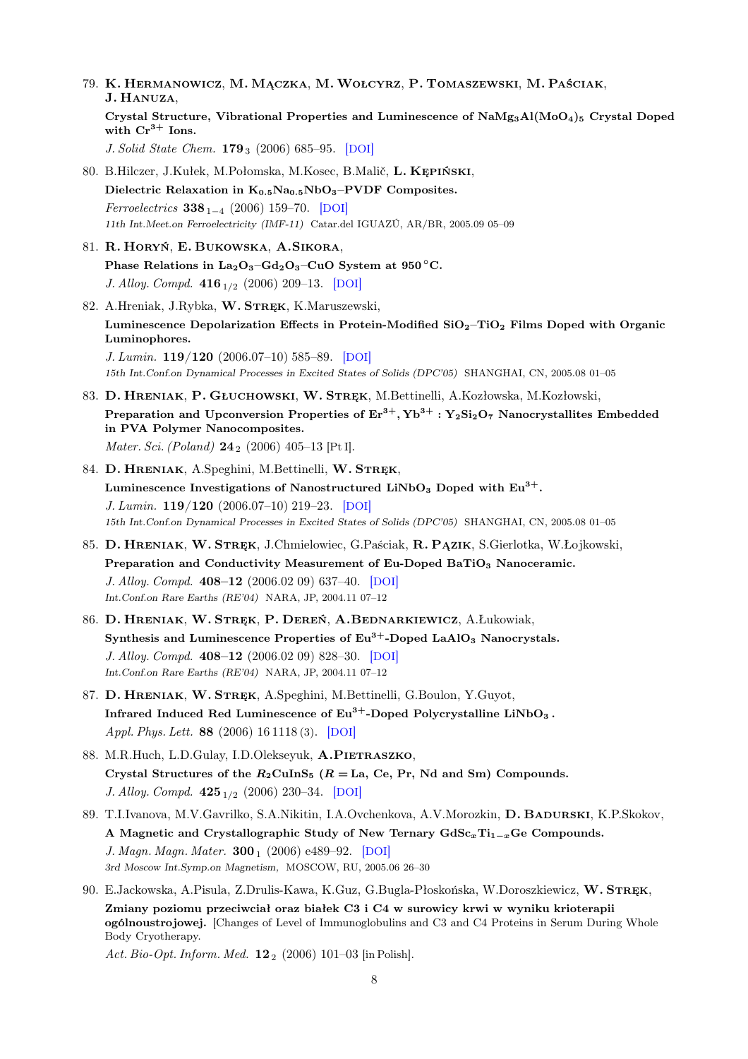79. **K. Hermanowicz**, **M. Mączka**, **M. Wołcyrz**, **P. Tomaszewski**, **M. Paściak**, **J. Hanuza**,
    **Crystal Structure, Vibrational Properties and Luminescence of $NaMg_3Al(MoO_4)_5$ Crystal Doped with $Cr^{3+}$ Ions.**
    *J. Solid State Chem.* **179**$_3$ (2006) 685–95. [DOI]

80. B.Hilczer, J.Kułek, M.Połomska, M.Kosec, B.Malič, **L. Kępiński**,
    **Dielectric Relaxation in $K_{0.5}Na_{0.5}NbO_3$–PVDF Composites.**
    *Ferroelectrics* **338**$_{1-4}$ (2006) 159–70. [DOI]
    *11th Int.Meet.on Ferroelectricity (IMF-11)* Catar.del IGUAZÚ, AR/BR, 2005.09 05–09

81. **R. Horyń**, **E. Bukowska**, **A.Sikora**,
    **Phase Relations in $La_2O_3$–$Gd_2O_3$–CuO System at 950 °C.**
    *J. Alloy. Compd.* **416**$_{1/2}$ (2006) 209–13. [DOI]

82. A.Hreniak, J.Rybka, **W. Stręk**, K.Maruszewski,
    **Luminescence Depolarization Effects in Protein-Modified $SiO_2$–$TiO_2$ Films Doped with Organic Luminophores.**
    *J. Lumin.* **119/120** (2006.07–10) 585–89. [DOI]
    *15th Int.Conf.on Dynamical Processes in Excited States of Solids (DPC'05)* SHANGHAI, CN, 2005.08 01–05

83. **D. Hreniak**, **P. Głuchowski**, **W. Stręk**, M.Bettinelli, A.Kozłowska, M.Kozłowski,
    **Preparation and Upconversion Properties of $Er^{3+}, Yb^{3+}$ : $Y_2Si_2O_7$ Nanocrystallites Embedded in PVA Polymer Nanocomposites.**
    *Mater. Sci. (Poland)* **24**$_2$ (2006) 405–13 [Pt I].

84. **D. Hreniak**, A.Speghini, M.Bettinelli, **W. Stręk**,
    **Luminescence Investigations of Nanostructured $LiNbO_3$ Doped with $Eu^{3+}$.**
    *J. Lumin.* **119/120** (2006.07–10) 219–23. [DOI]
    *15th Int.Conf.on Dynamical Processes in Excited States of Solids (DPC'05)* SHANGHAI, CN, 2005.08 01–05

85. **D. Hreniak**, **W. Stręk**, J.Chmielowiec, G.Paściak, **R. Pązik**, S.Gierlotka, W.Łojkowski,
    **Preparation and Conductivity Measurement of Eu-Doped $BaTiO_3$ Nanoceramic.**
    *J. Alloy. Compd.* **408–12** (2006.02 09) 637–40. [DOI]
    *Int.Conf.on Rare Earths (RE'04)* NARA, JP, 2004.11 07–12

86. **D. Hreniak**, **W. Stręk**, **P. Dereń**, **A.Bednarkiewicz**, A.Łukowiak,
    **Synthesis and Luminescence Properties of $Eu^{3+}$-Doped $LaAlO_3$ Nanocrystals.**
    *J. Alloy. Compd.* **408–12** (2006.02 09) 828–30. [DOI]
    *Int.Conf.on Rare Earths (RE'04)* NARA, JP, 2004.11 07–12

87. **D. Hreniak**, **W. Stręk**, A.Speghini, M.Bettinelli, G.Boulon, Y.Guyot,
    **Infrared Induced Red Luminescence of $Eu^{3+}$-Doped Polycrystalline $LiNbO_3$.**
    *Appl. Phys. Lett.* **88** (2006) 16 1118 (3). [DOI]

88. M.R.Huch, L.D.Gulay, I.D.Olekseyuk, **A.Pietraszko**,
    **Crystal Structures of the $R_2CuInS_5$ ($R =$ La, Ce, Pr, Nd and Sm) Compounds.**
    *J. Alloy. Compd.* **425**$_{1/2}$ (2006) 230–34. [DOI]

89. T.I.Ivanova, M.V.Gavrilko, S.A.Nikitin, I.A.Ovchenkova, A.V.Morozkin, **D. Badurski**, K.P.Skokov,
    **A Magnetic and Crystallographic Study of New Ternary $GdSc_xTi_{1-x}Ge$ Compounds.**
    *J. Magn. Magn. Mater.* **300**$_1$ (2006) e489–92. [DOI]
    *3rd Moscow Int.Symp.on Magnetism,* MOSCOW, RU, 2005.06 26–30

90. E.Jackowska, A.Pisula, Z.Drulis-Kawa, K.Guz, G.Bugla-Płoskońska, W.Doroszkiewicz, **W. Stręk**,
    **Zmiany poziomu przeciwciał oraz białek C3 i C4 w surowicy krwi w wyniku krioterapii ogólnoustrojowej.** [Changes of Level of Immunoglobulins and C3 and C4 Proteins in Serum During Whole Body Cryotherapy.
    *Act. Bio-Opt. Inform. Med.* **12**$_2$ (2006) 101–03 [in Polish].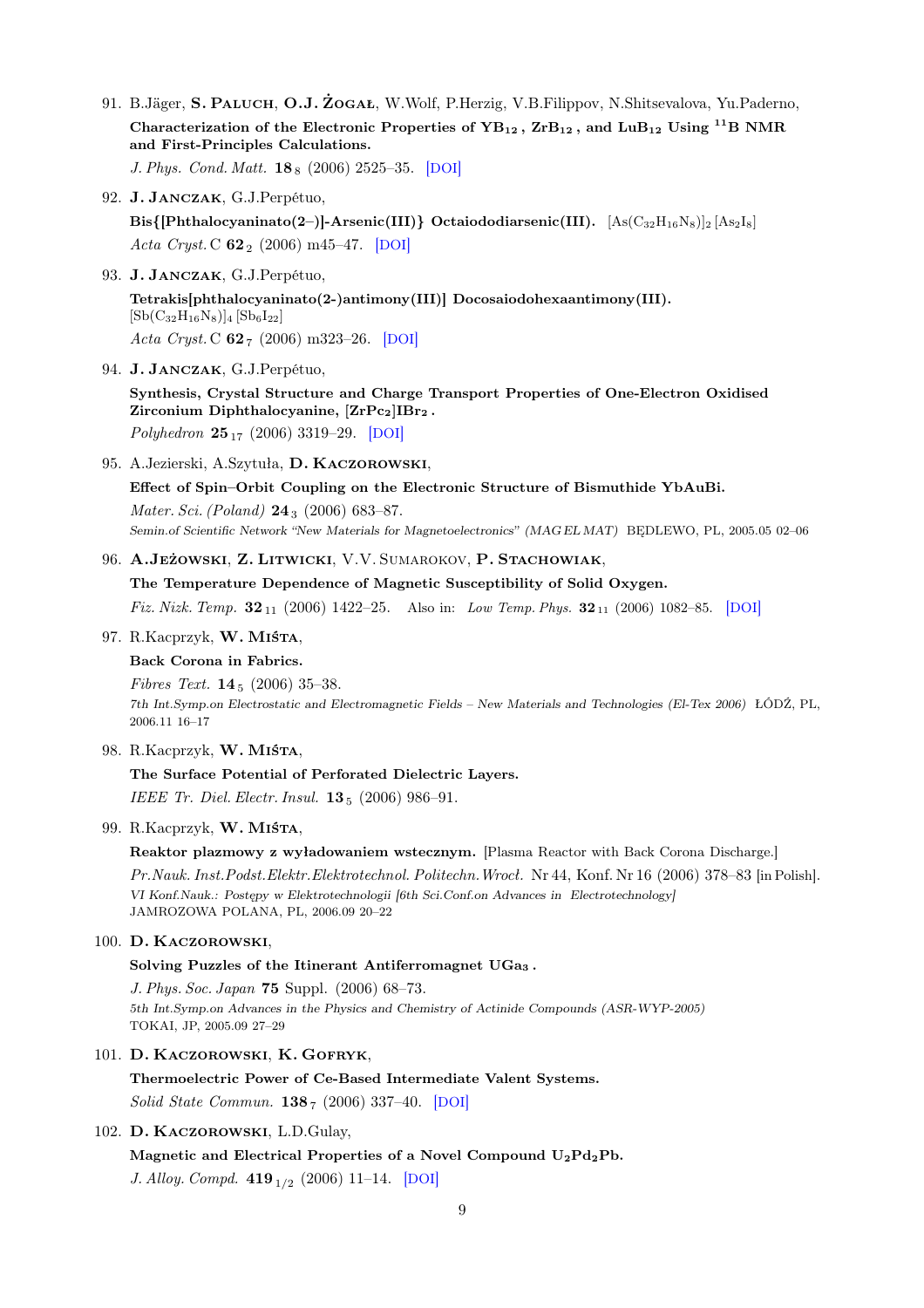91. B.Jäger, **S. Paluch**, **O.J. Żogał**, W.Wolf, P.Herzig, V.B.Filippov, N.Shitsevalova, Yu.Paderno,
    **Characterization of the Electronic Properties of $YB_{12}$, $ZrB_{12}$, and $LuB_{12}$ Using $^{11}B$ NMR and First-Principles Calculations.**
    *J. Phys. Cond. Matt.* **18** $_{8}$ (2006) 2525–35. [DOI]

92. **J. Janczak**, G.J.Perpétuo,
    **Bis{[Phthalocyaninato(2–)]-Arsenic(III)} Octaiododiarsenic(III).** $[As(C_{32}H_{16}N_8)]_2\,[As_2I_8]$
    *Acta Cryst.* C **62** $_{2}$ (2006) m45–47. [DOI]

93. **J. Janczak**, G.J.Perpétuo,
    **Tetrakis[phthalocyaninato(2-)antimony(III)] Docosaiodohexaantimony(III).** $[Sb(C_{32}H_{16}N_8)]_4\,[Sb_6I_{22}]$
    *Acta Cryst.* C **62** $_{7}$ (2006) m323–26. [DOI]

94. **J. Janczak**, G.J.Perpétuo,
    **Synthesis, Crystal Structure and Charge Transport Properties of One-Electron Oxidised Zirconium Diphthalocyanine, $[ZrPc_2]IBr_2$.**
    *Polyhedron* **25** $_{17}$ (2006) 3319–29. [DOI]

95. A.Jezierski, A.Szytuła, **D. Kaczorowski**,
    **Effect of Spin–Orbit Coupling on the Electronic Structure of Bismuthide YbAuBi.**
    *Mater. Sci. (Poland)* **24** $_{3}$ (2006) 683–87.
    *Semin.of Scientific Network "New Materials for Magnetoelectronics" (MAG EL MAT)* BĘDLEWO, PL, 2005.05 02–06

96. **A.Jeżowski**, **Z. Litwicki**, V.V. Sumarokov, **P. Stachowiak**,
    **The Temperature Dependence of Magnetic Susceptibility of Solid Oxygen.**
    *Fiz. Nizk. Temp.* **32** $_{11}$ (2006) 1422–25. Also in: *Low Temp. Phys.* **32** $_{11}$ (2006) 1082–85. [DOI]

97. R.Kacprzyk, **W. Miśta**,
    **Back Corona in Fabrics.**
    *Fibres Text.* **14** $_{5}$ (2006) 35–38.
    *7th Int.Symp.on Electrostatic and Electromagnetic Fields – New Materials and Technologies (El-Tex 2006)* ŁÓDŹ, PL, 2006.11 16–17

98. R.Kacprzyk, **W. Miśta**,
    **The Surface Potential of Perforated Dielectric Layers.**
    *IEEE Tr. Diel. Electr. Insul.* **13** $_{5}$ (2006) 986–91.

99. R.Kacprzyk, **W. Miśta**,
    **Reaktor plazmowy z wyładowaniem wstecznym.** [Plasma Reactor with Back Corona Discharge.]
    *Pr.Nauk. Inst.Podst.Elektr.Elektrotechnol. Politechn.Wrocł.* Nr 44, Konf. Nr 16 (2006) 378–83 [in Polish].
    *VI Konf.Nauk.: Postępy w Elektrotechnologii [6th Sci.Conf.on Advances in Electrotechnology]* JAMROZOWA POLANA, PL, 2006.09 20–22

100. **D. Kaczorowski**,
    **Solving Puzzles of the Itinerant Antiferromagnet $UGa_3$.**
    *J. Phys. Soc. Japan* **75** Suppl. (2006) 68–73.
    *5th Int.Symp.on Advances in the Physics and Chemistry of Actinide Compounds (ASR-WYP-2005)* TOKAI, JP, 2005.09 27–29

101. **D. Kaczorowski**, **K. Gofryk**,
    **Thermoelectric Power of Ce-Based Intermediate Valent Systems.**
    *Solid State Commun.* **138** $_{7}$ (2006) 337–40. [DOI]

102. **D. Kaczorowski**, L.D.Gulay,
    **Magnetic and Electrical Properties of a Novel Compound $U_2Pd_2Pb$.**
    *J. Alloy. Compd.* **419** $_{1/2}$ (2006) 11–14. [DOI]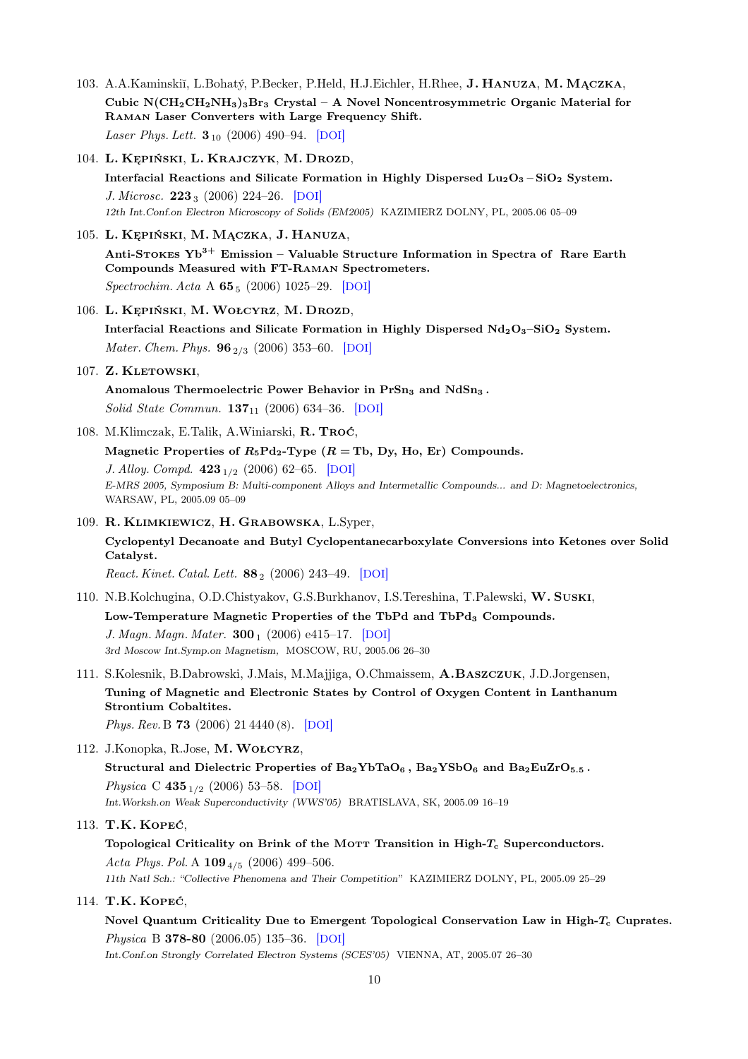103. A.A.Kaminskiĭ, L.Bohatý, P.Becker, P.Held, H.J.Eichler, H.Rhee, **J. Hanuza**, **M. Mączka**,
**Cubic $N(CH_2CH_2NH_3)_3Br_3$ Crystal – A Novel Noncentrosymmetric Organic Material for Raman Laser Converters with Large Frequency Shift.**
*Laser Phys. Lett.* **3** $_{10}$ (2006) 490–94. [DOI]

104. **L. Kępiński**, **L. Krajczyk**, **M. Drozd**,
**Interfacial Reactions and Silicate Formation in Highly Dispersed $Lu_2O_3-SiO_2$ System.**
*J. Microsc.* **223** $_{3}$ (2006) 224–26. [DOI]
*12th Int.Conf.on Electron Microscopy of Solids (EM2005)* KAZIMIERZ DOLNY, PL, 2005.06 05–09

105. **L. Kępiński**, **M. Mączka**, **J. Hanuza**,
**Anti-Stokes $Yb^{3+}$ Emission – Valuable Structure Information in Spectra of Rare Earth Compounds Measured with FT-Raman Spectrometers.**
*Spectrochim. Acta* A **65** $_{5}$ (2006) 1025–29. [DOI]

106. **L. Kępiński**, **M. Wołcyrz**, **M. Drozd**,
**Interfacial Reactions and Silicate Formation in Highly Dispersed $Nd_2O_3$–$SiO_2$ System.**
*Mater. Chem. Phys.* **96** $_{2/3}$ (2006) 353–60. [DOI]

107. **Z. Kletowski**,
**Anomalous Thermoelectric Power Behavior in $PrSn_3$ and $NdSn_3$ .**
*Solid State Commun.* **137** $_{11}$ (2006) 634–36. [DOI]

108. M.Klimczak, E.Talik, A.Winiarski, **R. Troć**,
**Magnetic Properties of $R_5Pd_2$-Type ($R =$ Tb, Dy, Ho, Er) Compounds.**
*J. Alloy. Compd.* **423** $_{1/2}$ (2006) 62–65. [DOI]
*E-MRS 2005, Symposium B: Multi-component Alloys and Intermetallic Compounds... and D: Magnetoelectronics,* WARSAW, PL, 2005.09 05–09

109. **R. Klimkiewicz**, **H. Grabowska**, L.Syper,
**Cyclopentyl Decanoate and Butyl Cyclopentanecarboxylate Conversions into Ketones over Solid Catalyst.**
*React. Kinet. Catal. Lett.* **88** $_{2}$ (2006) 243–49. [DOI]

110. N.B.Kolchugina, O.D.Chistyakov, G.S.Burkhanov, I.S.Tereshina, T.Palewski, **W. Suski**,
**Low-Temperature Magnetic Properties of the TbPd and $TbPd_3$ Compounds.**
*J. Magn. Magn. Mater.* **300** $_{1}$ (2006) e415–17. [DOI]
*3rd Moscow Int.Symp.on Magnetism,* MOSCOW, RU, 2005.06 26–30

111. S.Kolesnik, B.Dabrowski, J.Mais, M.Majjiga, O.Chmaissem, **A.Baszczuk**, J.D.Jorgensen,
**Tuning of Magnetic and Electronic States by Control of Oxygen Content in Lanthanum Strontium Cobaltites.**
*Phys. Rev.* B **73** (2006) 21 4440 (8). [DOI]

112. J.Konopka, R.Jose, **M. Wołcyrz**,
**Structural and Dielectric Properties of $Ba_2YbTaO_6$ , $Ba_2YSbO_6$ and $Ba_2EuZrO_{5.5}$ .**
*Physica* C **435** $_{1/2}$ (2006) 53–58. [DOI]
*Int.Worksh.on Weak Superconductivity (WWS'05)* BRATISLAVA, SK, 2005.09 16–19

113. **T.K. Kopeć**,
**Topological Criticality on Brink of the Mott Transition in High-$T_c$ Superconductors.**
*Acta Phys. Pol.* A **109** $_{4/5}$ (2006) 499–506.
*11th Natl Sch.: "Collective Phenomena and Their Competition"* KAZIMIERZ DOLNY, PL, 2005.09 25–29

114. **T.K. Kopeć**,
**Novel Quantum Criticality Due to Emergent Topological Conservation Law in High-$T_c$ Cuprates.**
*Physica* B **378-80** (2006.05) 135–36. [DOI]
*Int.Conf.on Strongly Correlated Electron Systems (SCES'05)* VIENNA, AT, 2005.07 26–30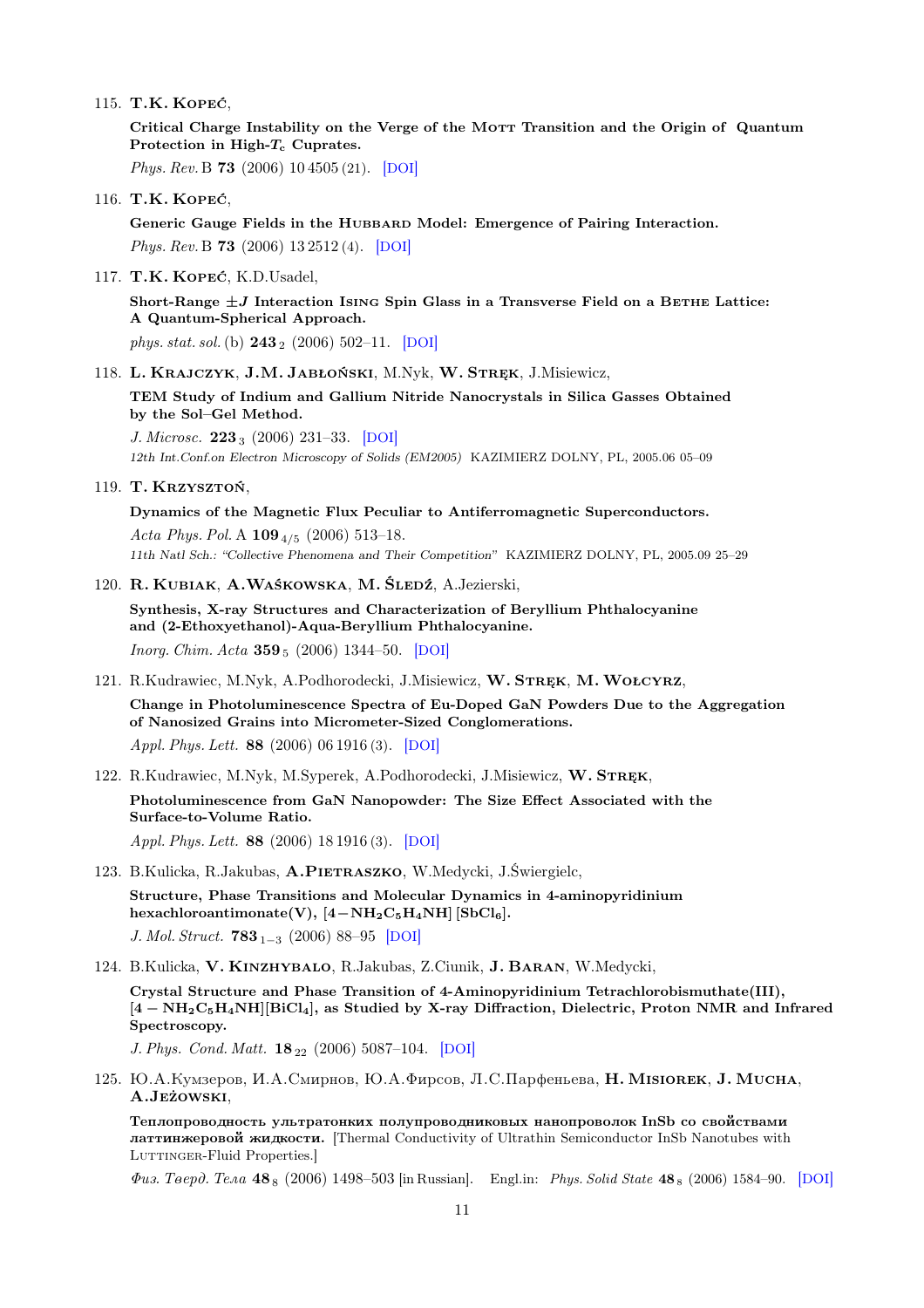115. **T.K. Kopeć**,

 **Critical Charge Instability on the Verge of the Mott Transition and the Origin of Quantum Protection in High-$T_c$ Cuprates.**

 *Phys. Rev.* B **73** (2006) 10 4505 (21). [DOI]

116. **T.K. Kopeć**,

 **Generic Gauge Fields in the Hubbard Model: Emergence of Pairing Interaction.**

 *Phys. Rev.* B **73** (2006) 13 2512 (4). [DOI]

117. **T.K. Kopeć**, K.D.Usadel,

 **Short-Range ±J Interaction Ising Spin Glass in a Transverse Field on a Bethe Lattice: A Quantum-Spherical Approach.**

 *phys. stat. sol.* (b) **243** $_2$ (2006) 502–11. [DOI]

118. **L. Krajczyk**, **J.M. Jabłoński**, M.Nyk, **W. Stręk**, J.Misiewicz,

 **TEM Study of Indium and Gallium Nitride Nanocrystals in Silica Gasses Obtained by the Sol–Gel Method.**

 *J. Microsc.* **223** $_3$ (2006) 231–33. [DOI]

 *12th Int.Conf.on Electron Microscopy of Solids (EM2005)* KAZIMIERZ DOLNY, PL, 2005.06 05–09

119. **T. Krzysztoń**,

 **Dynamics of the Magnetic Flux Peculiar to Antiferromagnetic Superconductors.**

 *Acta Phys. Pol.* A **109** $_{4/5}$ (2006) 513–18.

 *11th Natl Sch.: "Collective Phenomena and Their Competition"* KAZIMIERZ DOLNY, PL, 2005.09 25–29

120. **R. Kubiak**, **A.Waśkowska**, **M. Śledź**, A.Jezierski,

 **Synthesis, X-ray Structures and Characterization of Beryllium Phthalocyanine and (2-Ethoxyethanol)-Aqua-Beryllium Phthalocyanine.**

 *Inorg. Chim. Acta* **359** $_5$ (2006) 1344–50. [DOI]

121. R.Kudrawiec, M.Nyk, A.Podhorodecki, J.Misiewicz, **W. Stręk**, **M. Wołcyrz**,

 **Change in Photoluminescence Spectra of Eu-Doped GaN Powders Due to the Aggregation of Nanosized Grains into Micrometer-Sized Conglomerations.**

 *Appl. Phys. Lett.* **88** (2006) 06 1916 (3). [DOI]

122. R.Kudrawiec, M.Nyk, M.Syperek, A.Podhorodecki, J.Misiewicz, **W. Stręk**,

 **Photoluminescence from GaN Nanopowder: The Size Effect Associated with the Surface-to-Volume Ratio.**

 *Appl. Phys. Lett.* **88** (2006) 18 1916 (3). [DOI]

123. B.Kulicka, R.Jakubas, **A.Pietraszko**, W.Medycki, J.Świergielc,

 **Structure, Phase Transitions and Molecular Dynamics in 4-aminopyridinium hexachloroantimonate(V), [$4-NH_2C_5H_4NH$] [$SbCl_6$].**

 *J. Mol. Struct.* **783** $_{1-3}$ (2006) 88–95 [DOI]

124. B.Kulicka, **V. Kinzhybalo**, R.Jakubas, Z.Ciunik, **J. Baran**, W.Medycki,

 **Crystal Structure and Phase Transition of 4-Aminopyridinium Tetrachlorobismuthate(III), [$4-NH_2C_5H_4NH$][$BiCl_4$], as Studied by X-ray Diffraction, Dielectric, Proton NMR and Infrared Spectroscopy.**

 *J. Phys. Cond. Matt.* **18** $_{22}$ (2006) 5087–104. [DOI]

125. Ю.А.Кумзеров, И.А.Смирнов, Ю.А.Фирсов, Л.С.Парфеньева, **H. Misiorek**, **J. Mucha**, **A.Jeżowski**,

 **Теплопроводность ультратонких полупроводниковых нанопроволок InSb со свойствами латтинжеровой жидкости.** [Thermal Conductivity of Ultrathin Semiconductor InSb Nanotubes with Luttinger-Fluid Properties.]

 *Физ. Твёрд. Тела* **48** $_8$ (2006) 1498–503 [in Russian]. Engl.in: *Phys. Solid State* **48** $_8$ (2006) 1584–90. [DOI]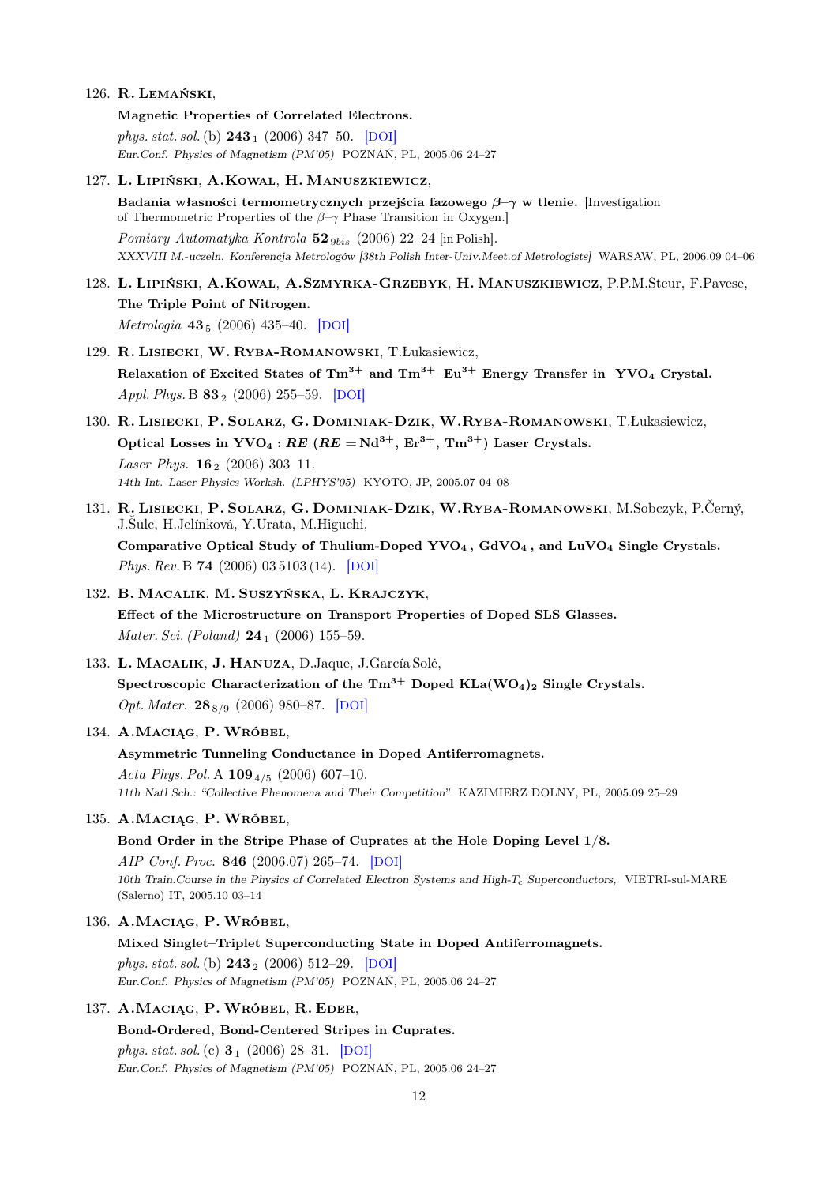126. **R. Lemański**,
**Magnetic Properties of Correlated Electrons.**
*phys. stat. sol.* (b) **243** $_1$ (2006) 347–50. [DOI]
*Eur.Conf. Physics of Magnetism (PM'05)* POZNAŃ, PL, 2005.06 24–27

127. **L. Lipiński, A.Kowal, H. Manuszkiewicz**,
**Badania własności termometrycznych przejścia fazowego $\beta$–$\gamma$ w tlenie.** [Investigation of Thermometric Properties of the $\beta$–$\gamma$ Phase Transition in Oxygen.]
*Pomiary Automatyka Kontrola* **52** $_{9bis}$ (2006) 22–24 [in Polish].
*XXXVIII M.-uczeln. Konferencja Metrologów [38th Polish Inter-Univ.Meet.of Metrologists]* WARSAW, PL, 2006.09 04–06

128. **L. Lipiński, A.Kowal, A.Szmyrka-Grzebyk, H. Manuszkiewicz**, P.P.M.Steur, F.Pavese,
**The Triple Point of Nitrogen.**
*Metrologia* **43** $_5$ (2006) 435–40. [DOI]

129. **R. Lisiecki, W. Ryba-Romanowski**, T.Łukasiewicz,
**Relaxation of Excited States of $Tm^{3+}$ and $Tm^{3+}$–$Eu^{3+}$ Energy Transfer in $YVO_4$ Crystal.**
*Appl. Phys.* B **83** $_2$ (2006) 255–59. [DOI]

130. **R. Lisiecki, P. Solarz, G. Dominiak-Dzik, W.Ryba-Romanowski**, T.Łukasiewicz,
**Optical Losses in $YVO_4$ : *RE* (*RE* $= Nd^{3+}$, $Er^{3+}$, $Tm^{3+}$) Laser Crystals.**
*Laser Phys.* **16** $_2$ (2006) 303–11.
*14th Int. Laser Physics Worksh. (LPHYS'05)* KYOTO, JP, 2005.07 04–08

131. **R. Lisiecki, P. Solarz, G. Dominiak-Dzik, W.Ryba-Romanowski**, M.Sobczyk, P.Černý, J.Šulc, H.Jelínková, Y.Urata, M.Higuchi,
**Comparative Optical Study of Thulium-Doped $YVO_4$, $GdVO_4$, and $LuVO_4$ Single Crystals.**
*Phys. Rev.* B **74** (2006) 03 5103 (14). [DOI]

132. **B. Macalik, M. Suszyńska, L. Krajczyk**,
**Effect of the Microstructure on Transport Properties of Doped SLS Glasses.**
*Mater. Sci. (Poland)* **24** $_1$ (2006) 155–59.

133. **L. Macalik, J. Hanuza**, D.Jaque, J.García Solé,
**Spectroscopic Characterization of the $Tm^{3+}$ Doped $KLa(WO_4)_2$ Single Crystals.**
*Opt. Mater.* **28** $_{8/9}$ (2006) 980–87. [DOI]

134. **A.Maciąg, P. Wróbel**,
**Asymmetric Tunneling Conductance in Doped Antiferromagnets.**
*Acta Phys. Pol.* A **109** $_{4/5}$ (2006) 607–10.
*11th Natl Sch.: "Collective Phenomena and Their Competition"* KAZIMIERZ DOLNY, PL, 2005.09 25–29

135. **A.Maciąg, P. Wróbel**,
**Bond Order in the Stripe Phase of Cuprates at the Hole Doping Level 1/8.**
*AIP Conf. Proc.* **846** (2006.07) 265–74. [DOI]
*10th Train.Course in the Physics of Correlated Electron Systems and High-$T_c$ Superconductors,* VIETRI-sul-MARE (Salerno) IT, 2005.10 03–14

136. **A.Maciąg, P. Wróbel**,
**Mixed Singlet–Triplet Superconducting State in Doped Antiferromagnets.**
*phys. stat. sol.* (b) **243** $_2$ (2006) 512–29. [DOI]
*Eur.Conf. Physics of Magnetism (PM'05)* POZNAŃ, PL, 2005.06 24–27

137. **A.Maciąg, P. Wróbel, R. Eder**,
**Bond-Ordered, Bond-Centered Stripes in Cuprates.**
*phys. stat. sol.* (c) **3** $_1$ (2006) 28–31. [DOI]
*Eur.Conf. Physics of Magnetism (PM'05)* POZNAŃ, PL, 2005.06 24–27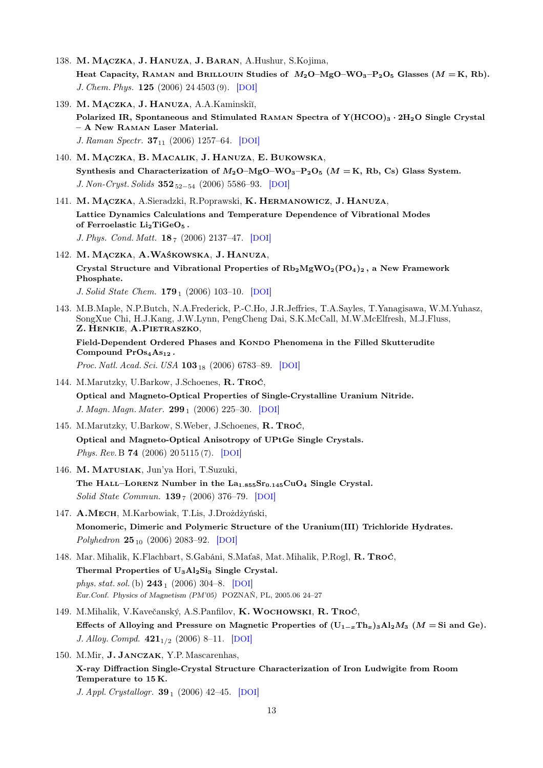138. **M. Mączka**, **J. Hanuza**, **J. Baran**, A.Hushur, S.Kojima,
**Heat Capacity, Raman and Brillouin Studies of $M_2O–MgO–WO_3–P_2O_5$ Glasses ($M$ = K, Rb).**
*J. Chem. Phys.* **125** (2006) 24 4503 (9). [DOI]

139. **M. Mączka**, **J. Hanuza**, A.A.Kaminskiĭ,
**Polarized IR, Spontaneous and Stimulated Raman Spectra of $Y(HCOO)_3 \cdot 2H_2O$ Single Crystal – A New Raman Laser Material.**
*J. Raman Spectr.* **37**$_{11}$ (2006) 1257–64. [DOI]

140. **M. Mączka**, **B. Macalik**, **J. Hanuza**, **E. Bukowska**,
**Synthesis and Characterization of $M_2O–MgO–WO_3–P_2O_5$ ($M$ = K, Rb, Cs) Glass System.**
*J. Non-Cryst. Solids* **352**$_{52–54}$ (2006) 5586–93. [DOI]

141. **M. Mączka**, A.Sieradzki, R.Poprawski, **K. Hermanowicz**, **J. Hanuza**,
**Lattice Dynamics Calculations and Temperature Dependence of Vibrational Modes of Ferroelastic $Li_2TiGeO_5$.**
*J. Phys. Cond. Matt.* **18**$_7$ (2006) 2137–47. [DOI]

142. **M. Mączka**, **A. Waśkowska**, **J. Hanuza**,
**Crystal Structure and Vibrational Properties of $Rb_2MgWO_2(PO_4)_2$, a New Framework Phosphate.**
*J. Solid State Chem.* **179**$_1$ (2006) 103–10. [DOI]

143. M.B.Maple, N.P.Butch, N.A.Frederick, P.-C.Ho, J.R.Jeffries, T.A.Sayles, T.Yanagisawa, W.M.Yuhasz, SongXue Chi, H.J.Kang, J.W.Lynn, PengCheng Dai, S.K.McCall, M.W.McElfresh, M.J.Fluss, **Z. Henkie**, **A.Pietraszko**,
**Field-Dependent Ordered Phases and Kondo Phenomena in the Filled Skutterudite Compound $PrOs_4As_{12}$.**
*Proc. Natl. Acad. Sci. USA* **103**$_{18}$ (2006) 6783–89. [DOI]

144. M.Marutzky, U.Barkow, J.Schoenes, **R. Troć**,
**Optical and Magneto-Optical Properties of Single-Crystalline Uranium Nitride.**
*J. Magn. Magn. Mater.* **299**$_1$ (2006) 225–30. [DOI]

145. M.Marutzky, U.Barkow, S.Weber, J.Schoenes, **R. Troć**,
**Optical and Magneto-Optical Anisotropy of UPtGe Single Crystals.**
*Phys. Rev.* B **74** (2006) 20 5115 (7). [DOI]

146. **M. Matusiak**, Jun'ya Hori, T.Suzuki,
**The Hall–Lorenz Number in the $La_{1.855}Sr_{0.145}CuO_4$ Single Crystal.**
*Solid State Commun.* **139**$_7$ (2006) 376–79. [DOI]

147. **A.Mech**, M.Karbowiak, T.Lis, J.Drożdżyński,
**Monomeric, Dimeric and Polymeric Structure of the Uranium(III) Trichloride Hydrates.**
*Polyhedron* **25**$_{10}$ (2006) 2083–92. [DOI]

148. Mar. Mihalik, K.Flachbart, S.Gabáni, S.Maťaš, Mat. Mihalik, P.Rogl, **R. Troć**,
**Thermal Properties of $U_3Al_2Si_3$ Single Crystal.**
*phys. stat. sol.* (b) **243**$_1$ (2006) 304–8. [DOI]
*Eur.Conf. Physics of Magnetism (PM'05)* POZNAŃ, PL, 2005.06 24–27

149. M.Mihalik, V.Kavečanský, A.S.Panfilov, **K. Wochowski**, **R. Troć**,
**Effects of Alloying and Pressure on Magnetic Properties of $(U_{1-x}Th_x)_3Al_2M_3$ ($M$ = Si and Ge).**
*J. Alloy. Compd.* **421**$_{1/2}$ (2006) 8–11. [DOI]

150. M.Mir, **J. Janczak**, Y.P. Mascarenhas,
**X-ray Diffraction Single-Crystal Structure Characterization of Iron Ludwigite from Room Temperature to 15 K.**
*J. Appl. Crystallogr.* **39**$_1$ (2006) 42–45. [DOI]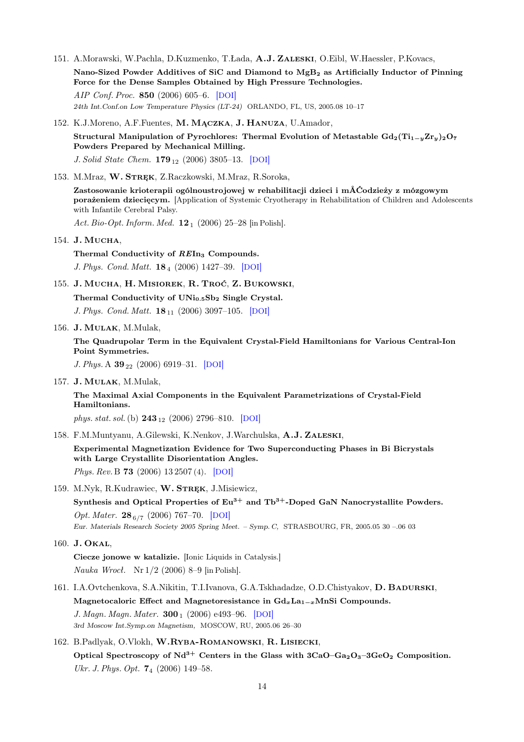151. A.Morawski, W.Pachla, D.Kuzmenko, T.Łada, **A.J. Zaleski**, O.Eibl, W.Haessler, P.Kovacs,

**Nano-Sized Powder Additives of SiC and Diamond to $MgB_2$ as Artificially Inductor of Pinning Force for the Dense Samples Obtained by High Pressure Technologies.**

*AIP Conf. Proc.* **850** (2006) 605–6. [DOI]

*24th Int.Conf.on Low Temperature Physics (LT-24)* ORLANDO, FL, US, 2005.08 10–17

152. K.J.Moreno, A.F.Fuentes, **M. Mączka**, **J. Hanuza**, U.Amador,

**Structural Manipulation of Pyrochlores: Thermal Evolution of Metastable $Gd_2(Ti_{1-y}Zr_y)_2O_7$ Powders Prepared by Mechanical Milling.**

*J. Solid State Chem.* **179** $_{12}$ (2006) 3805–13. [DOI]

153. M.Mraz, **W. Stręk**, Z.Raczkowski, M.Mraz, R.Soroka,

**Zastosowanie krioterapii ogólnoustrojowej w rehabilitacji dzieci i mÅĆodzieży z mózgowym porażeniem dziecięcym.** [Application of Systemic Cryotherapy in Rehabilitation of Children and Adolescents with Infantile Cerebral Palsy.

*Act. Bio-Opt. Inform. Med.* **12** $_{1}$ (2006) 25–28 [in Polish].

154. **J. Mucha**,

**Thermal Conductivity of *RE*$In_3$ Compounds.**

*J. Phys. Cond. Matt.* **18** $_{4}$ (2006) 1427–39. [DOI]

155. **J. Mucha**, **H. Misiorek**, **R. Troć**, **Z. Bukowski**,

**Thermal Conductivity of $UNi_{0.5}Sb_2$ Single Crystal.**

*J. Phys. Cond. Matt.* **18** $_{11}$ (2006) 3097–105. [DOI]

156. **J. Mulak**, M.Mulak,

**The Quadrupolar Term in the Equivalent Crystal-Field Hamiltonians for Various Central-Ion Point Symmetries.**

*J. Phys.* A **39** $_{22}$ (2006) 6919–31. [DOI]

157. **J. Mulak**, M.Mulak,

**The Maximal Axial Components in the Equivalent Parametrizations of Crystal-Field Hamiltonians.**

*phys. stat. sol.* (b) **243** $_{12}$ (2006) 2796–810. [DOI]

158. F.M.Muntyanu, A.Gilewski, K.Nenkov, J.Warchulska, **A.J. Zaleski**,

**Experimental Magnetization Evidence for Two Superconducting Phases in Bi Bicrystals with Large Crystallite Disorientation Angles.**

*Phys. Rev.* B **73** (2006) 13 2507 (4). [DOI]

159. M.Nyk, R.Kudrawiec, **W. Stręk**, J.Misiewicz,

**Synthesis and Optical Properties of $Eu^{3+}$ and $Tb^{3+}$-Doped GaN Nanocrystallite Powders.**

*Opt. Mater.* **28** $_{6/7}$ (2006) 767–70. [DOI]

*Eur. Materials Research Society 2005 Spring Meet. – Symp. C,* STRASBOURG, FR, 2005.05 30 –.06 03

160. **J. Okal**,

**Ciecze jonowe w katalizie.** [Ionic Liquids in Catalysis.]

*Nauka Wrocł.* Nr 1/2 (2006) 8–9 [in Polish].

161. I.A.Ovtchenkova, S.A.Nikitin, T.I.Ivanova, G.A.Tskhadadze, O.D.Chistyakov, **D. Badurski**,

**Magnetocaloric Effect and Magnetoresistance in $Gd_xLa_{1-x}MnSi$ Compounds.**

*J. Magn. Magn. Mater.* **300** $_{1}$ (2006) e493–96. [DOI]

*3rd Moscow Int.Symp.on Magnetism,* MOSCOW, RU, 2005.06 26–30

162. B.Padlyak, O.Vlokh, **W.Ryba-Romanowski**, **R. Lisiecki**,

**Optical Spectroscopy of $Nd^{3+}$ Centers in the Glass with $3CaO–Ga_2O_3–3GeO_2$ Composition.**

*Ukr. J. Phys. Opt.* **7** $_{4}$ (2006) 149–58.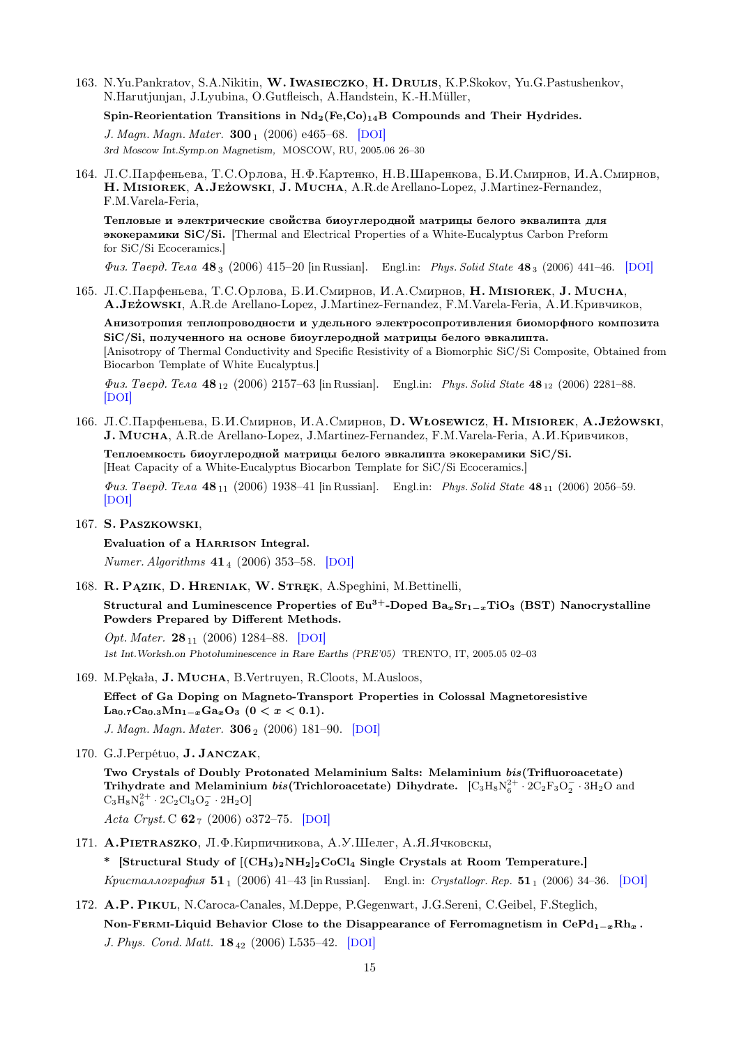163. N.Yu.Pankratov, S.A.Nikitin, **W. Iwasieczko**, **H. Drulis**, K.P.Skokov, Yu.G.Pastushenkov, N.Harutjunjan, J.Lyubina, O.Gutfleisch, A.Handstein, K.-H.Müller,

 **Spin-Reorientation Transitions in $Nd_2(Fe,Co)_{14}B$ Compounds and Their Hydrides.**

 *J. Magn. Magn. Mater.* **300**$_1$ (2006) e465–68. [DOI]

 *3rd Moscow Int.Symp.on Magnetism,* MOSCOW, RU, 2005.06 26–30

164. Л.С.Парфеньева, Т.С.Орлова, Н.Ф.Картенко, Н.В.Шаренкова, Б.И.Смирнов, И.А.Смирнов, **H. Misiorek**, **A.Jeżowski**, **J. Mucha**, A.R.de Arellano-Lopez, J.Martinez-Fernandez, F.M.Varela-Feria,

 **Тепловые и электрические свойства биоуглеродной матрицы белого эвкалипта для экокерамики SiC/Si.** [Thermal and Electrical Properties of a White-Eucalyptus Carbon Preform for SiC/Si Ecoceramics.]

 *Физ. Тверд. Тела* **48**$_3$ (2006) 415–20 [in Russian]. Engl.in: *Phys. Solid State* **48**$_3$ (2006) 441–46. [DOI]

165. Л.С.Парфеньева, Т.С.Орлова, Б.И.Смирнов, И.А.Смирнов, **H. Misiorek**, **J. Mucha**, **A.Jeżowski**, A.R.de Arellano-Lopez, J.Martinez-Fernandez, F.M.Varela-Feria, А.И.Кривчиков,

 **Анизотропия теплопроводности и удельного электросопротивления биоморфного композита SiC/Si, полученного на основе биоуглеродной матрицы белого эвкалипта.**
 [Anisotropy of Thermal Conductivity and Specific Resistivity of a Biomorphic SiC/Si Composite, Obtained from Biocarbon Template of White Eucalyptus.]

 *Физ. Тверд. Тела* **48**$_{12}$ (2006) 2157–63 [in Russian]. Engl.in: *Phys. Solid State* **48**$_{12}$ (2006) 2281–88. [DOI]

166. Л.С.Парфеньева, Б.И.Смирнов, И.А.Смирнов, **D. Włosewicz**, **H. Misiorek**, **A.Jeżowski**, **J. Mucha**, A.R.de Arellano-Lopez, J.Martinez-Fernandez, F.M.Varela-Feria, А.И.Кривчиков,

 **Теплоемкость биоуглеродной матрицы белого эвкалипта экокерамики SiC/Si.**
 [Heat Capacity of a White-Eucalyptus Biocarbon Template for SiC/Si Ecoceramics.]

 *Физ. Тверд. Тела* **48**$_{11}$ (2006) 1938–41 [in Russian]. Engl.in: *Phys. Solid State* **48**$_{11}$ (2006) 2056–59. [DOI]

167. **S. Paszkowski**,

 **Evaluation of a Harrison Integral.**

 *Numer. Algorithms* **41**$_4$ (2006) 353–58. [DOI]

168. **R. Pązik**, **D. Hreniak**, **W. Stręk**, A.Speghini, M.Bettinelli,

 **Structural and Luminescence Properties of $Eu^{3+}$-Doped $Ba_xSr_{1-x}TiO_3$ (BST) Nanocrystalline Powders Prepared by Different Methods.**

 *Opt. Mater.* **28**$_{11}$ (2006) 1284–88. [DOI]

 *1st Int.Worksh.on Photoluminescence in Rare Earths (PRE'05)* TRENTO, IT, 2005.05 02–03

169. M.Pękała, **J. Mucha**, B.Vertruyen, R.Cloots, M.Ausloos,

 **Effect of Ga Doping on Magneto-Transport Properties in Colossal Magnetoresistive $La_{0.7}Ca_{0.3}Mn_{1-x}Ga_xO_3$ ($0 < x < 0.1$).**

 *J. Magn. Magn. Mater.* **306**$_2$ (2006) 181–90. [DOI]

170. G.J.Perpétuo, **J. Janczak**,

 **Two Crystals of Doubly Protonated Melaminium Salts: Melaminium *bis*(Trifluoroacetate) Trihydrate and Melaminium *bis*(Trichloroacetate) Dihydrate.** [$C_3H_8N_6^{2+} \cdot 2C_2F_3O_2^- \cdot 3H_2O$ and $C_3H_8N_6^{2+} \cdot 2C_2Cl_3O_2^- \cdot 2H_2O$]

 *Acta Cryst.* C **62**$_7$ (2006) o372–75. [DOI]

171. **A.Pietraszko**, Л.Ф.Кирпичникова, А.У.Шелег, А.Я.Ячковскы,

 * **[Structural Study of $[(CH_3)_2NH_2]_2CoCl_4$ Single Crystals at Room Temperature.]**

 *Кристаллография* **51**$_1$ (2006) 41–43 [in Russian]. Engl. in: *Crystallogr. Rep.* **51**$_1$ (2006) 34–36. [DOI]

172. **A.P. Pikul**, N.Caroca-Canales, M.Deppe, P.Gegenwart, J.G.Sereni, C.Geibel, F.Steglich,

 **Non-Fermi-Liquid Behavior Close to the Disappearance of Ferromagnetism in $CePd_{1-x}Rh_x$.**

 *J. Phys. Cond. Matt.* **18**$_{42}$ (2006) L535–42. [DOI]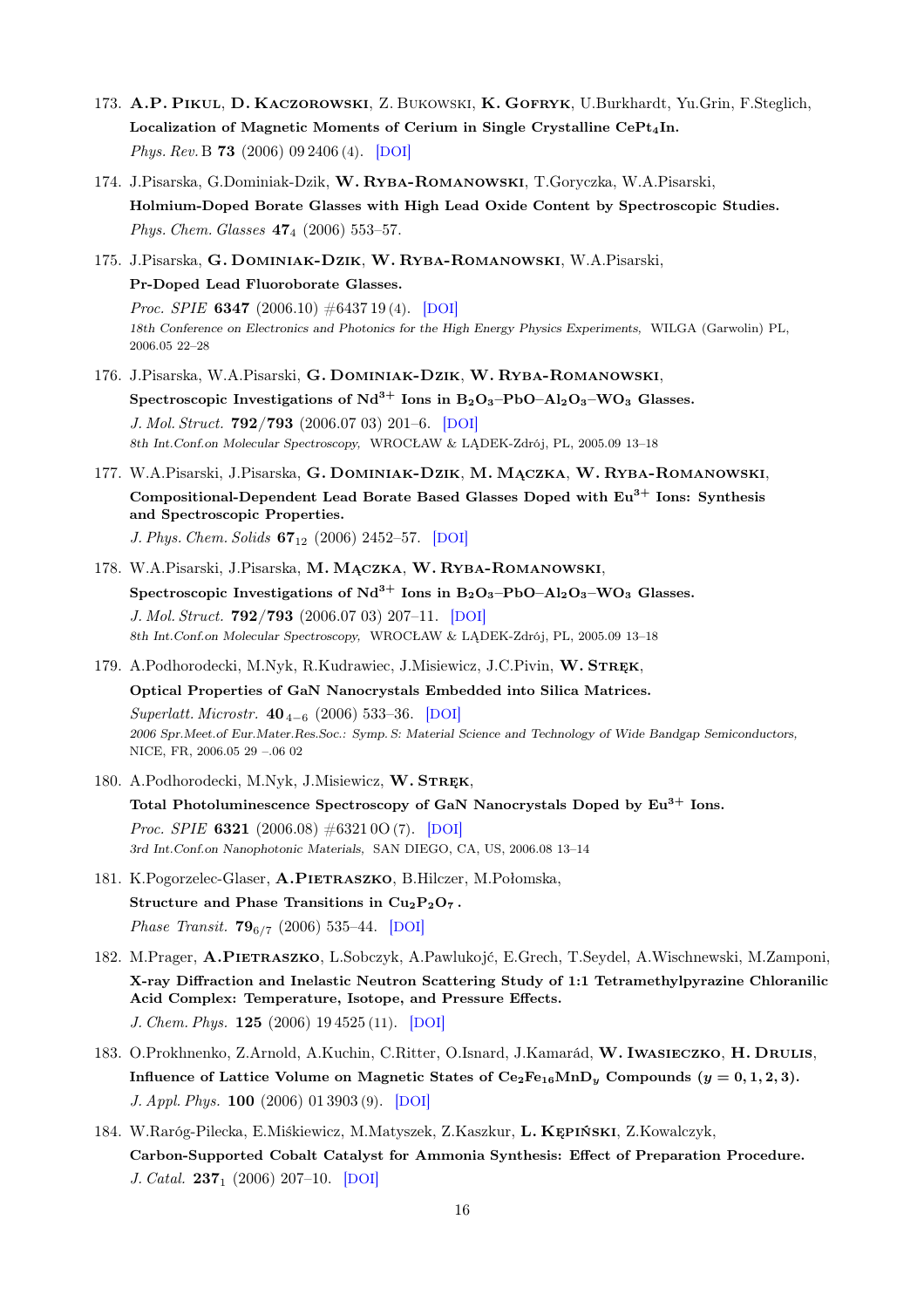173. **A.P. Pikul**, **D. Kaczorowski**, Z. Bukowski, **K. Gofryk**, U.Burkhardt, Yu.Grin, F.Steglich,
**Localization of Magnetic Moments of Cerium in Single Crystalline $CePt_4In$.**
*Phys. Rev.* B **73** (2006) 09 2406 (4). [DOI]

174. J.Pisarska, G.Dominiak-Dzik, **W. Ryba-Romanowski**, T.Goryczka, W.A.Pisarski,
**Holmium-Doped Borate Glasses with High Lead Oxide Content by Spectroscopic Studies.**
*Phys. Chem. Glasses* **47**$_4$ (2006) 553–57.

175. J.Pisarska, **G. Dominiak-Dzik**, **W. Ryba-Romanowski**, W.A.Pisarski,
**Pr-Doped Lead Fluoroborate Glasses.**
*Proc. SPIE* **6347** (2006.10) #6437 19 (4). [DOI]
*18th Conference on Electronics and Photonics for the High Energy Physics Experiments,* WILGA (Garwolin) PL, 2006.05 22–28

176. J.Pisarska, W.A.Pisarski, **G. Dominiak-Dzik**, **W. Ryba-Romanowski**,
**Spectroscopic Investigations of $Nd^{3+}$ Ions in $B_2O_3$–PbO–$Al_2O_3$–$WO_3$ Glasses.**
*J. Mol. Struct.* **792/793** (2006.07 03) 201–6. [DOI]
*8th Int.Conf.on Molecular Spectroscopy,* WROCŁAW & LĄDEK-Zdrój, PL, 2005.09 13–18

177. W.A.Pisarski, J.Pisarska, **G. Dominiak-Dzik**, **M. Mączka**, **W. Ryba-Romanowski**,
**Compositional-Dependent Lead Borate Based Glasses Doped with $Eu^{3+}$ Ions: Synthesis and Spectroscopic Properties.**
*J. Phys. Chem. Solids* **67**$_{12}$ (2006) 2452–57. [DOI]

178. W.A.Pisarski, J.Pisarska, **M. Mączka**, **W. Ryba-Romanowski**,
**Spectroscopic Investigations of $Nd^{3+}$ Ions in $B_2O_3$–PbO–$Al_2O_3$–$WO_3$ Glasses.**
*J. Mol. Struct.* **792/793** (2006.07 03) 207–11. [DOI]
*8th Int.Conf.on Molecular Spectroscopy,* WROCŁAW & LĄDEK-Zdrój, PL, 2005.09 13–18

179. A.Podhorodecki, M.Nyk, R.Kudrawiec, J.Misiewicz, J.C.Pivin, **W. Stręk**,
**Optical Properties of GaN Nanocrystals Embedded into Silica Matrices.**
*Superlatt. Microstr.* **40**$_{4-6}$ (2006) 533–36. [DOI]
*2006 Spr.Meet.of Eur.Mater.Res.Soc.: Symp. S: Material Science and Technology of Wide Bandgap Semiconductors,* NICE, FR, 2006.05 29 –.06 02

180. A.Podhorodecki, M.Nyk, J.Misiewicz, **W. Stręk**,
**Total Photoluminescence Spectroscopy of GaN Nanocrystals Doped by $Eu^{3+}$ Ions.**
*Proc. SPIE* **6321** (2006.08) #6321 0O (7). [DOI]
*3rd Int.Conf.on Nanophotonic Materials,* SAN DIEGO, CA, US, 2006.08 13–14

181. K.Pogorzelec-Glaser, **A.Pietraszko**, B.Hilczer, M.Połomska,
**Structure and Phase Transitions in $Cu_2P_2O_7$.**
*Phase Transit.* **79**$_{6/7}$ (2006) 535–44. [DOI]

182. M.Prager, **A.Pietraszko**, L.Sobczyk, A.Pawlukojć, E.Grech, T.Seydel, A.Wischnewski, M.Zamponi,
**X-ray Diffraction and Inelastic Neutron Scattering Study of 1:1 Tetramethylpyrazine Chloranilic Acid Complex: Temperature, Isotope, and Pressure Effects.**
*J. Chem. Phys.* **125** (2006) 19 4525 (11). [DOI]

183. O.Prokhnenko, Z.Arnold, A.Kuchin, C.Ritter, O.Isnard, J.Kamarád, **W. Iwasieczko**, **H. Drulis**,
**Influence of Lattice Volume on Magnetic States of $Ce_2Fe_{16}MnD_y$ Compounds ($y = 0, 1, 2, 3$).**
*J. Appl. Phys.* **100** (2006) 01 3903 (9). [DOI]

184. W.Raróg-Pilecka, E.Miśkiewicz, M.Matyszek, Z.Kaszkur, **L. Kępiński**, Z.Kowalczyk,
**Carbon-Supported Cobalt Catalyst for Ammonia Synthesis: Effect of Preparation Procedure.**
*J. Catal.* **237**$_1$ (2006) 207–10. [DOI]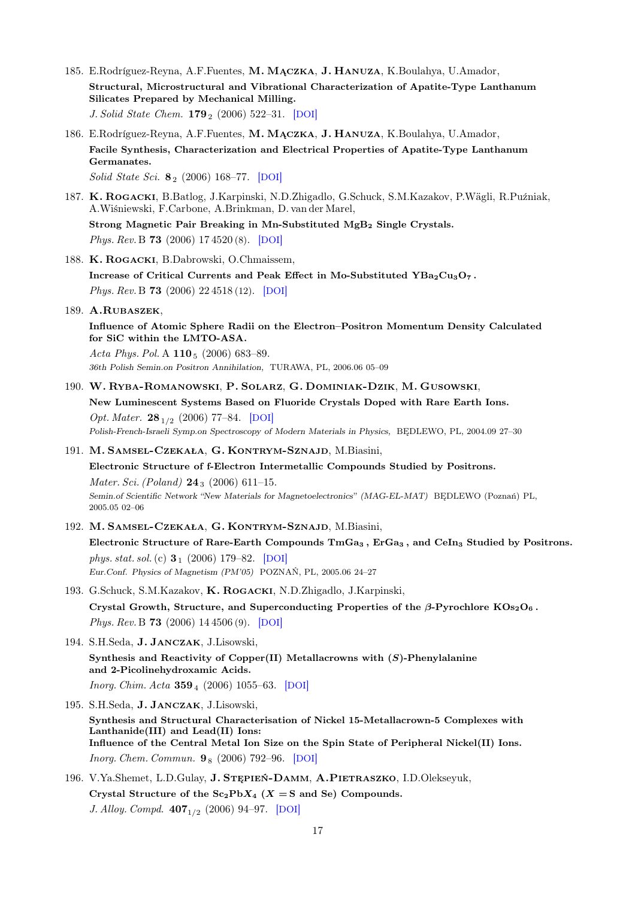185. E.Rodríguez-Reyna, A.F.Fuentes, **M. Mączka**, **J. Hanuza**, K.Boulahya, U.Amador,
**Structural, Microstructural and Vibrational Characterization of Apatite-Type Lanthanum Silicates Prepared by Mechanical Milling.**
*J. Solid State Chem.* **179** $_2$ (2006) 522–31. [DOI]

186. E.Rodríguez-Reyna, A.F.Fuentes, **M. Mączka**, **J. Hanuza**, K.Boulahya, U.Amador,
**Facile Synthesis, Characterization and Electrical Properties of Apatite-Type Lanthanum Germanates.**
*Solid State Sci.* **8** $_2$ (2006) 168–77. [DOI]

187. **K. Rogacki**, B.Batlog, J.Karpinski, N.D.Zhigadlo, G.Schuck, S.M.Kazakov, P.Wägli, R.Puźniak, A.Wiśniewski, F.Carbone, A.Brinkman, D. van der Marel,
**Strong Magnetic Pair Breaking in Mn-Substituted $MgB_2$ Single Crystals.**
*Phys. Rev.* B **73** (2006) 17 4520 (8). [DOI]

188. **K. Rogacki**, B.Dabrowski, O.Chmaissem,
**Increase of Critical Currents and Peak Effect in Mo-Substituted $YBa_2Cu_3O_7$.**
*Phys. Rev.* B **73** (2006) 22 4518 (12). [DOI]

189. **A.Rubaszek**,
**Influence of Atomic Sphere Radii on the Electron–Positron Momentum Density Calculated for SiC within the LMTO-ASA.**
*Acta Phys. Pol.* A **110** $_5$ (2006) 683–89.
*36th Polish Semin.on Positron Annihilation,* TURAWA, PL, 2006.06 05–09

190. **W. Ryba-Romanowski**, **P. Solarz**, **G. Dominiak-Dzik**, **M. Gusowski**,
**New Luminescent Systems Based on Fluoride Crystals Doped with Rare Earth Ions.**
*Opt. Mater.* **28** $_{1/2}$ (2006) 77–84. [DOI]
*Polish-French-Israeli Symp.on Spectroscopy of Modern Materials in Physics,* BĘDLEWO, PL, 2004.09 27–30

191. **M. Samsel-Czekała**, **G. Kontrym-Sznajd**, M.Biasini,
**Electronic Structure of f-Electron Intermetallic Compounds Studied by Positrons.**
*Mater. Sci. (Poland)* **24** $_3$ (2006) 611–15.
*Semin.of Scientific Network "New Materials for Magnetoelectronics" (MAG-EL-MAT)* BĘDLEWO (Poznań) PL, 2005.05 02–06

192. **M. Samsel-Czekała**, **G. Kontrym-Sznajd**, M.Biasini,
**Electronic Structure of Rare-Earth Compounds $TmGa_3$, $ErGa_3$, and $CeIn_3$ Studied by Positrons.**
*phys. stat. sol.* (c) **3** $_1$ (2006) 179–82. [DOI]
*Eur.Conf. Physics of Magnetism (PM'05)* POZNAŃ, PL, 2005.06 24–27

193. G.Schuck, S.M.Kazakov, **K. Rogacki**, N.D.Zhigadlo, J.Karpinski,
**Crystal Growth, Structure, and Superconducting Properties of the $\beta$-Pyrochlore $KOs_2O_6$.**
*Phys. Rev.* B **73** (2006) 14 4506 (9). [DOI]

194. S.H.Seda, **J. Janczak**, J.Lisowski,
**Synthesis and Reactivity of Copper(II) Metallacrowns with (*S*)-Phenylalanine and 2-Picolinehydroxamic Acids.**
*Inorg. Chim. Acta* **359** $_4$ (2006) 1055–63. [DOI]

195. S.H.Seda, **J. Janczak**, J.Lisowski,
**Synthesis and Structural Characterisation of Nickel 15-Metallacrown-5 Complexes with Lanthanide(III) and Lead(II) Ions: Influence of the Central Metal Ion Size on the Spin State of Peripheral Nickel(II) Ions.**
*Inorg. Chem. Commun.* **9** $_8$ (2006) 792–96. [DOI]

196. V.Ya.Shemet, L.D.Gulay, **J. Stępień-Damm**, **A.Pietraszko**, I.D.Olekseyuk,
**Crystal Structure of the $Sc_2PbX_4$ ($X$ = S and Se) Compounds.**
*J. Alloy. Compd.* **407** $_{1/2}$ (2006) 94–97. [DOI]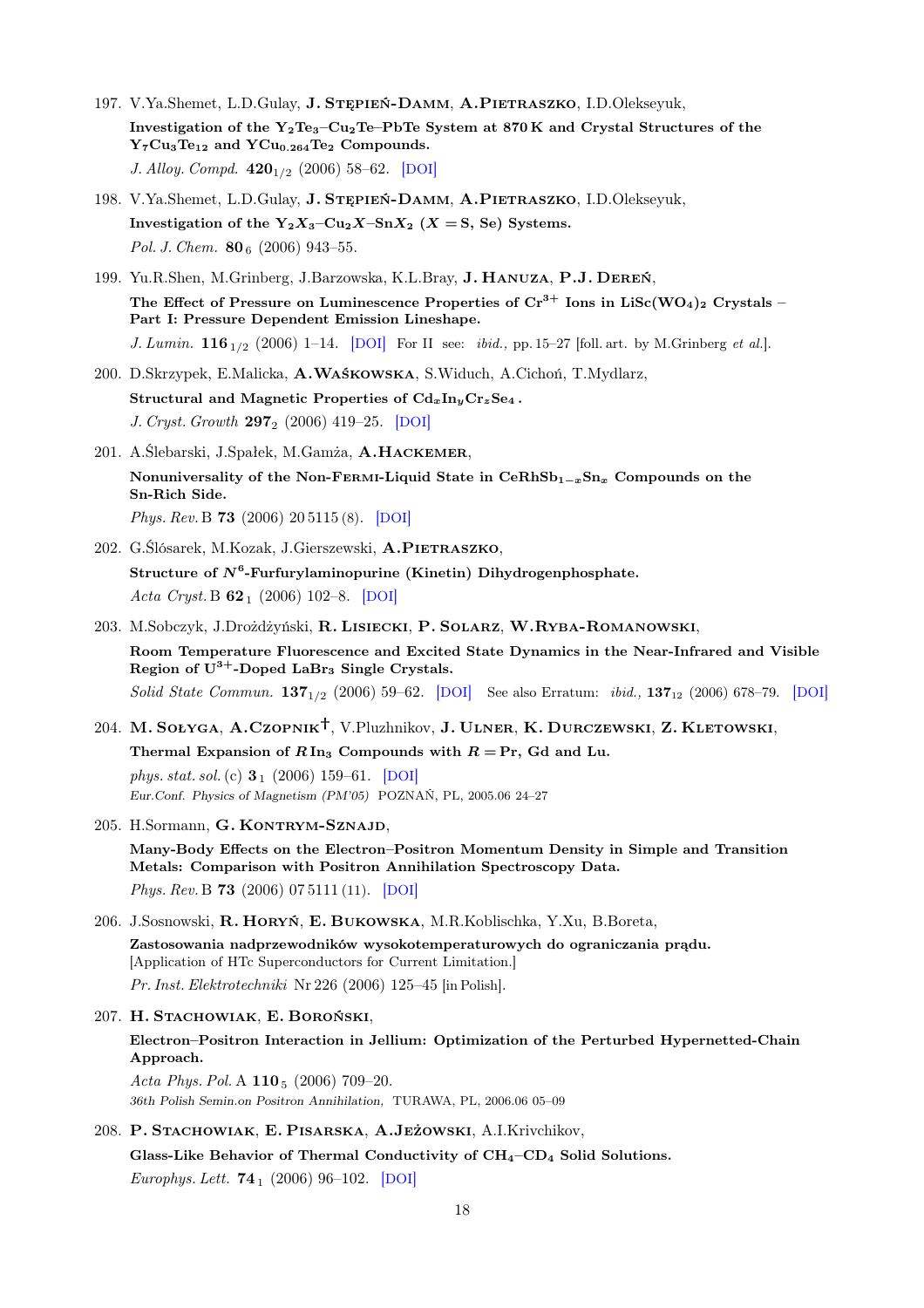197. V.Ya.Shemet, L.D.Gulay, **J. Stępień-Damm**, **A.Pietraszko**, I.D.Olekseyuk,
**Investigation of the $Y_2Te_3$–$Cu_2Te$–PbTe System at 870 K and Crystal Structures of the $Y_7Cu_3Te_{12}$ and $YCu_{0.264}Te_2$ Compounds.**
*J. Alloy. Compd.* **420**$_{1/2}$ (2006) 58–62. [DOI]

198. V.Ya.Shemet, L.D.Gulay, **J. Stępień-Damm**, **A.Pietraszko**, I.D.Olekseyuk,
**Investigation of the $Y_2X_3$–$Cu_2X$–$SnX_2$ ($X =$ S, Se) Systems.**
*Pol. J. Chem.* **80**$_6$ (2006) 943–55.

199. Yu.R.Shen, M.Grinberg, J.Barzowska, K.L.Bray, **J. Hanuza**, **P.J. Dereń**,
**The Effect of Pressure on Luminescence Properties of $Cr^{3+}$ Ions in $LiSc(WO_4)_2$ Crystals – Part I: Pressure Dependent Emission Lineshape.**
*J. Lumin.* **116**$_{1/2}$ (2006) 1–14. [DOI] For II see: *ibid.,* pp. 15–27 [foll. art. by M.Grinberg *et al.*].

200. D.Skrzypek, E.Malicka, **A.Waśkowska**, S.Widuch, A.Cichoń, T.Mydlarz,
**Structural and Magnetic Properties of $Cd_xIn_yCr_zSe_4$.**
*J. Cryst. Growth* **297**$_2$ (2006) 419–25. [DOI]

201. A.Ślebarski, J.Spałek, M.Gamża, **A.Hackemer**,
**Nonuniversality of the Non-Fermi-Liquid State in $CeRhSb_{1-x}Sn_x$ Compounds on the Sn-Rich Side.**
*Phys. Rev.* B **73** (2006) 20 5115 (8). [DOI]

202. G.Ślósarek, M.Kozak, J.Gierszewski, **A.Pietraszko**,
**Structure of $N^6$-Furfurylaminopurine (Kinetin) Dihydrogenphosphate.**
*Acta Cryst.* B **62**$_1$ (2006) 102–8. [DOI]

203. M.Sobczyk, J.Drożdżyński, **R. Lisiecki**, **P. Solarz**, **W.Ryba-Romanowski**,
**Room Temperature Fluorescence and Excited State Dynamics in the Near-Infrared and Visible Region of $U^{3+}$-Doped $LaBr_3$ Single Crystals.**
*Solid State Commun.* **137**$_{1/2}$ (2006) 59–62. [DOI] See also Erratum: *ibid.,* **137**$_{12}$ (2006) 678–79. [DOI]

204. **M. Sołyga**, **A.Czopnik†**, V.Pluzhnikov, **J. Ulner**, **K. Durczewski**, **Z. Kletowski**,
**Thermal Expansion of $R\,In_3$ Compounds with $R =$ Pr, Gd and Lu.**
*phys. stat. sol.* (c) **3**$_1$ (2006) 159–61. [DOI]
*Eur.Conf. Physics of Magnetism (PM'05)* POZNAŃ, PL, 2005.06 24–27

205. H.Sormann, **G. Kontrym-Sznajd**,
**Many-Body Effects on the Electron–Positron Momentum Density in Simple and Transition Metals: Comparison with Positron Annihilation Spectroscopy Data.**
*Phys. Rev.* B **73** (2006) 07 5111 (11). [DOI]

206. J.Sosnowski, **R. Horyń**, **E. Bukowska**, M.R.Koblischka, Y.Xu, B.Boreta,
**Zastosowania nadprzewodników wysokotemperaturowych do ograniczania prądu.**
[Application of HTc Superconductors for Current Limitation.]
*Pr. Inst. Elektrotechniki* Nr 226 (2006) 125–45 [in Polish].

207. **H. Stachowiak**, **E. Boroński**,
**Electron–Positron Interaction in Jellium: Optimization of the Perturbed Hypernetted-Chain Approach.**
*Acta Phys. Pol.* A **110**$_5$ (2006) 709–20.
*36th Polish Semin.on Positron Annihilation,* TURAWA, PL, 2006.06 05–09

208. **P. Stachowiak**, **E. Pisarska**, **A.Jeżowski**, A.I.Krivchikov,
**Glass-Like Behavior of Thermal Conductivity of $CH_4$–$CD_4$ Solid Solutions.**
*Europhys. Lett.* **74**$_1$ (2006) 96–102. [DOI]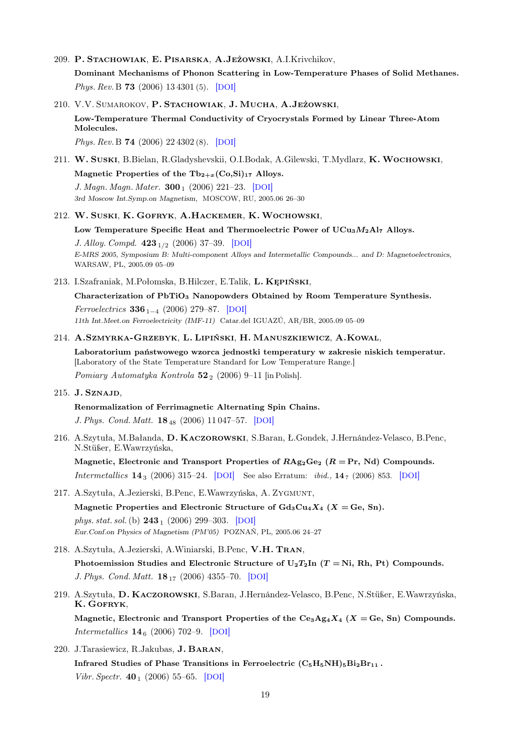209. **P. Stachowiak**, **E. Pisarska**, **A.Jeżowski**, A.I.Krivchikov,

 **Dominant Mechanisms of Phonon Scattering in Low-Temperature Phases of Solid Methanes.**

 *Phys. Rev.* B **73** (2006) 13 4301 (5). [DOI]

210. V.V. Sumarokov, **P. Stachowiak**, **J. Mucha**, **A.Jeżowski**,

 **Low-Temperature Thermal Conductivity of Cryocrystals Formed by Linear Three-Atom Molecules.**

 *Phys. Rev.* B **74** (2006) 22 4302 (8). [DOI]

211. **W. Suski**, B.Bielan, R.Gladyshevskii, O.I.Bodak, A.Gilewski, T.Mydlarz, **K. Wochowski**,

 **Magnetic Properties of the $Tb_{2+x}(Co,Si)_{17}$ Alloys.**

 *J. Magn. Magn. Mater.* **300**$_{1}$ (2006) 221–23. [DOI]

 *3rd Moscow Int.Symp.on Magnetism,* MOSCOW, RU, 2005.06 26–30

212. **W. Suski**, **K. Gofryk**, **A.Hackemer**, **K. Wochowski**,

 **Low Temperature Specific Heat and Thermoelectric Power of $UCu_3M_2Al_7$ Alloys.**

 *J. Alloy. Compd.* **423**$_{1/2}$ (2006) 37–39. [DOI]

 *E-MRS 2005, Symposium B: Multi-component Alloys and Intermetallic Compounds... and D: Magnetoelectronics,* WARSAW, PL, 2005.09 05–09

213. I.Szafraniak, M.Połomska, B.Hilczer, E.Talik, **L. Kępiński**,

 **Characterization of $PbTiO_3$ Nanopowders Obtained by Room Temperature Synthesis.**

 *Ferroelectrics* **336**$_{1–4}$ (2006) 279–87. [DOI]

 *11th Int.Meet.on Ferroelectricity (IMF-11)* Catar.del IGUAZÚ, AR/BR, 2005.09 05–09

214. **A.Szmyrka-Grzebyk**, **L. Lipiński**, **H. Manuszkiewicz**, **A.Kowal**,

 **Laboratorium państwowego wzorca jednostki temperatury w zakresie niskich temperatur.**
 [Laboratory of the State Temperature Standard for Low Temperature Range.]

 *Pomiary Automatyka Kontrola* **52**$_{2}$ (2006) 9–11 [in Polish].

215. **J. Sznajd**,

 **Renormalization of Ferrimagnetic Alternating Spin Chains.**

 *J. Phys. Cond. Matt.* **18**$_{48}$ (2006) 11 047–57. [DOI]

216. A.Szytuła, M.Bałanda, **D. Kaczorowski**, S.Baran, Ł.Gondek, J.Hernández-Velasco, B.Penc, N.Stüßer, E.Wawrzyńska,

 **Magnetic, Electronic and Transport Properties of $RAg_2Ge_2$ ($R =$ Pr, Nd) Compounds.**

 *Intermetallics* **14**$_{3}$ (2006) 315–24. [DOI] See also Erratum: *ibid.,* **14**$_{7}$ (2006) 853. [DOI]

217. A.Szytuła, A.Jezierski, B.Penc, E.Wawrzyńska, A. Zygmunt,

 **Magnetic Properties and Electronic Structure of $Gd_3Cu_4X_4$ ($X =$ Ge, Sn).**

 *phys. stat. sol.* (b) **243**$_{1}$ (2006) 299–303. [DOI]

 *Eur.Conf.on Physics of Magnetism (PM'05)* POZNAŃ, PL, 2005.06 24–27

218. A.Szytuła, A.Jezierski, A.Winiarski, B.Penc, **V.H. Tran**,

 **Photoemission Studies and Electronic Structure of $U_2T_2In$ ($T =$ Ni, Rh, Pt) Compounds.**

 *J. Phys. Cond. Matt.* **18**$_{17}$ (2006) 4355–70. [DOI]

219. A.Szytuła, **D. Kaczorowski**, S.Baran, J.Hernández-Velasco, B.Penc, N.Stüßer, E.Wawrzyńska, **K. Gofryk**,

 **Magnetic, Electronic and Transport Properties of the $Ce_3Ag_4X_4$ ($X =$ Ge, Sn) Compounds.**

 *Intermetallics* **14**$_{6}$ (2006) 702–9. [DOI]

220. J.Tarasiewicz, R.Jakubas, **J. Baran**,

 **Infrared Studies of Phase Transitions in Ferroelectric $(C_5H_5NH)_5Bi_2Br_{11}$.**

 *Vibr. Spectr.* **40**$_{1}$ (2006) 55–65. [DOI]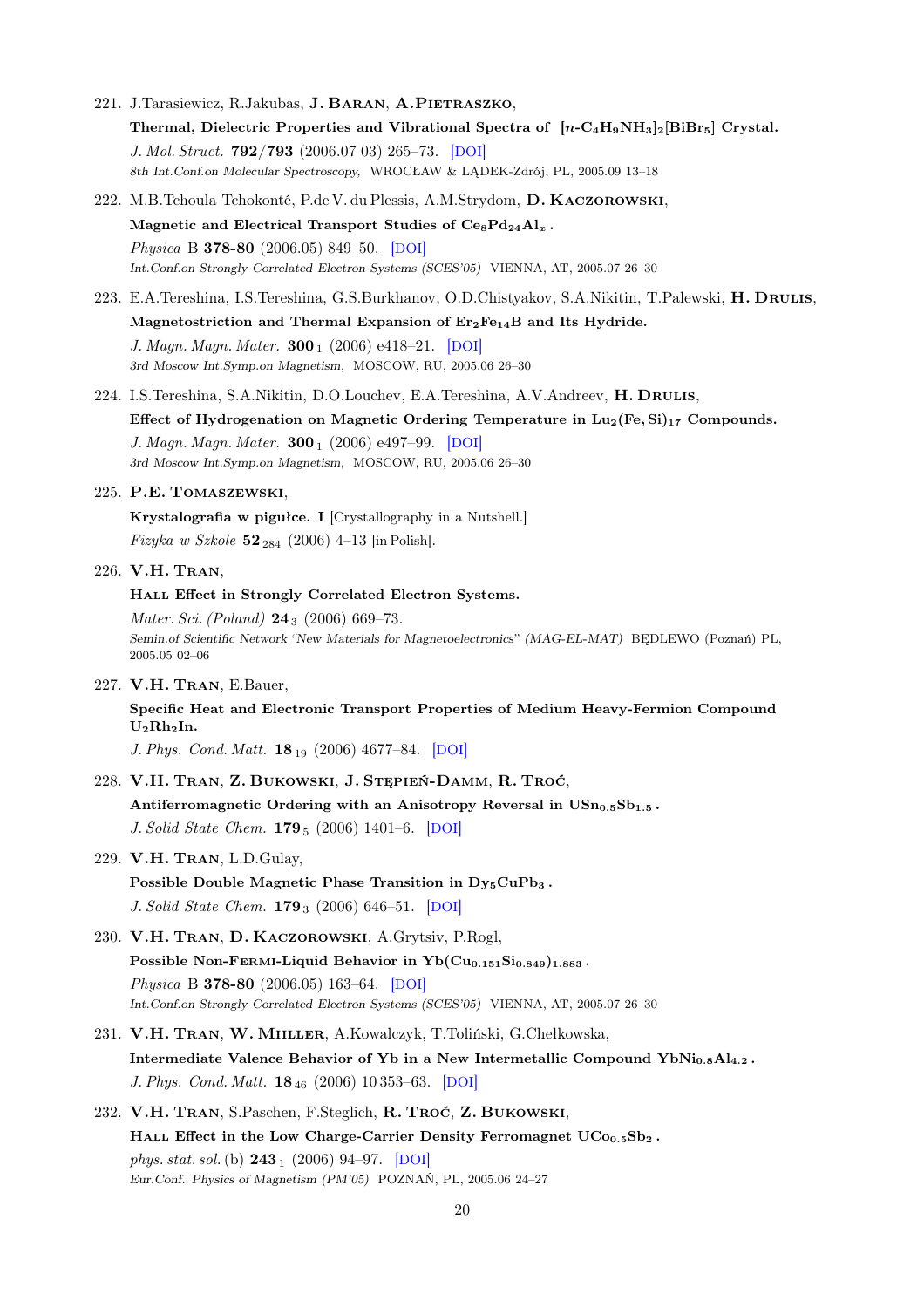221. J.Tarasiewicz, R.Jakubas, **J. Baran**, **A.Pietraszko**,
 **Thermal, Dielectric Properties and Vibrational Spectra of $[n\text{-}C_4H_9NH_3]_2[BiBr_5]$ Crystal.**
 *J. Mol. Struct.* **792/793** (2006.07 03) 265–73. [DOI]
 *8th Int.Conf.on Molecular Spectroscopy,* WROCŁAW & LĄDEK-Zdrój, PL, 2005.09 13–18

222. M.B.Tchoula Tchokonté, P.de V. du Plessis, A.M.Strydom, **D. Kaczorowski**,
 **Magnetic and Electrical Transport Studies of $Ce_8Pd_{24}Al_x$.**
 *Physica* B **378-80** (2006.05) 849–50. [DOI]
 *Int.Conf.on Strongly Correlated Electron Systems (SCES'05)* VIENNA, AT, 2005.07 26–30

223. E.A.Tereshina, I.S.Tereshina, G.S.Burkhanov, O.D.Chistyakov, S.A.Nikitin, T.Palewski, **H. Drulis**,
 **Magnetostriction and Thermal Expansion of $Er_2Fe_{14}B$ and Its Hydride.**
 *J. Magn. Magn. Mater.* **300**$_1$ (2006) e418–21. [DOI]
 *3rd Moscow Int.Symp.on Magnetism,* MOSCOW, RU, 2005.06 26–30

224. I.S.Tereshina, S.A.Nikitin, D.O.Louchev, E.A.Tereshina, A.V.Andreev, **H. Drulis**,
 **Effect of Hydrogenation on Magnetic Ordering Temperature in $Lu_2(Fe,Si)_{17}$ Compounds.**
 *J. Magn. Magn. Mater.* **300**$_1$ (2006) e497–99. [DOI]
 *3rd Moscow Int.Symp.on Magnetism,* MOSCOW, RU, 2005.06 26–30

225. **P.E. Tomaszewski**,
 **Krystalografia w pigułce. I** [Crystallography in a Nutshell.]
 *Fizyka w Szkole* **52**$_{284}$ (2006) 4–13 [in Polish].

226. **V.H. Tran**,
 **Hall Effect in Strongly Correlated Electron Systems.**
 *Mater. Sci. (Poland)* **24**$_3$ (2006) 669–73.
 *Semin.of Scientific Network "New Materials for Magnetoelectronics" (MAG-EL-MAT)* BĘDLEWO (Poznań) PL, 2005.05 02–06

227. **V.H. Tran**, E.Bauer,
 **Specific Heat and Electronic Transport Properties of Medium Heavy-Fermion Compound $U_2Rh_2In$.**
 *J. Phys. Cond. Matt.* **18**$_{19}$ (2006) 4677–84. [DOI]

228. **V.H. Tran**, **Z. Bukowski**, **J. Stępień-Damm**, **R. Troć**,
 **Antiferromagnetic Ordering with an Anisotropy Reversal in $USn_{0.5}Sb_{1.5}$.**
 *J. Solid State Chem.* **179**$_5$ (2006) 1401–6. [DOI]

229. **V.H. Tran**, L.D.Gulay,
 **Possible Double Magnetic Phase Transition in $Dy_5CuPb_3$.**
 *J. Solid State Chem.* **179**$_3$ (2006) 646–51. [DOI]

230. **V.H. Tran**, **D. Kaczorowski**, A.Grytsiv, P.Rogl,
 **Possible Non-Fermi-Liquid Behavior in $Yb(Cu_{0.151}Si_{0.849})_{1.883}$.**
 *Physica* B **378-80** (2006.05) 163–64. [DOI]
 *Int.Conf.on Strongly Correlated Electron Systems (SCES'05)* VIENNA, AT, 2005.07 26–30

231. **V.H. Tran**, **W. Miiller**, A.Kowalczyk, T.Toliński, G.Chełkowska,
 **Intermediate Valence Behavior of Yb in a New Intermetallic Compound $YbNi_{0.8}Al_{4.2}$.**
 *J. Phys. Cond. Matt.* **18**$_{46}$ (2006) 10 353–63. [DOI]

232. **V.H. Tran**, S.Paschen, F.Steglich, **R. Troć**, **Z. Bukowski**,
 **Hall Effect in the Low Charge-Carrier Density Ferromagnet $UCo_{0.5}Sb_2$.**
 *phys. stat. sol.* (b) **243**$_1$ (2006) 94–97. [DOI]
 *Eur.Conf. Physics of Magnetism (PM'05)* POZNAŃ, PL, 2005.06 24–27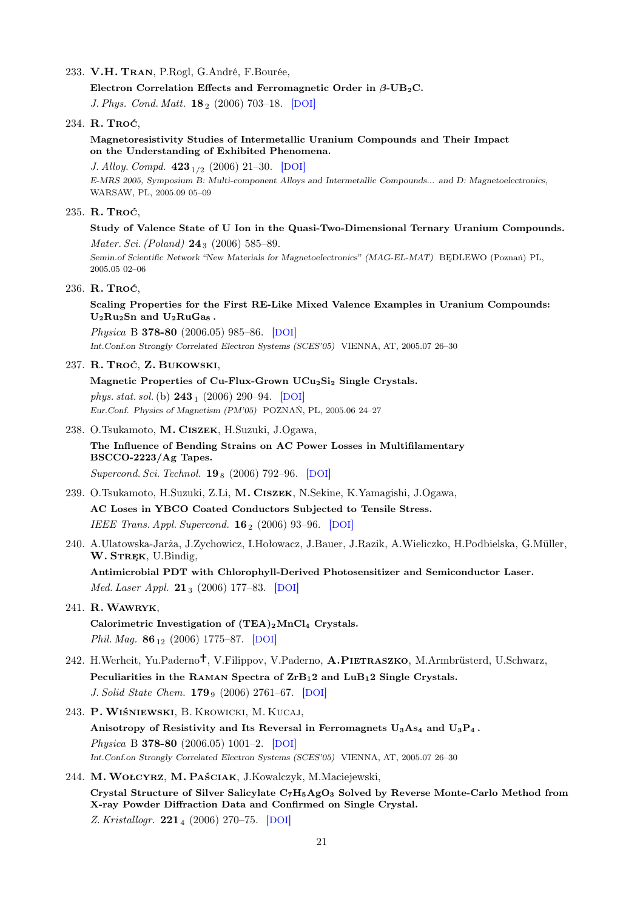233. **V.H. Tran**, P.Rogl, G.André, F.Bourée,

**Electron Correlation Effects and Ferromagnetic Order in β-$UB_2C$.**

*J. Phys. Cond. Matt.* **18**$_{2}$ (2006) 703–18. [DOI]

234. **R. Troć**,

**Magnetoresistivity Studies of Intermetallic Uranium Compounds and Their Impact on the Understanding of Exhibited Phenomena.**

*J. Alloy. Compd.* **423**$_{1/2}$ (2006) 21–30. [DOI]

*E-MRS 2005, Symposium B: Multi-component Alloys and Intermetallic Compounds... and D: Magnetoelectronics,* WARSAW, PL, 2005.09 05–09

235. **R. Troć**,

**Study of Valence State of U Ion in the Quasi-Two-Dimensional Ternary Uranium Compounds.**

*Mater. Sci. (Poland)* **24**$_{3}$ (2006) 585–89.

*Semin.of Scientific Network "New Materials for Magnetoelectronics" (MAG-EL-MAT)* BĘDLEWO (Poznań) PL, 2005.05 02–06

236. **R. Troć**,

**Scaling Properties for the First RE-Like Mixed Valence Examples in Uranium Compounds: $U_2Ru_2Sn$ and $U_2RuGa_8$ .**

*Physica* B **378-80** (2006.05) 985–86. [DOI]

*Int.Conf.on Strongly Correlated Electron Systems (SCES'05)* VIENNA, AT, 2005.07 26–30

237. **R. Troć**, **Z. Bukowski**,

**Magnetic Properties of Cu-Flux-Grown $UCu_2Si_2$ Single Crystals.**

*phys. stat. sol.* (b) **243**$_{1}$ (2006) 290–94. [DOI]

*Eur.Conf. Physics of Magnetism (PM'05)* POZNAŃ, PL, 2005.06 24–27

238. O.Tsukamoto, **M. Ciszek**, H.Suzuki, J.Ogawa,

**The Influence of Bending Strains on AC Power Losses in Multifilamentary BSCCO-2223/Ag Tapes.**

*Supercond. Sci. Technol.* **19**$_{8}$ (2006) 792–96. [DOI]

239. O.Tsukamoto, H.Suzuki, Z.Li, **M. Ciszek**, N.Sekine, K.Yamagishi, J.Ogawa,

**AC Loses in YBCO Coated Conductors Subjected to Tensile Stress.**

*IEEE Trans. Appl. Supercond.* **16**$_{2}$ (2006) 93–96. [DOI]

240. A.Ulatowska-Jarża, J.Zychowicz, I.Hołowacz, J.Bauer, J.Razik, A.Wieliczko, H.Podbielska, G.Müller, **W. Stręk**, U.Bindig,

**Antimicrobial PDT with Chlorophyll-Derived Photosensitizer and Semiconductor Laser.**

*Med. Laser Appl.* **21**$_{3}$ (2006) 177–83. [DOI]

241. **R. Wawryk**,

**Calorimetric Investigation of $(TEA)_2MnCl_4$ Crystals.**

*Phil. Mag.* **86**$_{12}$ (2006) 1775–87. [DOI]

242. H.Werheit, Yu.Paderno†, V.Filippov, V.Paderno, **A.Pietraszko**, M.Armbrüsterd, U.Schwarz,

**Peculiarities in the Raman Spectra of $ZrB_12$ and $LuB_12$ Single Crystals.**

*J. Solid State Chem.* **179**$_{9}$ (2006) 2761–67. [DOI]

243. **P. Wiśniewski**, B. Krowicki, M. Kucaj,

**Anisotropy of Resistivity and Its Reversal in Ferromagnets $U_3As_4$ and $U_3P_4$ .**

*Physica* B **378-80** (2006.05) 1001–2. [DOI]

*Int.Conf.on Strongly Correlated Electron Systems (SCES'05)* VIENNA, AT, 2005.07 26–30

244. **M. Wołcyrz**, **M. Paściak**, J.Kowalczyk, M.Maciejewski,

**Crystal Structure of Silver Salicylate $C_7H_5AgO_3$ Solved by Reverse Monte-Carlo Method from X-ray Powder Diffraction Data and Confirmed on Single Crystal.**

*Z. Kristallogr.* **221**$_{4}$ (2006) 270–75. [DOI]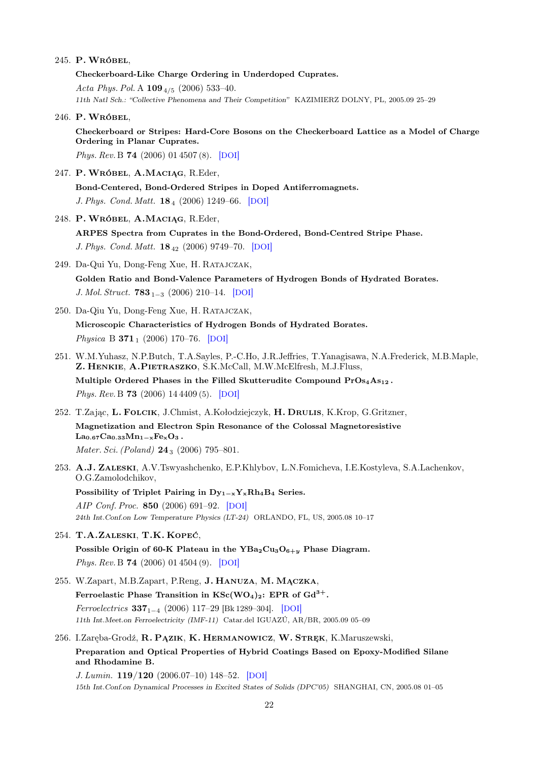245. **P. Wróbel**,

**Checkerboard-Like Charge Ordering in Underdoped Cuprates.**

*Acta Phys. Pol.* A **109** $_{4/5}$ (2006) 533–40.

*11th Natl Sch.: "Collective Phenomena and Their Competition"* KAZIMIERZ DOLNY, PL, 2005.09 25–29

246. **P. Wróbel**,

**Checkerboard or Stripes: Hard-Core Bosons on the Checkerboard Lattice as a Model of Charge Ordering in Planar Cuprates.**

*Phys. Rev.* B **74** (2006) 01 4507 (8). [DOI]

247. **P. Wróbel**, **A.Maciąg**, R.Eder,

**Bond-Centered, Bond-Ordered Stripes in Doped Antiferromagnets.**

*J. Phys. Cond. Matt.* **18** $_{4}$ (2006) 1249–66. [DOI]

248. **P. Wróbel**, **A.Maciąg**, R.Eder,

**ARPES Spectra from Cuprates in the Bond-Ordered, Bond-Centred Stripe Phase.**

*J. Phys. Cond. Matt.* **18** $_{42}$ (2006) 9749–70. [DOI]

249. Da-Qui Yu, Dong-Feng Xue, H. Ratajczak,

**Golden Ratio and Bond-Valence Parameters of Hydrogen Bonds of Hydrated Borates.**

*J. Mol. Struct.* **783** $_{1-3}$ (2006) 210–14. [DOI]

250. Da-Qiu Yu, Dong-Feng Xue, H. Ratajczak,

**Microscopic Characteristics of Hydrogen Bonds of Hydrated Borates.**

*Physica* B **371** $_{1}$ (2006) 170–76. [DOI]

251. W.M.Yuhasz, N.P.Butch, T.A.Sayles, P.-C.Ho, J.R.Jeffries, T.Yanagisawa, N.A.Frederick, M.B.Maple, **Z. Henkie**, **A.Pietraszko**, S.K.McCall, M.W.McElfresh, M.J.Fluss,

**Multiple Ordered Phases in the Filled Skutterudite Compound $PrOs_4As_{12}$.**

*Phys. Rev.* B **73** (2006) 14 4409 (5). [DOI]

252. T.Zając, **L. Folcik**, J.Chmist, A.Kołodziejczyk, **H. Drulis**, K.Krop, G.Gritzner,

**Magnetization and Electron Spin Resonance of the Colossal Magnetoresistive $La_{0.67}Ca_{0.33}Mn_{1-x}Fe_xO_3$.**

*Mater. Sci. (Poland)* **24** $_{3}$ (2006) 795–801.

253. **A.J. Zaleski**, A.V.Tswyashchenko, E.P.Khlybov, L.N.Fomicheva, I.E.Kostyleva, S.A.Lachenkov, O.G.Zamolodchikov,

**Possibility of Triplet Pairing in $Dy_{1-x}Y_xRh_4B_4$ Series.**

*AIP Conf. Proc.* **850** (2006) 691–92. [DOI]

*24th Int.Conf.on Low Temperature Physics (LT-24)* ORLANDO, FL, US, 2005.08 10–17

254. **T.A.Zaleski**, **T.K. Kopeć**,

**Possible Origin of 60-K Plateau in the $YBa_2Cu_3O_{6+y}$ Phase Diagram.**

*Phys. Rev.* B **74** (2006) 01 4504 (9). [DOI]

255. W.Zapart, M.B.Zapart, P.Reng, **J. Hanuza**, **M. Mączka**,

**Ferroelastic Phase Transition in $KSc(WO_4)_2$: EPR of $Gd^{3+}$.**

*Ferroelectrics* **337** $_{1-4}$ (2006) 117–29 [Bk 1289–304]. [DOI]

*11th Int.Meet.on Ferroelectricity (IMF-11)* Catar.del IGUAZÚ, AR/BR, 2005.09 05–09

256. I.Zaręba-Grodź, **R. Pązik**, **K. Hermanowicz**, **W. Stręk**, K.Maruszewski,

**Preparation and Optical Properties of Hybrid Coatings Based on Epoxy-Modified Silane and Rhodamine B.**

*J. Lumin.* **119/120** (2006.07–10) 148–52. [DOI]

*15th Int.Conf.on Dynamical Processes in Excited States of Solids (DPC'05)* SHANGHAI, CN, 2005.08 01–05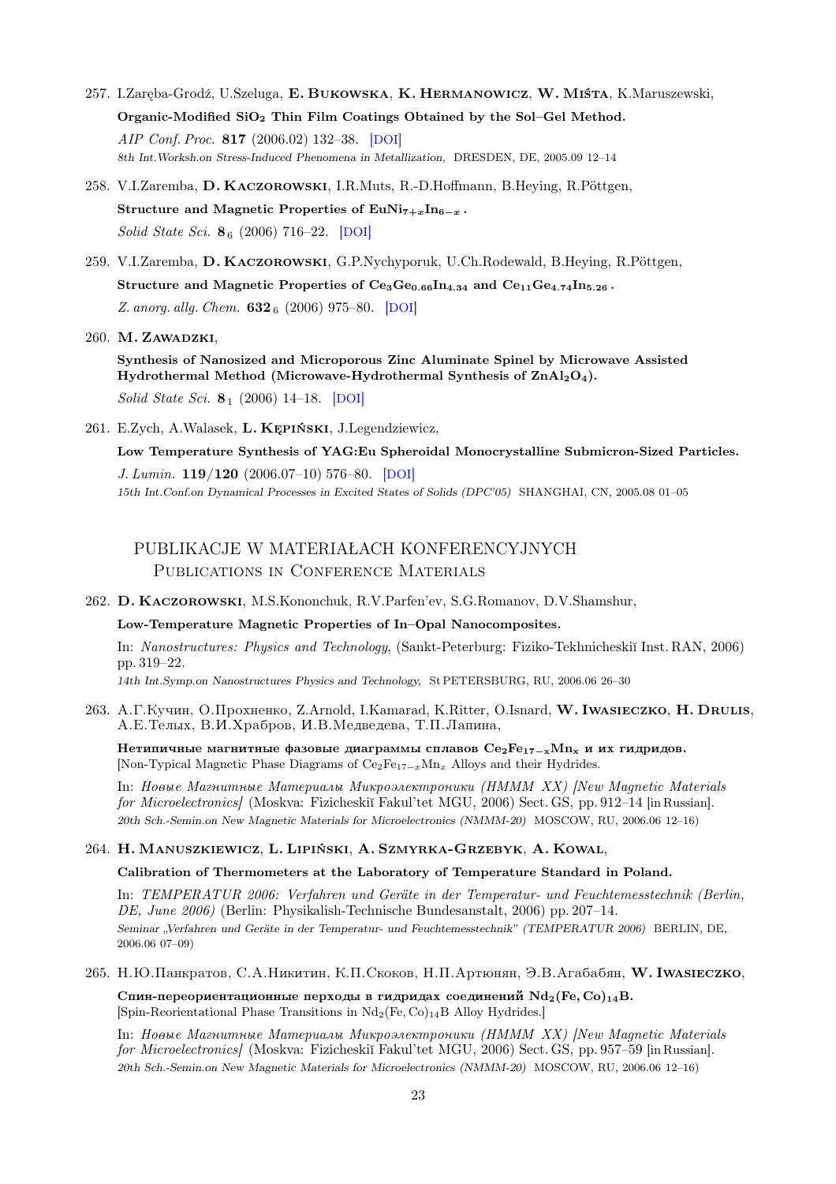257. I.Zaręba-Grodź, U.Szeluga, **E. Bukowska**, **K. Hermanowicz**, **W. Miśta**, K.Maruszewski,

**Organic-Modified $SiO_2$ Thin Film Coatings Obtained by the Sol–Gel Method.**

*AIP Conf. Proc.* **817** (2006.02) 132–38. [DOI]

*8th Int.Worksh.on Stress-Induced Phenomena in Metallization,* DRESDEN, DE, 2005.09 12–14

258. V.I.Zaremba, **D. Kaczorowski**, I.R.Muts, R.-D.Hoffmann, B.Heying, R.Pöttgen,

**Structure and Magnetic Properties of $EuNi_{7+x}In_{6-x}$ .**

*Solid State Sci.* **8** $_6$ (2006) 716–22. [DOI]

259. V.I.Zaremba, **D. Kaczorowski**, G.P.Nychyporuk, U.Ch.Rodewald, B.Heying, R.Pöttgen,

**Structure and Magnetic Properties of $Ce_3Ge_{0.66}In_{4.34}$ and $Ce_{11}Ge_{4.74}In_{5.26}$ .**

*Z. anorg. allg. Chem.* **632** $_6$ (2006) 975–80. [DOI]

260. **M. Zawadzki**,

**Synthesis of Nanosized and Microporous Zinc Aluminate Spinel by Microwave Assisted Hydrothermal Method (Microwave-Hydrothermal Synthesis of $ZnAl_2O_4$).**

*Solid State Sci.* **8** $_1$ (2006) 14–18. [DOI]

261. E.Zych, A.Walasek, **L. Kępiński**, J.Legendziewicz,

**Low Temperature Synthesis of YAG:Eu Spheroidal Monocrystalline Submicron-Sized Particles.**

*J. Lumin.* **119/120** (2006.07–10) 576–80. [DOI]

*15th Int.Conf.on Dynamical Processes in Excited States of Solids (DPC'05)* SHANGHAI, CN, 2005.08 01–05

## PUBLIKACJE W MATERIAŁACH KONFERENCYJNYCH
## Publications in Conference Materials

262. **D. Kaczorowski**, M.S.Kononchuk, R.V.Parfen'ev, S.G.Romanov, D.V.Shamshur,

**Low-Temperature Magnetic Properties of In–Opal Nanocomposites.**

In: *Nanostructures: Physics and Technology*, (Sankt-Peterburg: Fiziko-Tekhnicheskiĭ Inst. RAN, 2006) pp. 319–22.

*14th Int.Symp.on Nanostructures Physics and Technology,* St PETERSBURG, RU, 2006.06 26–30

263. А.Г.Кучин, О.Прохненко, Z.Arnold, I.Kamarad, K.Ritter, O.Isnard, **W. Iwasieczko**, **H. Drulis**, А.Е.Телых, В.И.Храбров, И.В.Медведева, Т.П.Лапина,

**Нетипичные магнитные фазовые диаграммы сплавов $Ce_2Fe_{17-x}Mn_x$ и их гидридов.**
[Non-Typical Magnetic Phase Diagrams of $Ce_2Fe_{17-x}Mn_x$ Alloys and their Hydrides.

In: *Новые Магнитные Материалы Микроэлектроники (НМММ XX) [New Magnetic Materials for Microelectronics]* (Moskva: Fizicheskiĭ Fakul'tet MGU, 2006) Sect. GS, pp. 912–14 [in Russian].

*20th Sch.-Semin.on New Magnetic Materials for Microelectronics (NMMM-20)* MOSCOW, RU, 2006.06 12–16)

264. **H. Manuszkiewicz**, **L. Lipiński**, **A. Szmyrka-Grzebyk**, **A. Kowal**,

**Calibration of Thermometers at the Laboratory of Temperature Standard in Poland.**

In: *TEMPERATUR 2006: Verfahren und Geräte in der Temperatur- und Feuchtemesstechnik (Berlin, DE, June 2006)* (Berlin: Physikalish-Technische Bundesanstalt, 2006) pp. 207–14.

*Seminar „Verfahren und Geräte in der Temperatur- und Feuchtemesstechnik" (TEMPERATUR 2006)* BERLIN, DE, 2006.06 07–09)

265. Н.Ю.Панкратов, С.А.Никитин, К.П.Скоков, Н.П.Артюнян, Э.В.Агабабян, **W. Iwasieczko**,

**Спин-переориентационные перходы в гидридах соединений $Nd_2(Fe,Co)_{14}B$.**
[Spin-Reorientational Phase Transitions in $Nd_2(Fe,Co)_{14}B$ Alloy Hydrides.]

In: *Новые Магнитные Материалы Микроэлектроники (НМММ XX) [New Magnetic Materials for Microelectronics]* (Moskva: Fizicheskiĭ Fakul'tet MGU, 2006) Sect. GS, pp. 957–59 [in Russian].

*20th Sch.-Semin.on New Magnetic Materials for Microelectronics (NMMM-20)* MOSCOW, RU, 2006.06 12–16)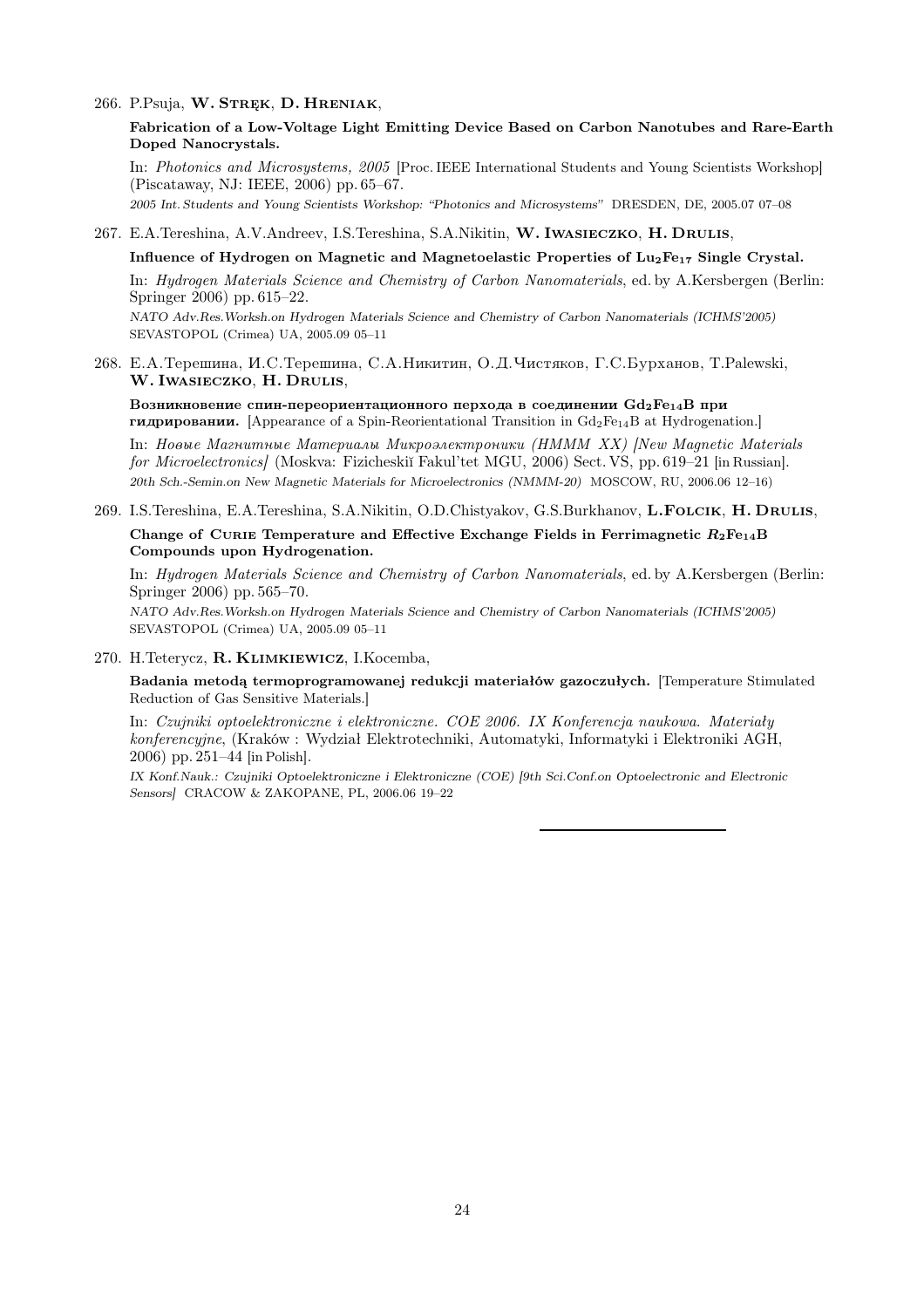266. P.Psuja, **W. Stręk**, **D. Hreniak**,

**Fabrication of a Low-Voltage Light Emitting Device Based on Carbon Nanotubes and Rare-Earth Doped Nanocrystals.**

In: *Photonics and Microsystems, 2005* [Proc. IEEE International Students and Young Scientists Workshop] (Piscataway, NJ: IEEE, 2006) pp. 65–67.

*2005 Int. Students and Young Scientists Workshop: "Photonics and Microsystems"* DRESDEN, DE, 2005.07 07–08

267. E.A.Tereshina, A.V.Andreev, I.S.Tereshina, S.A.Nikitin, **W. Iwasieczko**, **H. Drulis**,

**Influence of Hydrogen on Magnetic and Magnetoelastic Properties of $Lu_2Fe_{17}$ Single Crystal.**

In: *Hydrogen Materials Science and Chemistry of Carbon Nanomaterials*, ed. by A.Kersbergen (Berlin: Springer 2006) pp. 615–22.

*NATO Adv.Res.Worksh.on Hydrogen Materials Science and Chemistry of Carbon Nanomaterials (ICHMS'2005)* SEVASTOPOL (Crimea) UA, 2005.09 05–11

268. Е.А.Терешина, И.С.Терешина, С.А.Никитин, О.Д.Чистяков, Г.С.Бурханов, T.Palewski, **W. Iwasieczko**, **H. Drulis**,

**Возникновение спин-переориентационного перехода в соединении $Gd_2Fe_{14}B$ при гидрировании.** [Appearance of a Spin-Reorientational Transition in $Gd_2Fe_{14}B$ at Hydrogenation.]

In: *Новые Магнитные Материалы Микроэлектроники (НМММ XX) [New Magnetic Materials for Microelectronics]* (Moskva: Fizicheskiĭ Fakul'tet MGU, 2006) Sect. VS, pp. 619–21 [in Russian].

*20th Sch.-Semin.on New Magnetic Materials for Microelectronics (NMMM-20)* MOSCOW, RU, 2006.06 12–16)

269. I.S.Tereshina, E.A.Tereshina, S.A.Nikitin, O.D.Chistyakov, G.S.Burkhanov, **L.Folcik**, **H. Drulis**,

**Change of Curie Temperature and Effective Exchange Fields in Ferrimagnetic $R_2Fe_{14}B$ Compounds upon Hydrogenation.**

In: *Hydrogen Materials Science and Chemistry of Carbon Nanomaterials*, ed. by A.Kersbergen (Berlin: Springer 2006) pp. 565–70.

*NATO Adv.Res.Worksh.on Hydrogen Materials Science and Chemistry of Carbon Nanomaterials (ICHMS'2005)* SEVASTOPOL (Crimea) UA, 2005.09 05–11

270. H.Teterycz, **R. Klimkiewicz**, I.Kocemba,

**Badania metodą termoprogramowanej redukcji materiałów gazoczułych.** [Temperature Stimulated Reduction of Gas Sensitive Materials.]

In: *Czujniki optoelektroniczne i elektroniczne. COE 2006. IX Konferencja naukowa. Materiały konferencyjne*, (Kraków : Wydział Elektrotechniki, Automatyki, Informatyki i Elektroniki AGH, 2006) pp. 251–44 [in Polish].

*IX Konf.Nauk.: Czujniki Optoelektroniczne i Elektroniczne (COE) [9th Sci.Conf.on Optoelectronic and Electronic Sensors]* CRACOW & ZAKOPANE, PL, 2006.06 19–22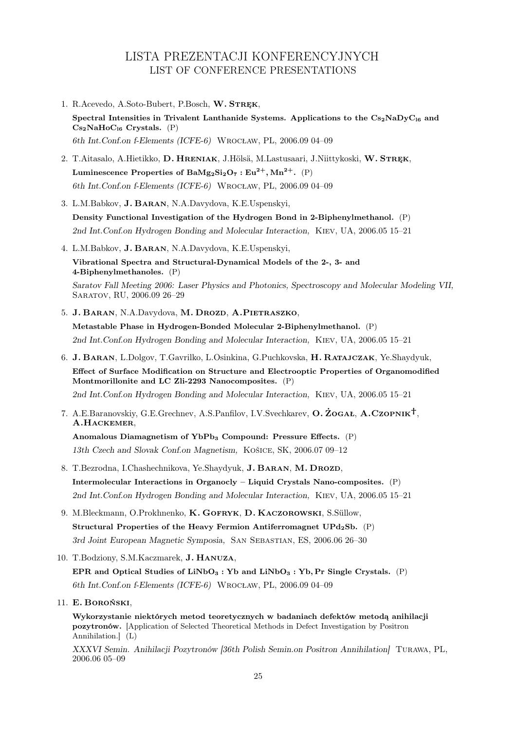# LISTA PREZENTACJI KONFERENCYJNYCH
## LIST OF CONFERENCE PRESENTATIONS

1. R.Acevedo, A.Soto-Bubert, P.Bosch, **W. Stręk**,
   **Spectral Intensities in Trivalent Lanthanide Systems. Applications to the $Cs_2NaDyC_{l6}$ and $Cs_2NaHoC_{l6}$ Crystals.** (P)
   *6th Int.Conf.on f-Elements (ICFE-6)* Wrocław, PL, 2006.09 04–09

2. T.Aitasalo, A.Hietikko, **D. Hreniak**, J.Hölsä, M.Lastusaari, J.Niittykoski, **W. Stręk**,
   **Luminescence Properties of $BaMg_2Si_2O_7 : Eu^{2+}, Mn^{2+}$.** (P)
   *6th Int.Conf.on f-Elements (ICFE-6)* Wrocław, PL, 2006.09 04–09

3. L.M.Babkov, **J. Baran**, N.A.Davydova, K.E.Uspenskyi,
   **Density Functional Investigation of the Hydrogen Bond in 2-Biphenylmethanol.** (P)
   *2nd Int.Conf.on Hydrogen Bonding and Molecular Interaction,* Kiev, UA, 2006.05 15–21

4. L.M.Babkov, **J. Baran**, N.A.Davydova, K.E.Uspenskyi,
   **Vibrational Spectra and Structural-Dynamical Models of the 2-, 3- and 4-Biphenylmethanoles.** (P)
   *Saratov Fall Meeting 2006: Laser Physics and Photonics, Spectroscopy and Molecular Modeling VII,* Saratov, RU, 2006.09 26–29

5. **J. Baran**, N.A.Davydova, **M. Drozd**, **A.Pietraszko**,
   **Metastable Phase in Hydrogen-Bonded Molecular 2-Biphenylmethanol.** (P)
   *2nd Int.Conf.on Hydrogen Bonding and Molecular Interaction,* Kiev, UA, 2006.05 15–21

6. **J. Baran**, L.Dolgov, T.Gavrilko, L.Osinkina, G.Puchkovska, **H. Ratajczak**, Ye.Shaydyuk,
   **Effect of Surface Modification on Structure and Electrooptic Properties of Organomodified Montmorillonite and LC Zli-2293 Nanocomposites.** (P)
   *2nd Int.Conf.on Hydrogen Bonding and Molecular Interaction,* Kiev, UA, 2006.05 15–21

7. A.E.Baranovskiy, G.E.Grechnev, A.S.Panfilov, I.V.Svechkarev, **O. Żogał**, **A.Czopnik†**, **A.Hackemer**,
   **Anomalous Diamagnetism of $YbPb_3$ Compound: Pressure Effects.** (P)
   *13th Czech and Slovak Conf.on Magnetism,* Košice, SK, 2006.07 09–12

8. T.Bezrodna, I.Chashechnikova, Ye.Shaydyuk, **J. Baran**, **M. Drozd**,
   **Intermolecular Interactions in Organocly – Liquid Crystals Nano-composites.** (P)
   *2nd Int.Conf.on Hydrogen Bonding and Molecular Interaction,* Kiev, UA, 2006.05 15–21

9. M.Bleckmann, O.Prokhnenko, **K. Gofryk**, **D. Kaczorowski**, S.Süllow,
   **Structural Properties of the Heavy Fermion Antiferromagnet $UPd_2Sb$.** (P)
   *3rd Joint European Magnetic Symposia,* San Sebastian, ES, 2006.06 26–30

10. T.Bodziony, S.M.Kaczmarek, **J. Hanuza**,
    **EPR and Optical Studies of $LiNbO_3 : Yb$ and $LiNbO_3 : Yb, Pr$ Single Crystals.** (P)
    *6th Int.Conf.on f-Elements (ICFE-6)* Wrocław, PL, 2006.09 04–09

11. **E. Boroński**,
    **Wykorzystanie niektórych metod teoretycznych w badaniach defektów metodą anihilacji pozytronów.** [Application of Selected Theoretical Methods in Defect Investigation by Positron Annihilation.] (L)
    *XXXVI Semin. Anihilacji Pozytronów [36th Polish Semin.on Positron Annihilation]* Turawa, PL, 2006.06 05–09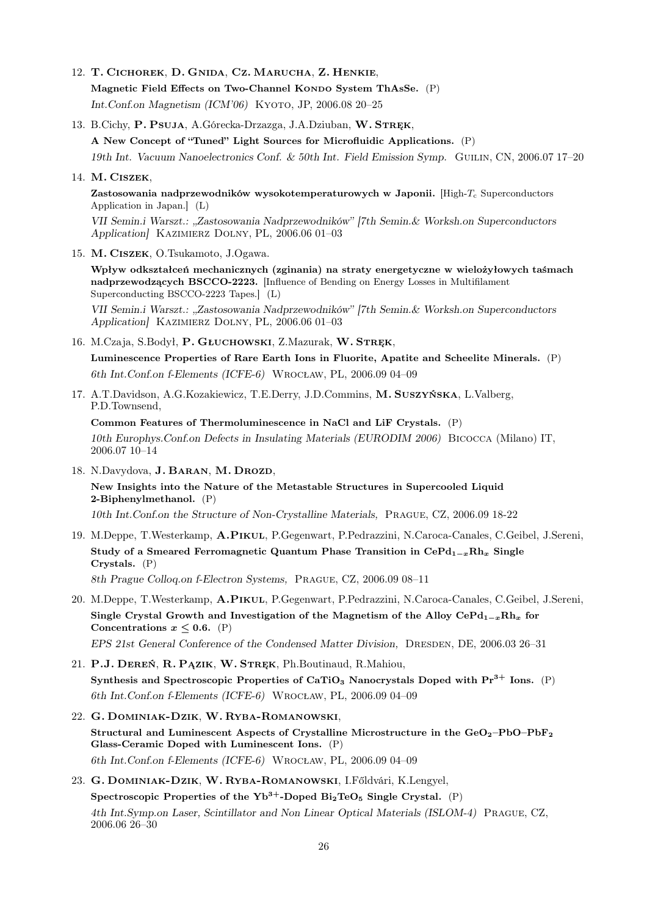12. **T. Cichorek**, **D. Gnida**, **Cz. Marucha**, **Z. Henkie**,
    **Magnetic Field Effects on Two-Channel Kondo System ThAsSe.** (P)
    *Int.Conf.on Magnetism (ICM'06)* Kyoto, JP, 2006.08 20–25

13. B.Cichy, **P. Psuja**, A.Górecka-Drzazga, J.A.Dziuban, **W. Stręk**,
    **A New Concept of "Tuned" Light Sources for Microfluidic Applications.** (P)
    *19th Int. Vacuum Nanoelectronics Conf. & 50th Int. Field Emission Symp.* Guilin, CN, 2006.07 17–20

14. **M. Ciszek**,
    **Zastosowania nadprzewodników wysokotemperaturowych w Japonii.** [High-$T_c$ Superconductors Application in Japan.] (L)
    *VII Semin.i Warszt.: „Zastosowania Nadprzewodników" [7th Semin.& Worksh.on Superconductors Application]* Kazimierz Dolny, PL, 2006.06 01–03

15. **M. Ciszek**, O.Tsukamoto, J.Ogawa.
    **Wpływ odkształceń mechanicznych (zginania) na straty energetyczne w wielożyłowych taśmach nadprzewodzących BSCCO-2223.** [Influence of Bending on Energy Losses in Multifilament Superconducting BSCCO-2223 Tapes.] (L)
    *VII Semin.i Warszt.: „Zastosowania Nadprzewodników" [7th Semin.& Worksh.on Superconductors Application]* Kazimierz Dolny, PL, 2006.06 01–03

16. M.Czaja, S.Bodył, **P. Głuchowski**, Z.Mazurak, **W. Stręk**,
    **Luminescence Properties of Rare Earth Ions in Fluorite, Apatite and Scheelite Minerals.** (P)
    *6th Int.Conf.on f-Elements (ICFE-6)* Wrocław, PL, 2006.09 04–09

17. A.T.Davidson, A.G.Kozakiewicz, T.E.Derry, J.D.Commins, **M. Suszyńska**, L.Valberg, P.D.Townsend,
    **Common Features of Thermoluminescence in NaCl and LiF Crystals.** (P)
    *10th Europhys.Conf.on Defects in Insulating Materials (EURODIM 2006)* Bicocca (Milano) IT, 2006.07 10–14

18. N.Davydova, **J. Baran**, **M. Drozd**,
    **New Insights into the Nature of the Metastable Structures in Supercooled Liquid 2-Biphenylmethanol.** (P)
    *10th Int.Conf.on the Structure of Non-Crystalline Materials,* Prague, CZ, 2006.09 18-22

19. M.Deppe, T.Westerkamp, **A.Pikul**, P.Gegenwart, P.Pedrazzini, N.Caroca-Canales, C.Geibel, J.Sereni,
    **Study of a Smeared Ferromagnetic Quantum Phase Transition in $CePd_{1-x}Rh_x$ Single Crystals.** (P)
    *8th Prague Colloq.on f-Electron Systems,* Prague, CZ, 2006.09 08–11

20. M.Deppe, T.Westerkamp, **A.Pikul**, P.Gegenwart, P.Pedrazzini, N.Caroca-Canales, C.Geibel, J.Sereni,
    **Single Crystal Growth and Investigation of the Magnetism of the Alloy $CePd_{1-x}Rh_x$ for Concentrations $x \leq 0.6$.** (P)
    *EPS 21st General Conference of the Condensed Matter Division,* Dresden, DE, 2006.03 26–31

21. **P.J. Dereń**, **R. Pązik**, **W. Stręk**, Ph.Boutinaud, R.Mahiou,
    **Synthesis and Spectroscopic Properties of $CaTiO_3$ Nanocrystals Doped with $Pr^{3+}$ Ions.** (P)
    *6th Int.Conf.on f-Elements (ICFE-6)* Wrocław, PL, 2006.09 04–09

22. **G. Dominiak-Dzik**, **W. Ryba-Romanowski**,
    **Structural and Luminescent Aspects of Crystalline Microstructure in the $GeO_2$–PbO–$PbF_2$ Glass-Ceramic Doped with Luminescent Ions.** (P)
    *6th Int.Conf.on f-Elements (ICFE-6)* Wrocław, PL, 2006.09 04–09

23. **G. Dominiak-Dzik**, **W. Ryba-Romanowski**, I.Főldvári, K.Lengyel,
    **Spectroscopic Properties of the $Yb^{3+}$-Doped $Bi_2TeO_5$ Single Crystal.** (P)
    *4th Int.Symp.on Laser, Scintillator and Non Linear Optical Materials (ISLOM-4)* Prague, CZ, 2006.06 26–30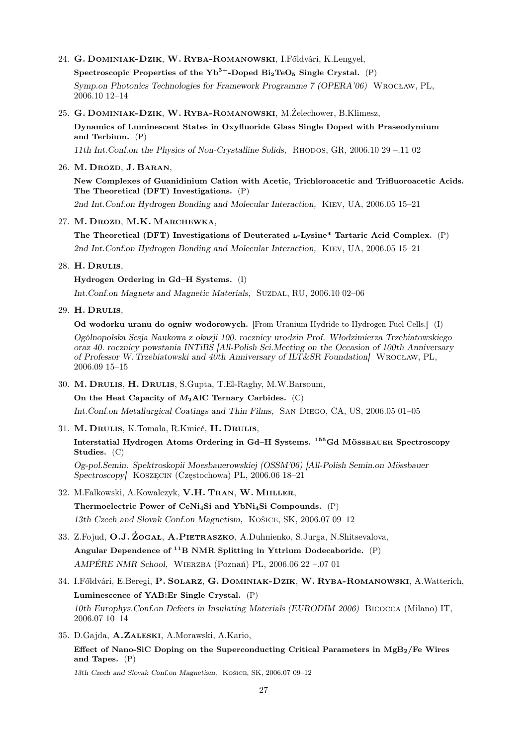24. **G. Dominiak-Dzik**, **W. Ryba-Romanowski**, I.Főldvári, K.Lengyel,

    **Spectroscopic Properties of the $Yb^{3+}$-Doped $Bi_2TeO_5$ Single Crystal.** (P)

    *Symp.on Photonics Technologies for Framework Programme 7 (OPERA'06)* Wrocław, PL, 2006.10 12–14

25. **G. Dominiak-Dzik**, **W. Ryba-Romanowski**, M.Żelechower, B.Klimesz,

    **Dynamics of Luminescent States in Oxyfluoride Glass Single Doped with Praseodymium and Terbium.** (P)

    *11th Int.Conf.on the Physics of Non-Crystalline Solids,* Rhodos, GR, 2006.10 29 –.11 02

26. **M. Drozd**, **J. Baran**,

    **New Complexes of Guanidinium Cation with Acetic, Trichloroacetic and Trifluoroacetic Acids. The Theoretical (DFT) Investigations.** (P)

    *2nd Int.Conf.on Hydrogen Bonding and Molecular Interaction,* Kiev, UA, 2006.05 15–21

27. **M. Drozd**, **M.K. Marchewka**,

    **The Theoretical (DFT) Investigations of Deuterated L-Lysine* Tartaric Acid Complex.** (P)

    *2nd Int.Conf.on Hydrogen Bonding and Molecular Interaction,* Kiev, UA, 2006.05 15–21

28. **H. Drulis**,

    **Hydrogen Ordering in Gd–H Systems.** (I)

    *Int.Conf.on Magnets and Magnetic Materials,* Suzdal, RU, 2006.10 02–06

29. **H. Drulis**,

    **Od wodorku uranu do ogniw wodorowych.** [From Uranium Hydride to Hydrogen Fuel Cells.] (I)

    *Ogólnopolska Sesja Naukowa z okazji 100. rocznicy urodzin Prof. Włodzimierza Trzebiatowskiego oraz 40. rocznicy powstania INTiBS [All-Polish Sci.Meeting on the Occasion of 100th Anniversary of Professor W. Trzebiatowski and 40th Anniversary of ILT&SR Foundation]* Wrocław, PL, 2006.09 15–15

30. **M. Drulis**, **H. Drulis**, S.Gupta, T.El-Raghy, M.W.Barsoum,

    **On the Heat Capacity of $M_2$AlC Ternary Carbides.** (C)

    *Int.Conf.on Metallurgical Coatings and Thin Films,* San Diego, CA, US, 2006.05 01–05

31. **M. Drulis**, K.Tomala, R.Kmieć, **H. Drulis**,

    **Interstatial Hydrogen Atoms Ordering in Gd–H Systems. $^{155}$Gd Mössbauer Spectroscopy Studies.** (C)

    *Og-pol.Semin. Spektroskopii Moesbauerowskiej (OSSM'06) [All-Polish Semin.on Mössbauer Spectroscopy]* Koszęcin (Częstochowa) PL, 2006.06 18–21

32. M.Falkowski, A.Kowalczyk, **V.H. Tran**, **W. Miiller**,

    **Thermoelectric Power of $CeNi_4Si$ and $YbNi_4Si$ Compounds.** (P)

    *13th Czech and Slovak Conf.on Magnetism,* Košice, SK, 2006.07 09–12

33. Z.Fojud, **O.J. Żogał**, **A.Pietraszko**, A.Duhnienko, S.Jurga, N.Shitsevalova,

    **Angular Dependence of $^{11}$B NMR Splitting in Yttrium Dodecaboride.** (P)

    *AMPÉRE NMR School,* Wierzba (Poznań) PL, 2006.06 22 –.07 01

34. I.Főldvári, E.Beregi, **P. Solarz**, **G. Dominiak-Dzik**, **W. Ryba-Romanowski**, A.Watterich,

    **Luminescence of YAB:Er Single Crystal.** (P)

    *10th Europhys.Conf.on Defects in Insulating Materials (EURODIM 2006)* Bicocca (Milano) IT, 2006.07 10–14

35. D.Gajda, **A.Zaleski**, A.Morawski, A.Kario,

    **Effect of Nano-SiC Doping on the Superconducting Critical Parameters in $MgB_2$/Fe Wires and Tapes.** (P)

    *13th Czech and Slovak Conf.on Magnetism,* Košice, SK, 2006.07 09–12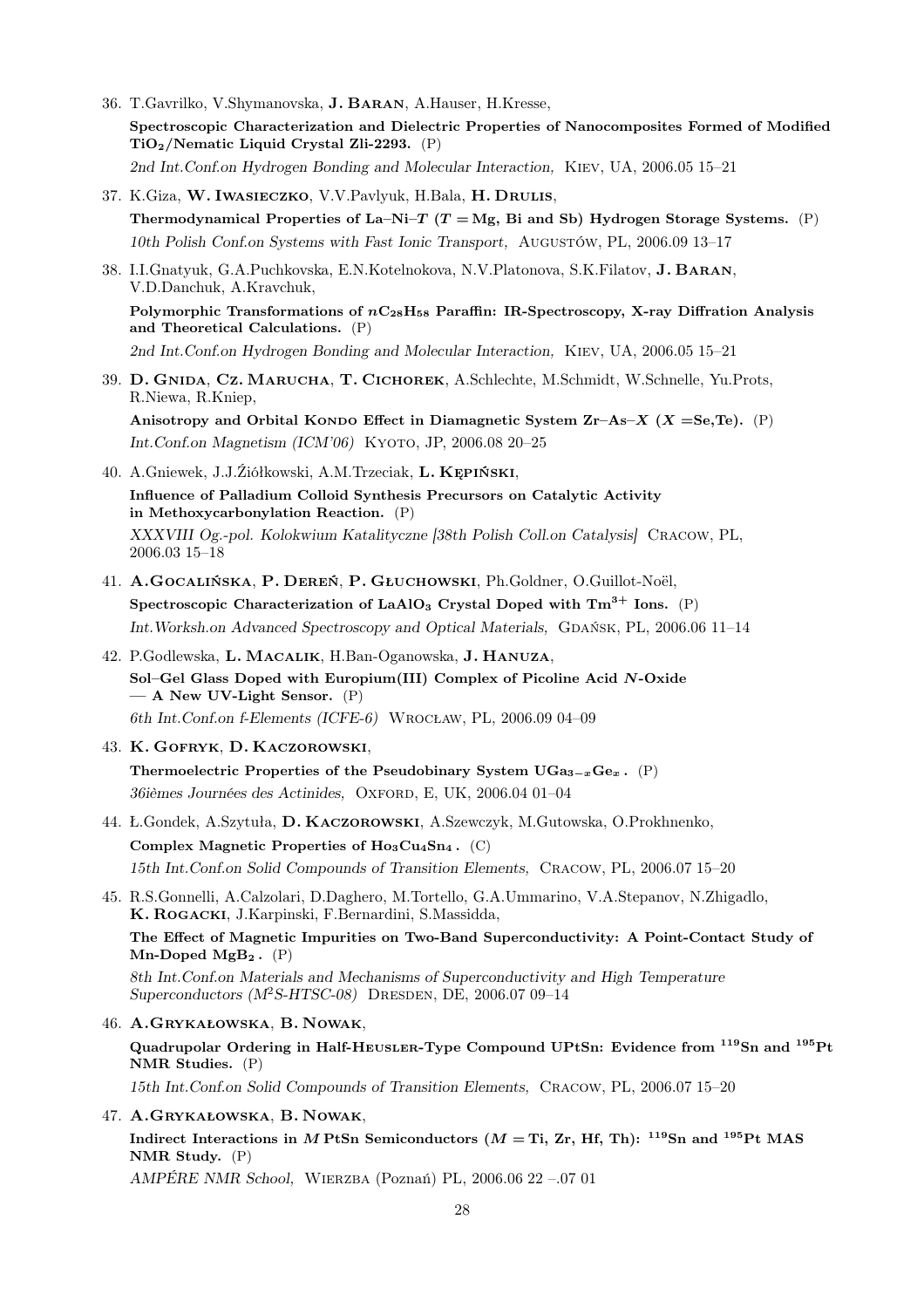36. T.Gavrilko, V.Shymanovska, **J. Baran**, A.Hauser, H.Kresse,

    **Spectroscopic Characterization and Dielectric Properties of Nanocomposites Formed of Modified $TiO_2$/Nematic Liquid Crystal Zli-2293.** (P)

    *2nd Int.Conf.on Hydrogen Bonding and Molecular Interaction,* Kiev, UA, 2006.05 15–21

37. K.Giza, **W. Iwasieczko**, V.V.Pavlyuk, H.Bala, **H. Drulis**,

    **Thermodynamical Properties of La–Ni–$T$ ($T$ = Mg, Bi and Sb) Hydrogen Storage Systems.** (P)

    *10th Polish Conf.on Systems with Fast Ionic Transport,* Augustów, PL, 2006.09 13–17

38. I.I.Gnatyuk, G.A.Puchkovska, E.N.Kotelnokova, N.V.Platonova, S.K.Filatov, **J. Baran**, V.D.Danchuk, A.Kravchuk,

    **Polymorphic Transformations of $nC_{28}H_{58}$ Paraffin: IR-Spectroscopy, X-ray Diffration Analysis and Theoretical Calculations.** (P)

    *2nd Int.Conf.on Hydrogen Bonding and Molecular Interaction,* Kiev, UA, 2006.05 15–21

39. **D. Gnida**, **Cz. Marucha**, **T. Cichorek**, A.Schlechte, M.Schmidt, W.Schnelle, Yu.Prots, R.Niewa, R.Kniep,

    **Anisotropy and Orbital Kondo Effect in Diamagnetic System Zr–As–$X$ ($X$ =Se,Te).** (P)

    *Int.Conf.on Magnetism (ICM'06)* Kyoto, JP, 2006.08 20–25

40. A.Gniewek, J.J.Ziółkowski, A.M.Trzeciak, **L. Kępiński**,

    **Influence of Palladium Colloid Synthesis Precursors on Catalytic Activity in Methoxycarbonylation Reaction.** (P)

    *XXXVIII Og.-pol. Kolokwium Katalityczne [38th Polish Coll.on Catalysis]* Cracow, PL, 2006.03 15–18

41. **A.Gocalińska**, **P. Dereń**, **P. Głuchowski**, Ph.Goldner, O.Guillot-Noël,

    **Spectroscopic Characterization of $LaAlO_3$ Crystal Doped with $Tm^{3+}$ Ions.** (P)

    *Int.Worksh.on Advanced Spectroscopy and Optical Materials,* Gdańsk, PL, 2006.06 11–14

42. P.Godlewska, **L. Macalik**, H.Ban-Oganowska, **J. Hanuza**,

    **Sol–Gel Glass Doped with Europium(III) Complex of Picoline Acid $N$-Oxide — A New UV-Light Sensor.** (P)

    *6th Int.Conf.on f-Elements (ICFE-6)* Wrocław, PL, 2006.09 04–09

43. **K. Gofryk**, **D. Kaczorowski**,

    **Thermoelectric Properties of the Pseudobinary System $UGa_{3-x}Ge_x$ .** (P)

    *36ièmes Journées des Actinides,* Oxford, E, UK, 2006.04 01–04

44. Ł.Gondek, A.Szytuła, **D. Kaczorowski**, A.Szewczyk, M.Gutowska, O.Prokhnenko,

    **Complex Magnetic Properties of $Ho_3Cu_4Sn_4$ .** (C)

    *15th Int.Conf.on Solid Compounds of Transition Elements,* Cracow, PL, 2006.07 15–20

45. R.S.Gonnelli, A.Calzolari, D.Daghero, M.Tortello, G.A.Ummarino, V.A.Stepanov, N.Zhigadlo, **K. Rogacki**, J.Karpinski, F.Bernardini, S.Massidda,

    **The Effect of Magnetic Impurities on Two-Band Superconductivity: A Point-Contact Study of Mn-Doped $MgB_2$ .** (P)

    *8th Int.Conf.on Materials and Mechanisms of Superconductivity and High Temperature Superconductors ($M^2$S-HTSC-08)* Dresden, DE, 2006.07 09–14

46. **A.Grykałowska**, **B. Nowak**,

    **Quadrupolar Ordering in Half-Heusler-Type Compound UPtSn: Evidence from $^{119}$Sn and $^{195}$Pt NMR Studies.** (P)

    *15th Int.Conf.on Solid Compounds of Transition Elements,* Cracow, PL, 2006.07 15–20

47. **A.Grykałowska**, **B. Nowak**,

    **Indirect Interactions in $M$ PtSn Semiconductors ($M$ = Ti, Zr, Hf, Th): $^{119}$Sn and $^{195}$Pt MAS NMR Study.** (P)

    *AMPÉRE NMR School,* Wierzba (Poznań) PL, 2006.06 22 –.07 01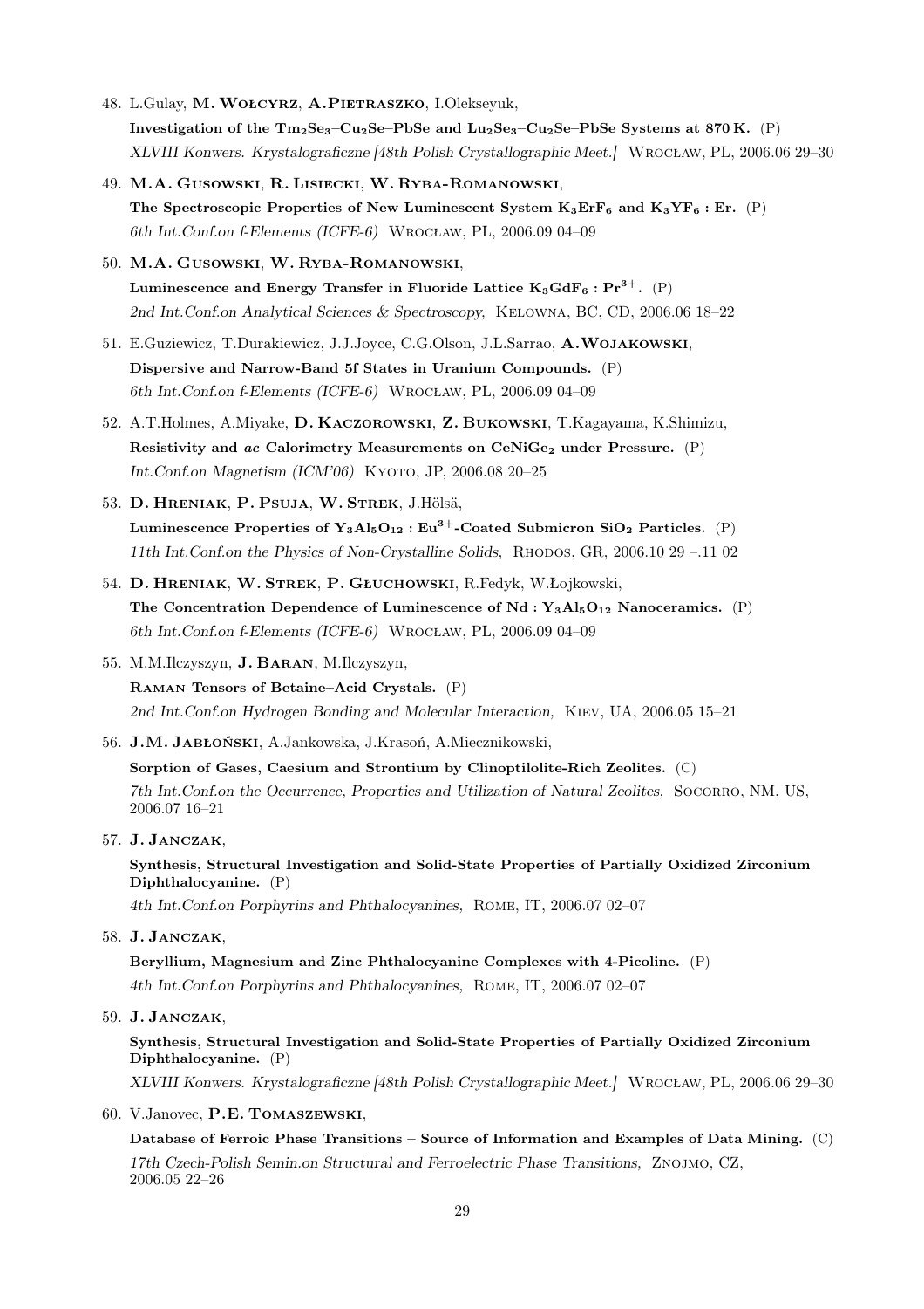48. L.Gulay, **M. Wołcyrz**, **A.Pietraszko**, I.Olekseyuk,
    **Investigation of the $Tm_2Se_3$–$Cu_2Se$–PbSe and $Lu_2Se_3$–$Cu_2Se$–PbSe Systems at 870 K.** (P)
    *XLVIII Konwers. Krystalograficzne [48th Polish Crystallographic Meet.]* Wrocław, PL, 2006.06 29–30

49. **M.A. Gusowski**, **R. Lisiecki**, **W. Ryba-Romanowski**,
    **The Spectroscopic Properties of New Luminescent System $K_3ErF_6$ and $K_3YF_6$ : Er.** (P)
    *6th Int.Conf.on f-Elements (ICFE-6)* Wrocław, PL, 2006.09 04–09

50. **M.A. Gusowski**, **W. Ryba-Romanowski**,
    **Luminescence and Energy Transfer in Fluoride Lattice $K_3GdF_6 : Pr^{3+}$.** (P)
    *2nd Int.Conf.on Analytical Sciences & Spectroscopy,* Kelowna, BC, CD, 2006.06 18–22

51. E.Guziewicz, T.Durakiewicz, J.J.Joyce, C.G.Olson, J.L.Sarrao, **A.Wojakowski**,
    **Dispersive and Narrow-Band 5f States in Uranium Compounds.** (P)
    *6th Int.Conf.on f-Elements (ICFE-6)* Wrocław, PL, 2006.09 04–09

52. A.T.Holmes, A.Miyake, **D. Kaczorowski**, **Z. Bukowski**, T.Kagayama, K.Shimizu,
    **Resistivity and *ac* Calorimetry Measurements on $CeNiGe_2$ under Pressure.** (P)
    *Int.Conf.on Magnetism (ICM'06)* Kyoto, JP, 2006.08 20–25

53. **D. Hreniak**, **P. Psuja**, **W. Strek**, J.Hölsä,
    **Luminescence Properties of $Y_3Al_5O_{12} : Eu^{3+}$-Coated Submicron $SiO_2$ Particles.** (P)
    *11th Int.Conf.on the Physics of Non-Crystalline Solids,* Rhodos, GR, 2006.10 29 –.11 02

54. **D. Hreniak**, **W. Strek**, **P. Głuchowski**, R.Fedyk, W.Łojkowski,
    **The Concentration Dependence of Luminescence of Nd : $Y_3Al_5O_{12}$ Nanoceramics.** (P)
    *6th Int.Conf.on f-Elements (ICFE-6)* Wrocław, PL, 2006.09 04–09

55. M.M.Ilczyszyn, **J. Baran**, M.Ilczyszyn,
    **Raman Tensors of Betaine–Acid Crystals.** (P)
    *2nd Int.Conf.on Hydrogen Bonding and Molecular Interaction,* Kiev, UA, 2006.05 15–21

56. **J.M. Jabłoński**, A.Jankowska, J.Krasoń, A.Miecznikowski,
    **Sorption of Gases, Caesium and Strontium by Clinoptilolite-Rich Zeolites.** (C)
    *7th Int.Conf.on the Occurrence, Properties and Utilization of Natural Zeolites,* Socorro, NM, US, 2006.07 16–21

57. **J. Janczak**,
    **Synthesis, Structural Investigation and Solid-State Properties of Partially Oxidized Zirconium Diphthalocyanine.** (P)
    *4th Int.Conf.on Porphyrins and Phthalocyanines,* Rome, IT, 2006.07 02–07

58. **J. Janczak**,
    **Beryllium, Magnesium and Zinc Phthalocyanine Complexes with 4-Picoline.** (P)
    *4th Int.Conf.on Porphyrins and Phthalocyanines,* Rome, IT, 2006.07 02–07

59. **J. Janczak**,
    **Synthesis, Structural Investigation and Solid-State Properties of Partially Oxidized Zirconium Diphthalocyanine.** (P)
    *XLVIII Konwers. Krystalograficzne [48th Polish Crystallographic Meet.]* Wrocław, PL, 2006.06 29–30

60. V.Janovec, **P.E. Tomaszewski**,
    **Database of Ferroic Phase Transitions – Source of Information and Examples of Data Mining.** (C)
    *17th Czech-Polish Semin.on Structural and Ferroelectric Phase Transitions,* Znojmo, CZ, 2006.05 22–26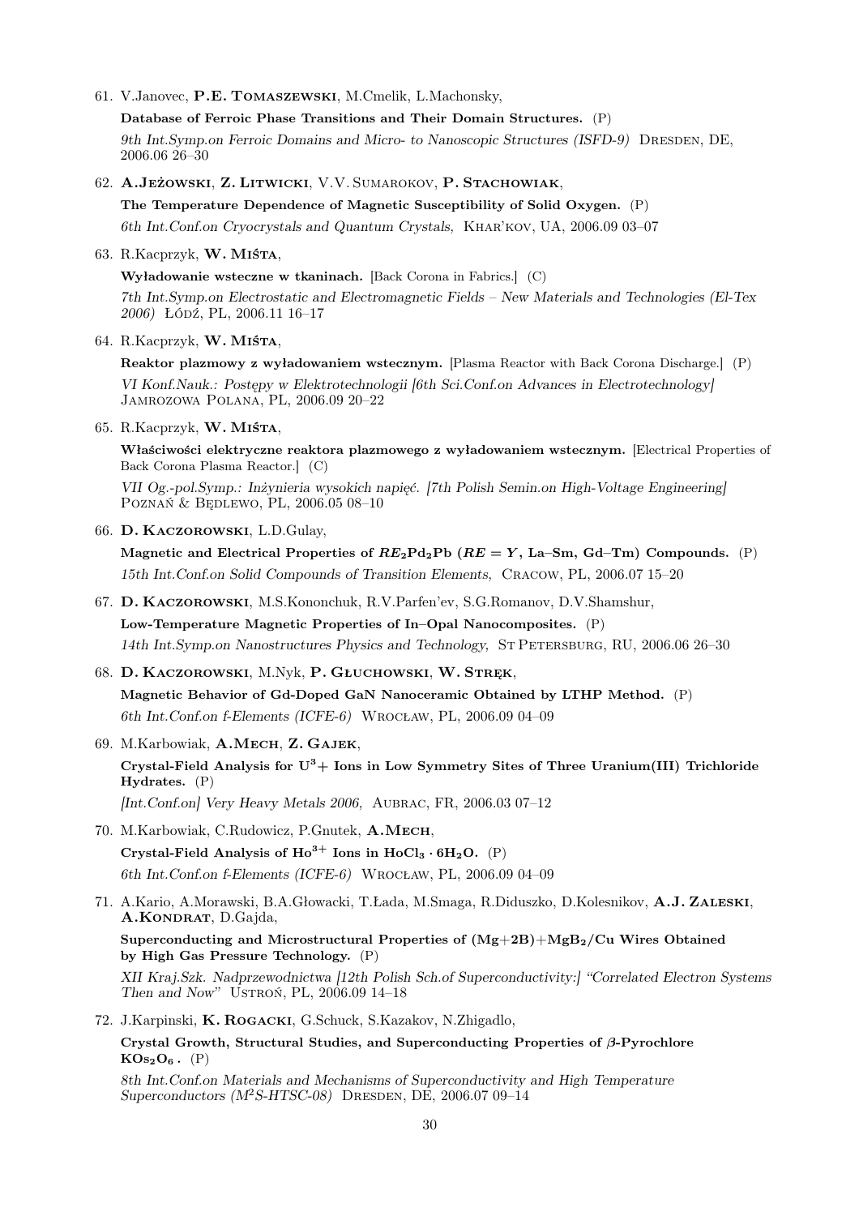61. V.Janovec, **P.E. Tomaszewski**, M.Cmelik, L.Machonsky,

    **Database of Ferroic Phase Transitions and Their Domain Structures.** (P)

    *9th Int.Symp.on Ferroic Domains and Micro- to Nanoscopic Structures (ISFD-9)* Dresden, DE, 2006.06 26–30

62. **A.Jeżowski**, **Z. Litwicki**, V.V. Sumarokov, **P. Stachowiak**,

    **The Temperature Dependence of Magnetic Susceptibility of Solid Oxygen.** (P)

    *6th Int.Conf.on Cryocrystals and Quantum Crystals,* Khar'kov, UA, 2006.09 03–07

63. R.Kacprzyk, **W. Miśta**,

    **Wyładowanie wsteczne w tkaninach.** [Back Corona in Fabrics.] (C)

    *7th Int.Symp.on Electrostatic and Electromagnetic Fields – New Materials and Technologies (El-Tex 2006)* Łódź, PL, 2006.11 16–17

64. R.Kacprzyk, **W. Miśta**,

    **Reaktor plazmowy z wyładowaniem wstecznym.** [Plasma Reactor with Back Corona Discharge.] (P)

    *VI Konf.Nauk.: Postępy w Elektrotechnologii [6th Sci.Conf.on Advances in Electrotechnology]* Jamrozowa Polana, PL, 2006.09 20–22

65. R.Kacprzyk, **W. Miśta**,

    **Właściwości elektryczne reaktora plazmowego z wyładowaniem wstecznym.** [Electrical Properties of Back Corona Plasma Reactor.] (C)

    *VII Og.-pol.Symp.: Inżynieria wysokich napięć. [7th Polish Semin.on High-Voltage Engineering]* Poznań & Będlewo, PL, 2006.05 08–10

66. **D. Kaczorowski**, L.D.Gulay,

    **Magnetic and Electrical Properties of $RE_2Pd_2Pb$ ($RE = Y$, La–Sm, Gd–Tm) Compounds.** (P)

    *15th Int.Conf.on Solid Compounds of Transition Elements,* Cracow, PL, 2006.07 15–20

67. **D. Kaczorowski**, M.S.Kononchuk, R.V.Parfen'ev, S.G.Romanov, D.V.Shamshur,

    **Low-Temperature Magnetic Properties of In–Opal Nanocomposites.** (P)

    *14th Int.Symp.on Nanostructures Physics and Technology,* St Petersburg, RU, 2006.06 26–30

68. **D. Kaczorowski**, M.Nyk, **P. Głuchowski**, **W. Stręk**,

    **Magnetic Behavior of Gd-Doped GaN Nanoceramic Obtained by LTHP Method.** (P)

    *6th Int.Conf.on f-Elements (ICFE-6)* Wrocław, PL, 2006.09 04–09

69. M.Karbowiak, **A.Mech**, **Z. Gajek**,

    **Crystal-Field Analysis for $U^{3}+$ Ions in Low Symmetry Sites of Three Uranium(III) Trichloride Hydrates.** (P)

    *[Int.Conf.on] Very Heavy Metals 2006,* Aubrac, FR, 2006.03 07–12

70. M.Karbowiak, C.Rudowicz, P.Gnutek, **A.Mech**,

    **Crystal-Field Analysis of $Ho^{3+}$ Ions in $HoCl_3 \cdot 6H_2O$.** (P)

    *6th Int.Conf.on f-Elements (ICFE-6)* Wrocław, PL, 2006.09 04–09

71. A.Kario, A.Morawski, B.A.Głowacki, T.Łada, M.Smaga, R.Diduszko, D.Kolesnikov, **A.J. Zaleski**, **A.Kondrat**, D.Gajda,

    **Superconducting and Microstructural Properties of $(Mg+2B)+MgB_2/Cu$ Wires Obtained by High Gas Pressure Technology.** (P)

    *XII Kraj.Szk. Nadprzewodnictwa [12th Polish Sch.of Superconductivity:] "Correlated Electron Systems Then and Now"* Ustroń, PL, 2006.09 14–18

72. J.Karpinski, **K. Rogacki**, G.Schuck, S.Kazakov, N.Zhigadlo,

    **Crystal Growth, Structural Studies, and Superconducting Properties of β-Pyrochlore $KOs_2O_6$.** (P)

    *8th Int.Conf.on Materials and Mechanisms of Superconductivity and High Temperature Superconductors ($M^2S$-HTSC-08)* Dresden, DE, 2006.07 09–14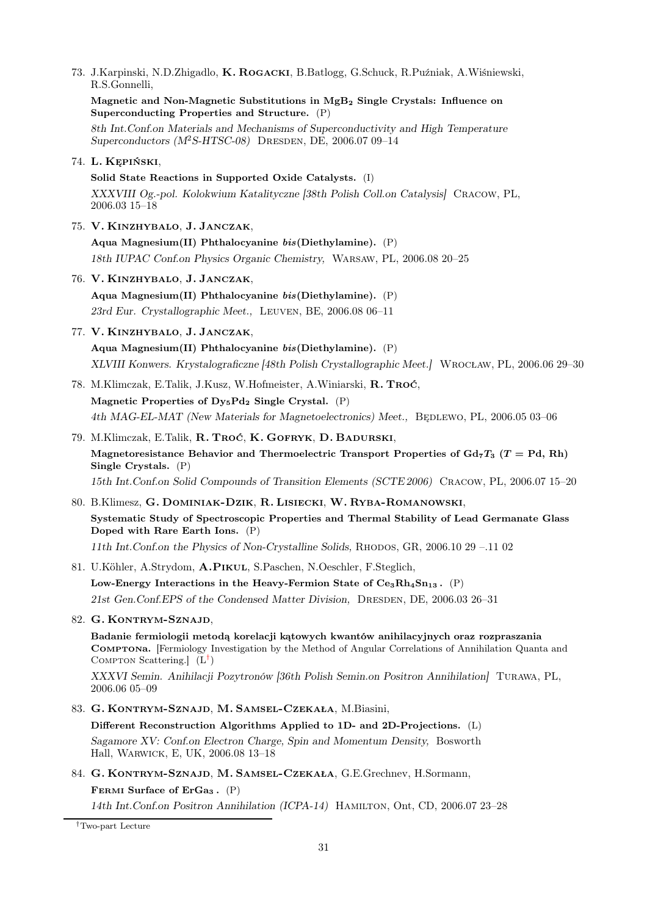73. J.Karpinski, N.D.Zhigadlo, **K. Rogacki**, B.Batlogg, G.Schuck, R.Puźniak, A.Wiśniewski, R.S.Gonnelli,

    **Magnetic and Non-Magnetic Substitutions in $MgB_2$ Single Crystals: Influence on Superconducting Properties and Structure.** (P)

    *8th Int.Conf.on Materials and Mechanisms of Superconductivity and High Temperature Superconductors ($M^2S$-HTSC-08)* Dresden, DE, 2006.07 09–14

74. **L. Kępiński**,

    **Solid State Reactions in Supported Oxide Catalysts.** (I)

    *XXXVIII Og.-pol. Kolokwium Katalityczne [38th Polish Coll.on Catalysis]* Cracow, PL, 2006.03 15–18

75. **V. Kinzhybalo**, **J. Janczak**,

    **Aqua Magnesium(II) Phthalocyanine *bis*(Diethylamine).** (P)

    *18th IUPAC Conf.on Physics Organic Chemistry,* Warsaw, PL, 2006.08 20–25

76. **V. Kinzhybalo**, **J. Janczak**,

    **Aqua Magnesium(II) Phthalocyanine *bis*(Diethylamine).** (P)

    *23rd Eur. Crystallographic Meet.,* Leuven, BE, 2006.08 06–11

77. **V. Kinzhybalo**, **J. Janczak**,

    **Aqua Magnesium(II) Phthalocyanine *bis*(Diethylamine).** (P)

    *XLVIII Konwers. Krystalograficzne [48th Polish Crystallographic Meet.]* Wrocław, PL, 2006.06 29–30

78. M.Klimczak, E.Talik, J.Kusz, W.Hofmeister, A.Winiarski, **R. Troć**,

    **Magnetic Properties of $Dy_5Pd_2$ Single Crystal.** (P)

    *4th MAG-EL-MAT (New Materials for Magnetoelectronics) Meet.,* Będlewo, PL, 2006.05 03–06

79. M.Klimczak, E.Talik, **R. Troć**, **K. Gofryk**, **D. Badurski**,

    **Magnetoresistance Behavior and Thermoelectric Transport Properties of $Gd_7T_3$ ($T$ = Pd, Rh) Single Crystals.** (P)

    *15th Int.Conf.on Solid Compounds of Transition Elements (SCTE 2006)* Cracow, PL, 2006.07 15–20

80. B.Klimesz, **G. Dominiak-Dzik**, **R. Lisiecki**, **W. Ryba-Romanowski**,

    **Systematic Study of Spectroscopic Properties and Thermal Stability of Lead Germanate Glass Doped with Rare Earth Ions.** (P)

    *11th Int.Conf.on the Physics of Non-Crystalline Solids,* Rhodos, GR, 2006.10 29 –.11 02

81. U.Köhler, A.Strydom, **A.Pikul**, S.Paschen, N.Oeschler, F.Steglich,

    **Low-Energy Interactions in the Heavy-Fermion State of $Ce_3Rh_4Sn_{13}$.** (P)

    *21st Gen.Conf.EPS of the Condensed Matter Division,* Dresden, DE, 2006.03 26–31

82. **G. Kontrym-Sznajd**,

    **Badanie fermiologii metodą korelacji kątowych kwantów anihilacyjnych oraz rozpraszania Comptona.** [Fermiology Investigation by the Method of Angular Correlations of Annihilation Quanta and Compton Scattering.] (L[†])

    *XXXVI Semin. Anihilacji Pozytronów [36th Polish Semin.on Positron Annihilation]* Turawa, PL, 2006.06 05–09

83. **G. Kontrym-Sznajd**, **M. Samsel-Czekała**, M.Biasini,

    **Different Reconstruction Algorithms Applied to 1D- and 2D-Projections.** (L)

    *Sagamore XV: Conf.on Electron Charge, Spin and Momentum Density,* Bosworth Hall, Warwick, E, UK, 2006.08 13–18

84. **G. Kontrym-Sznajd**, **M. Samsel-Czekała**, G.E.Grechnev, H.Sormann,

    **Fermi Surface of $ErGa_3$.** (P)

    *14th Int.Conf.on Positron Annihilation (ICPA-14)* Hamilton, Ont, CD, 2006.07 23–28

[†] Two-part Lecture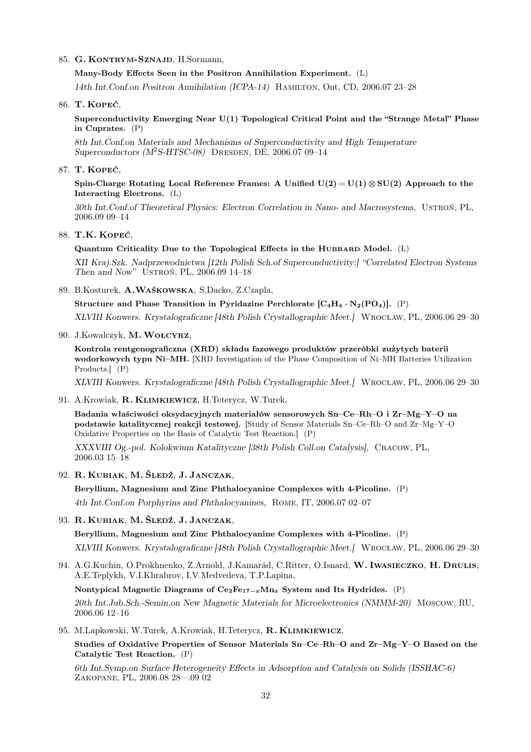85. **G. Kontrym-Sznajd**, H.Sormann,

 **Many-Body Effects Seen in the Positron Annihilation Experiment.** (L)

 *14th Int.Conf.on Positron Annihilation (ICPA-14)* Hamilton, Ont, CD, 2006.07 23–28

86. **T. Kopeć**,

 **Superconductivity Emerging Near U(1) Topological Critical Point and the "Strange Metal" Phase in Cuprates.** (P)

 *8th Int.Conf.on Materials and Mechanisms of Superconductivity and High Temperature Superconductors (M$^2$S-HTSC-08)* Dresden, DE, 2006.07 09–14

87. **T. Kopeć**,

 **Spin-Charge Rotating Local Reference Frames: A Unified $U(2) = U(1) \otimes SU(2)$ Approach to the Interacting Electrons.** (L)

 *30th Int.Conf.of Theoretical Physics: Electron Correlation in Nano- and Macrosystems,* Ustroń, PL, 2006.09 09–14

88. **T.K. Kopeć**,

 **Quantum Criticality Due to the Topological Effects in the Hubbard Model.** (L)

 *XII Kraj.Szk. Nadprzewodnictwa [12th Polish Sch.of Superconductivity:] "Correlated Electron Systems Then and Now"* Ustroń, PL, 2006.09 14–18

89. B.Kosturek, **A.Waśkowska**, S.Dacko, Z.Czapla,

 **Structure and Phase Transition in Pyridazine Perchlorate $[C_4H_4 \cdot N_2(PO_4)]$.** (P)

 *XLVIII Konwers. Krystalograficzne [48th Polish Crystallographic Meet.]* Wrocław, PL, 2006.06 29–30

90. J.Kowalczyk, **M. Wołcyrz**,

 **Kontrola rentgenograficzna (XRD) składu fazowego produktów przeróbki zużytych baterii wodorkowych typu Ni–MH.** [XRD Investigation of the Phase Composition of Ni–MH Batteries Utilization Products.] (P)

 *XLVIII Konwers. Krystalograficzne [48th Polish Crystallographic Meet.]* Wrocław, PL, 2006.06 29–30

91. A.Krowiak, **R. Klimkiewicz**, H.Teterycz, W.Turek,

 **Badania właściwości oksydacyjnych materiałów sensorowych Sn–Ce–Rh–O i Zr–Mg–Y–O na podstawie katalitycznej reakcji testowej.** [Study of Sensor Materials Sn–Ce–Rh–O and Zr–Mg–Y–O Oxidative Properties on the Basis of Catalytic Test Reaction.] (P)

 *XXXVIII Og.-pol. Kolokwium Katalityczne [38th Polish Coll.on Catalysis],* Cracow, PL, 2006.03 15–18

92. **R. Kubiak**, **M. Śledź**, **J. Janczak**,

 **Beryllium, Magnesium and Zinc Phthalocyanine Complexes with 4-Picoline.** (P)

 *4th Int.Conf.on Porphyrins and Phthalocyanines,* Rome, IT, 2006.07 02–07

93. **R. Kubiak**, **M. Śledź**, **J. Janczak**,

 **Beryllium, Magnesium and Zinc Phthalocyanine Complexes with 4-Picoline.** (P)

 *XLVIII Konwers. Krystalograficzne [48th Polish Crystallographic Meet.]* Wrocław, PL, 2006.06 29–30

94. A.G.Kuchin, O.Prokhnenko, Z.Arnold, J.Kamarád, C.Ritter, O.Isnard, **W. Iwasieczko**, **H. Drulis**, A.E.Teplykh, V.I.Khrabrov, I.V.Medvedeva, T.P.Lapina,

 **Nontypical Magnetic Diagrams of $Ce_2Fe_{17-x}Mn_x$ System and Its Hydrides.** (P)

 *20th Int.Jub.Sch.-Semin.on New Magnetic Materials for Microelectronics (NMMM-20)* Moscow, RU, 2006.06 12–16

95. M.Lapkowski, W.Turek, A.Krowiak, H.Teterycz, **R. Klimkiewicz**,

 **Studies of Oxidative Properties of Sensor Materials Sn–Ce–Rh–O and Zr–Mg–Y–O Based on the Catalytic Test Reaction.** (P)

 *6th Int.Symp.on Surface Heterogeneity Effects in Adsorption and Catalysis on Solids (ISSHAC-6)* Zakopane, PL, 2006.08 28 –.09 02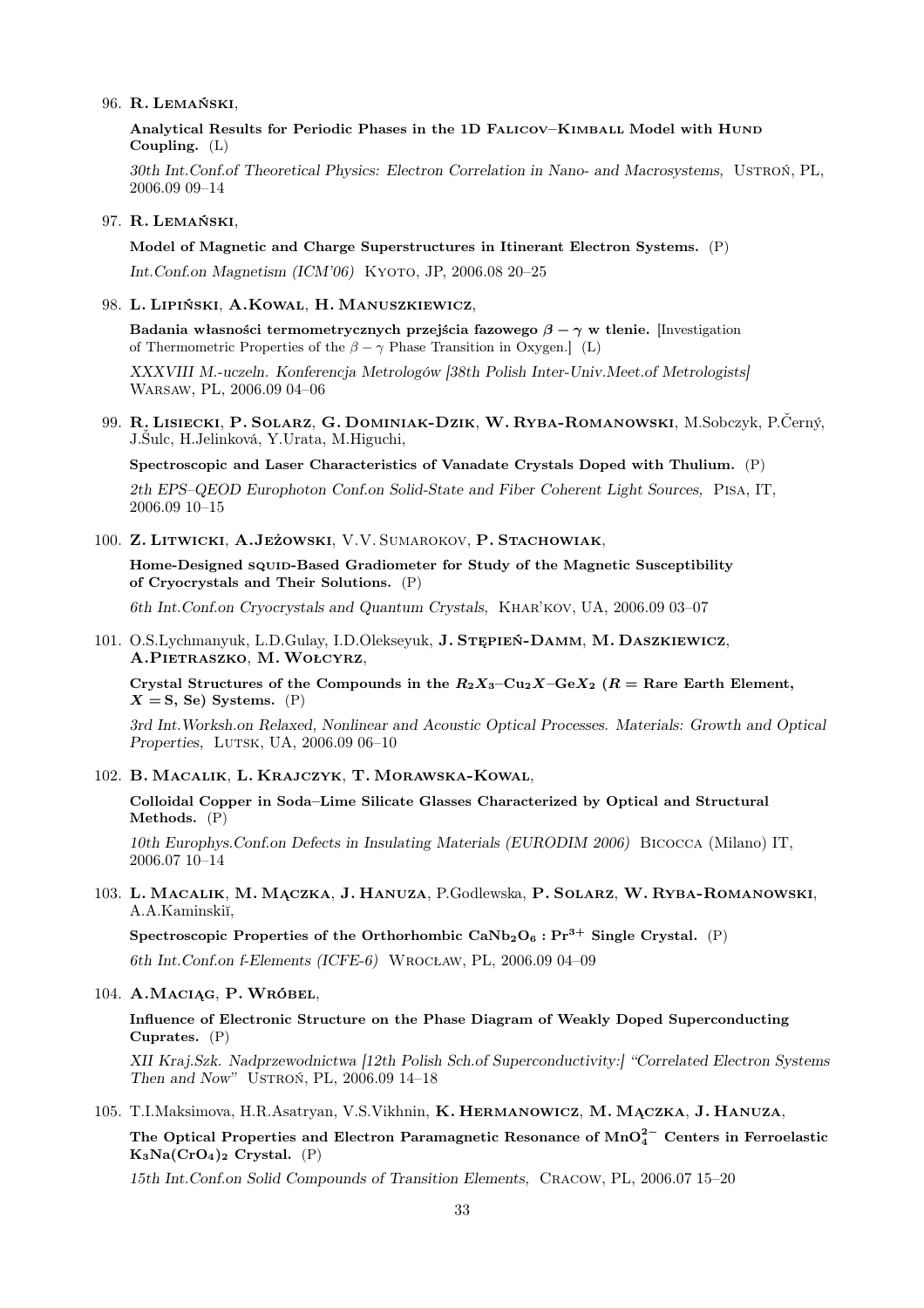96. **R. Lemański**,

 **Analytical Results for Periodic Phases in the 1D Falicov–Kimball Model with Hund Coupling.** (L)

 *30th Int.Conf.of Theoretical Physics: Electron Correlation in Nano- and Macrosystems,* Ustroń, PL, 2006.09 09–14

97. **R. Lemański**,

 **Model of Magnetic and Charge Superstructures in Itinerant Electron Systems.** (P)

 *Int.Conf.on Magnetism (ICM'06)* Kyoto, JP, 2006.08 20–25

98. **L. Lipiński**, **A.Kowal**, **H. Manuszkiewicz**,

 **Badania własności termometrycznych przejścia fazowego $\beta - \gamma$ w tlenie.** [Investigation of Thermometric Properties of the $\beta - \gamma$ Phase Transition in Oxygen.] (L)

 *XXXVIII M.-uczeln. Konferencja Metrologów [38th Polish Inter-Univ.Meet.of Metrologists]* Warsaw, PL, 2006.09 04–06

99. **R. Lisiecki**, **P. Solarz**, **G. Dominiak-Dzik**, **W. Ryba-Romanowski**, M.Sobczyk, P.Černý, J.Šulc, H.Jelinková, Y.Urata, M.Higuchi,

 **Spectroscopic and Laser Characteristics of Vanadate Crystals Doped with Thulium.** (P)

 *2th EPS–QEOD Europhoton Conf.on Solid-State and Fiber Coherent Light Sources,* Pisa, IT, 2006.09 10–15

100. **Z. Litwicki**, **A.Jeżowski**, V.V. Sumarokov, **P. Stachowiak**,

 **Home-Designed SQUID-Based Gradiometer for Study of the Magnetic Susceptibility of Cryocrystals and Their Solutions.** (P)

 *6th Int.Conf.on Cryocrystals and Quantum Crystals,* Khar'kov, UA, 2006.09 03–07

101. O.S.Lychmanyuk, L.D.Gulay, I.D.Olekseyuk, **J. Stępień-Damm**, **M. Daszkiewicz**, **A.Pietraszko**, **M. Wołcyrz**,

 **Crystal Structures of the Compounds in the $R_2X_3$–$Cu_2X$–$GeX_2$ ($R$ = Rare Earth Element, $X$ = S, Se) Systems.** (P)

 *3rd Int.Worksh.on Relaxed, Nonlinear and Acoustic Optical Processes. Materials: Growth and Optical Properties,* Lutsk, UA, 2006.09 06–10

102. **B. Macalik**, **L. Krajczyk**, **T. Morawska-Kowal**,

 **Colloidal Copper in Soda–Lime Silicate Glasses Characterized by Optical and Structural Methods.** (P)

 *10th Europhys.Conf.on Defects in Insulating Materials (EURODIM 2006)* Bicocca (Milano) IT, 2006.07 10–14

103. **L. Macalik**, **M. Mączka**, **J. Hanuza**, P.Godlewska, **P. Solarz**, **W. Ryba-Romanowski**, A.A.Kaminskiĭ,

 **Spectroscopic Properties of the Orthorhombic $CaNb_2O_6 : Pr^{3+}$ Single Crystal.** (P)

 *6th Int.Conf.on f-Elements (ICFE-6)* Wrocław, PL, 2006.09 04–09

104. **A.Maciąg**, **P. Wróbel**,

 **Influence of Electronic Structure on the Phase Diagram of Weakly Doped Superconducting Cuprates.** (P)

 *XII Kraj.Szk. Nadprzewodnictwa [12th Polish Sch.of Superconductivity:] "Correlated Electron Systems Then and Now"* Ustroń, PL, 2006.09 14–18

105. T.I.Maksimova, H.R.Asatryan, V.S.Vikhnin, **K. Hermanowicz**, **M. Mączka**, **J. Hanuza**,

 **The Optical Properties and Electron Paramagnetic Resonance of $MnO_4^{2-}$ Centers in Ferroelastic $K_3Na(CrO_4)_2$ Crystal.** (P)

 *15th Int.Conf.on Solid Compounds of Transition Elements,* Cracow, PL, 2006.07 15–20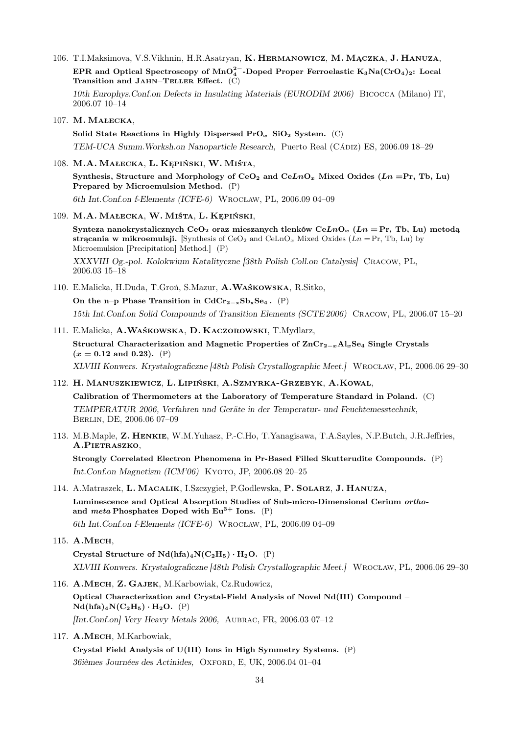106. T.I.Maksimova, V.S.Vikhnin, H.R.Asatryan, **K. Hermanowicz**, **M. Mączka**, **J. Hanuza**,

 **EPR and Optical Spectroscopy of $MnO_4^{2-}$-Doped Proper Ferroelastic $K_3Na(CrO_4)_2$: Local Transition and Jahn–Teller Effect.** (C)

 *10th Europhys.Conf.on Defects in Insulating Materials (EURODIM 2006)* Bicocca (Milano) IT, 2006.07 10–14

107. **M. Małecka**,

 **Solid State Reactions in Highly Dispersed $PrO_x$–$SiO_2$ System.** (C)

 *TEM-UCA Summ.Worksh.on Nanoparticle Research,* Puerto Real (Cádiz) ES, 2006.09 18–29

108. **M.A. Małecka**, **L. Kępiński**, **W. Miśta**,

 **Synthesis, Structure and Morphology of $CeO_2$ and $CeLnO_x$ Mixed Oxides ($Ln$ =Pr, Tb, Lu) Prepared by Microemulsion Method.** (P)

 *6th Int.Conf.on f-Elements (ICFE-6)* Wrocław, PL, 2006.09 04–09

109. **M.A. Małecka**, **W. Miśta**, **L. Kępiński**,

 **Synteza nanokrystalicznych $CeO_2$ oraz mieszanych tlenków $CeLnO_x$ ($Ln$ = Pr, Tb, Lu) metodą strącania w mikroemulsji.** [Synthesis of $CeO_2$ and $CeLnO_x$ Mixed Oxides ($Ln$ = Pr, Tb, Lu) by Microemulsion [Precipitation] Method.] (P)

 *XXXVIII Og.-pol. Kolokwium Katalityczne [38th Polish Coll.on Catalysis]* Cracow, PL, 2006.03 15–18

110. E.Malicka, H.Duda, T.Groń, S.Mazur, **A.Waśkowska**, R.Sitko,

 **On the n–p Phase Transition in $CdCr_{2-x}Sb_xSe_4$.** (P)

 *15th Int.Conf.on Solid Compounds of Transition Elements (SCTE 2006)* Cracow, PL, 2006.07 15–20

111. E.Malicka, **A.Waśkowska**, **D. Kaczorowski**, T.Mydlarz,

 **Structural Characterization and Magnetic Properties of $ZnCr_{2-x}Al_xSe_4$ Single Crystals ($x = 0.12$ and $0.23$).** (P)

 *XLVIII Konwers. Krystalograficzne [48th Polish Crystallographic Meet.]* Wrocław, PL, 2006.06 29–30

112. **H. Manuszkiewicz**, **L. Lipiński**, **A.Szmyrka-Grzebyk**, **A.Kowal**,

 **Calibration of Thermometers at the Laboratory of Temperature Standard in Poland.** (C)

 *TEMPERATUR 2006, Verfahren und Geräte in der Temperatur- und Feuchtemesstechnik,* Berlin, DE, 2006.06 07–09

113. M.B.Maple, **Z. Henkie**, W.M.Yuhasz, P.-C.Ho, T.Yanagisawa, T.A.Sayles, N.P.Butch, J.R.Jeffries, **A.Pietraszko**,

 **Strongly Correlated Electron Phenomena in Pr-Based Filled Skutterudite Compounds.** (P)

 *Int.Conf.on Magnetism (ICM'06)* Kyoto, JP, 2006.08 20–25

114. A.Matraszek, **L. Macalik**, I.Szczygieł, P.Godlewska, **P. Solarz**, **J. Hanuza**,

 **Luminescence and Optical Absorption Studies of Sub-micro-Dimensional Cerium *ortho*- and *meta* Phosphates Doped with $Eu^{3+}$ Ions.** (P)

 *6th Int.Conf.on f-Elements (ICFE-6)* Wrocław, PL, 2006.09 04–09

115. **A.Mech**,

 **Crystal Structure of $Nd(hfa)_4N(C_2H_5) \cdot H_2O$.** (P)

 *XLVIII Konwers. Krystalograficzne [48th Polish Crystallographic Meet.]* Wrocław, PL, 2006.06 29–30

116. **A.Mech**, **Z. Gajek**, M.Karbowiak, Cz.Rudowicz,

 **Optical Characterization and Crystal-Field Analysis of Novel Nd(III) Compound – $Nd(hfa)_4N(C_2H_5) \cdot H_2O$.** (P)

 *[Int.Conf.on] Very Heavy Metals 2006,* Aubrac, FR, 2006.03 07–12

117. **A.Mech**, M.Karbowiak,

 **Crystal Field Analysis of U(III) Ions in High Symmetry Systems.** (P)

 *36ièmes Journées des Actinides,* Oxford, E, UK, 2006.04 01–04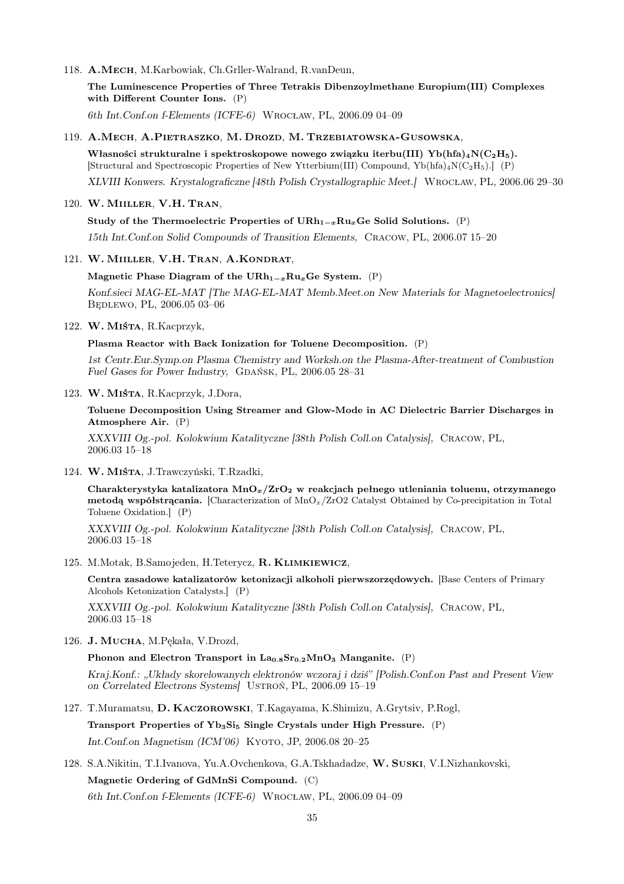118. **A.Mech**, M.Karbowiak, Ch.Grller-Walrand, R.vanDeun,

     **The Luminescence Properties of Three Tetrakis Dibenzoylmethane Europium(III) Complexes with Different Counter Ions.** (P)

     *6th Int.Conf.on f-Elements (ICFE-6)* Wrocław, PL, 2006.09 04–09

119. **A.Mech**, **A.Pietraszko**, **M. Drozd**, **M. Trzebiatowska-Gusowska**,

     **Własności strukturalne i spektroskopowe nowego związku iterbu(III) $Yb(hfa)_4N(C_2H_5)$.** [Structural and Spectroscopic Properties of New Ytterbium(III) Compound, $Yb(hfa)_4N(C_2H_5)$.] (P)

     *XLVIII Konwers. Krystalograficzne [48th Polish Crystallographic Meet.]* Wrocław, PL, 2006.06 29–30

120. **W. Miiller**, **V.H. Tran**,

     **Study of the Thermoelectric Properties of $URh_{1-x}Ru_xGe$ Solid Solutions.** (P)

     *15th Int.Conf.on Solid Compounds of Transition Elements,* Cracow, PL, 2006.07 15–20

121. **W. Miiller**, **V.H. Tran**, **A.Kondrat**,

     **Magnetic Phase Diagram of the $URh_{1-x}Ru_xGe$ System.** (P)

     *Konf.sieci MAG-EL-MAT [The MAG-EL-MAT Memb.Meet.on New Materials for Magnetoelectronics]* Będlewo, PL, 2006.05 03–06

122. **W. Miśta**, R.Kacprzyk,

     **Plasma Reactor with Back Ionization for Toluene Decomposition.** (P)

     *1st Centr.Eur.Symp.on Plasma Chemistry and Worksh.on the Plasma-After-treatment of Combustion Fuel Gases for Power Industry,* Gdańsk, PL, 2006.05 28–31

123. **W. Miśta**, R.Kacprzyk, J.Dora,

     **Toluene Decomposition Using Streamer and Glow-Mode in AC Dielectric Barrier Discharges in Atmosphere Air.** (P)

     *XXXVIII Og.-pol. Kolokwium Katalityczne [38th Polish Coll.on Catalysis],* Cracow, PL, 2006.03 15–18

124. **W. Miśta**, J.Trawczyński, T.Rzadki,

     **Charakterystyka katalizatora $MnO_x/ZrO_2$ w reakcjach pełnego utleniania toluenu, otrzymanego metodą współstrącania.** [Characterization of $MnO_x/ZrO2$ Catalyst Obtained by Co-precipitation in Total Toluene Oxidation.] (P)

     *XXXVIII Og.-pol. Kolokwium Katalityczne [38th Polish Coll.on Catalysis],* Cracow, PL, 2006.03 15–18

125. M.Motak, B.Samojeden, H.Teterycz, **R. Klimkiewicz**,

     **Centra zasadowe katalizatorów ketonizacji alkoholi pierwszorzędowych.** [Base Centers of Primary Alcohols Ketonization Catalysts.] (P)

     *XXXVIII Og.-pol. Kolokwium Katalityczne [38th Polish Coll.on Catalysis],* Cracow, PL, 2006.03 15–18

126. **J. Mucha**, M.Pękała, V.Drozd,

     **Phonon and Electron Transport in $La_{0.8}Sr_{0.2}MnO_3$ Manganite.** (P)

     *Kraj.Konf.: „Układy skorelowanych elektronów wczoraj i dziś" [Polish.Conf.on Past and Present View on Correlated Electrons Systems]* Ustroń, PL, 2006.09 15–19

127. T.Muramatsu, **D. Kaczorowski**, T.Kagayama, K.Shimizu, A.Grytsiv, P.Rogl,

     **Transport Properties of $Yb_3Si_5$ Single Crystals under High Pressure.** (P)

     *Int.Conf.on Magnetism (ICM'06)* Kyoto, JP, 2006.08 20–25

128. S.A.Nikitin, T.I.Ivanova, Yu.A.Ovchenkova, G.A.Tskhadadze, **W. Suski**, V.I.Nizhankovski,

     **Magnetic Ordering of GdMnSi Compound.** (C)

     *6th Int.Conf.on f-Elements (ICFE-6)* Wrocław, PL, 2006.09 04–09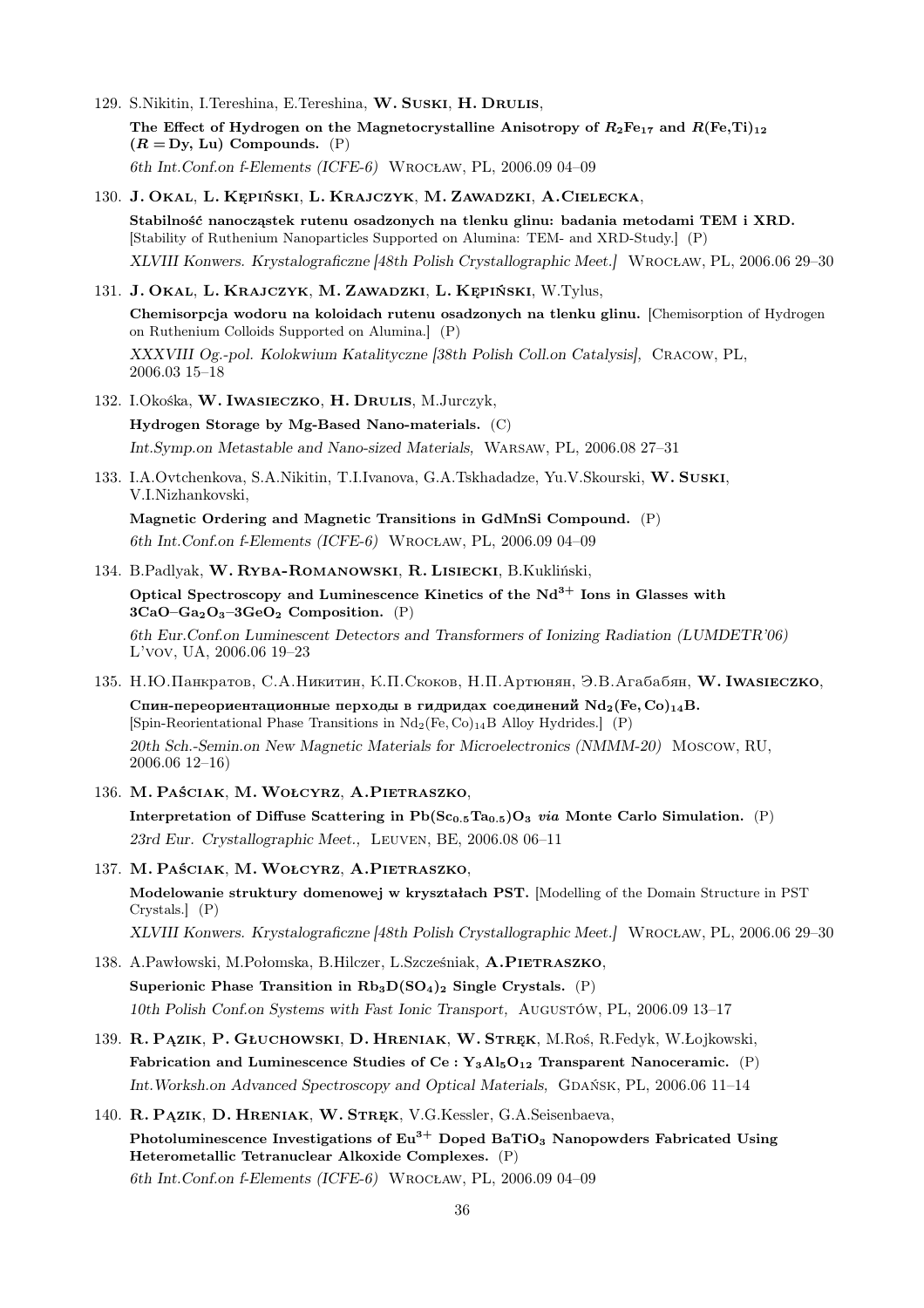129. S.Nikitin, I.Tereshina, E.Tereshina, **W. Suski**, **H. Drulis**,

     **The Effect of Hydrogen on the Magnetocrystalline Anisotropy of $R_2Fe_{17}$ and $R(Fe,Ti)_{12}$ ($R =$ Dy, Lu) Compounds.** (P)

     *6th Int.Conf.on f-Elements (ICFE-6)* Wrocław, PL, 2006.09 04–09

130. **J. Okal**, **L. Kępiński**, **L. Krajczyk**, **M. Zawadzki**, **A.Cielecka**,

     **Stabilność nanocząstek rutenu osadzonych na tlenku glinu: badania metodami TEM i XRD.** [Stability of Ruthenium Nanoparticles Supported on Alumina: TEM- and XRD-Study.] (P)

     *XLVIII Konwers. Krystalograficzne [48th Polish Crystallographic Meet.]* Wrocław, PL, 2006.06 29–30

131. **J. Okal**, **L. Krajczyk**, **M. Zawadzki**, **L. Kępiński**, W.Tylus,

     **Chemisorpcja wodoru na koloidach rutenu osadzonych na tlenku glinu.** [Chemisorption of Hydrogen on Ruthenium Colloids Supported on Alumina.] (P)

     *XXXVIII Og.-pol. Kolokwium Katalityczne [38th Polish Coll.on Catalysis],* Cracow, PL, 2006.03 15–18

132. I.Okośka, **W. Iwasieczko**, **H. Drulis**, M.Jurczyk,

     **Hydrogen Storage by Mg-Based Nano-materials.** (C)

     *Int.Symp.on Metastable and Nano-sized Materials,* Warsaw, PL, 2006.08 27–31

133. I.A.Ovtchenkova, S.A.Nikitin, T.I.Ivanova, G.A.Tskhadadze, Yu.V.Skourski, **W. Suski**, V.I.Nizhankovski,

     **Magnetic Ordering and Magnetic Transitions in GdMnSi Compound.** (P)

     *6th Int.Conf.on f-Elements (ICFE-6)* Wrocław, PL, 2006.09 04–09

134. B.Padlyak, **W. Ryba-Romanowski**, **R. Lisiecki**, B.Kukliński,

     **Optical Spectroscopy and Luminescence Kinetics of the $Nd^{3+}$ Ions in Glasses with $3CaO–Ga_2O_3–3GeO_2$ Composition.** (P)

     *6th Eur.Conf.on Luminescent Detectors and Transformers of Ionizing Radiation (LUMDETR'06)* L'vov, UA, 2006.06 19–23

135. Н.Ю.Панкратов, С.А.Никитин, К.П.Скоков, Н.П.Артюнян, Э.В.Агабабян, **W. Iwasieczko**,

     **Спин-переориентационные перходы в гидридах соединений $Nd_2(Fe,Co)_{14}B$.** [Spin-Reorientational Phase Transitions in $Nd_2(Fe,Co)_{14}B$ Alloy Hydrides.] (P)

     *20th Sch.-Semin.on New Magnetic Materials for Microelectronics (NMMM-20)* Moscow, RU, 2006.06 12–16)

136. **M. Paściak**, **M. Wołcyrz**, **A.Pietraszko**,

     **Interpretation of Diffuse Scattering in $Pb(Sc_{0.5}Ta_{0.5})O_3$ *via* Monte Carlo Simulation.** (P)

     *23rd Eur. Crystallographic Meet.,* Leuven, BE, 2006.08 06–11

137. **M. Paściak**, **M. Wołcyrz**, **A.Pietraszko**,

     **Modelowanie struktury domenowej w kryształach PST.** [Modelling of the Domain Structure in PST Crystals.] (P)

     *XLVIII Konwers. Krystalograficzne [48th Polish Crystallographic Meet.]* Wrocław, PL, 2006.06 29–30

138. A.Pawłowski, M.Połomska, B.Hilczer, L.Szcześniak, **A.Pietraszko**,

     **Superionic Phase Transition in $Rb_3D(SO_4)_2$ Single Crystals.** (P)

     *10th Polish Conf.on Systems with Fast Ionic Transport,* Augustów, PL, 2006.09 13–17

139. **R. Pązik**, **P. Głuchowski**, **D. Hreniak**, **W. Stręk**, M.Roś, R.Fedyk, W.Łojkowski,

     **Fabrication and Luminescence Studies of $Ce : Y_3Al_5O_{12}$ Transparent Nanoceramic.** (P)

     *Int.Worksh.on Advanced Spectroscopy and Optical Materials,* Gdańsk, PL, 2006.06 11–14

140. **R. Pązik**, **D. Hreniak**, **W. Stręk**, V.G.Kessler, G.A.Seisenbaeva,

     **Photoluminescence Investigations of $Eu^{3+}$ Doped $BaTiO_3$ Nanopowders Fabricated Using Heterometallic Tetranuclear Alkoxide Complexes.** (P)

     *6th Int.Conf.on f-Elements (ICFE-6)* Wrocław, PL, 2006.09 04–09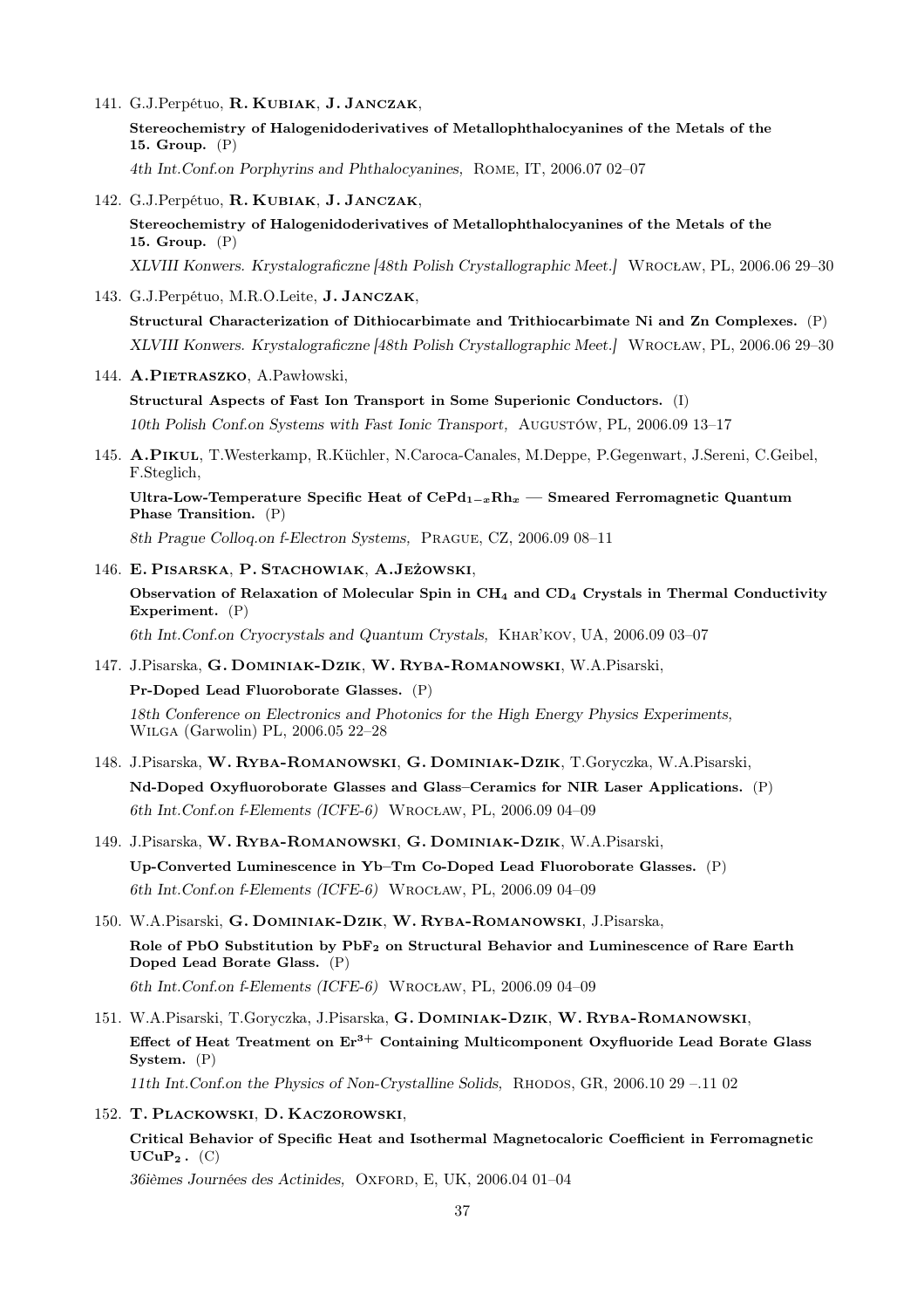141. G.J.Perpétuo, **R. Kubiak**, **J. Janczak**,

     **Stereochemistry of Halogenidoderivatives of Metallophthalocyanines of the Metals of the 15. Group.** (P)

     *4th Int.Conf.on Porphyrins and Phthalocyanines,* Rome, IT, 2006.07 02–07

142. G.J.Perpétuo, **R. Kubiak**, **J. Janczak**,

     **Stereochemistry of Halogenidoderivatives of Metallophthalocyanines of the Metals of the 15. Group.** (P)

     *XLVIII Konwers. Krystalograficzne [48th Polish Crystallographic Meet.]* Wrocław, PL, 2006.06 29–30

143. G.J.Perpétuo, M.R.O.Leite, **J. Janczak**,

     **Structural Characterization of Dithiocarbimate and Trithiocarbimate Ni and Zn Complexes.** (P)

     *XLVIII Konwers. Krystalograficzne [48th Polish Crystallographic Meet.]* Wrocław, PL, 2006.06 29–30

144. **A.Pietraszko**, A.Pawłowski,

     **Structural Aspects of Fast Ion Transport in Some Superionic Conductors.** (I)

     *10th Polish Conf.on Systems with Fast Ionic Transport,* Augustów, PL, 2006.09 13–17

145. **A.Pikul**, T.Westerkamp, R.Küchler, N.Caroca-Canales, M.Deppe, P.Gegenwart, J.Sereni, C.Geibel, F.Steglich,

     **Ultra-Low-Temperature Specific Heat of $CePd_{1-x}Rh_x$ — Smeared Ferromagnetic Quantum Phase Transition.** (P)

     *8th Prague Colloq.on f-Electron Systems,* Prague, CZ, 2006.09 08–11

146. **E. Pisarska**, **P. Stachowiak**, **A.Jeżowski**,

     **Observation of Relaxation of Molecular Spin in $CH_4$ and $CD_4$ Crystals in Thermal Conductivity Experiment.** (P)

     *6th Int.Conf.on Cryocrystals and Quantum Crystals,* Khar'kov, UA, 2006.09 03–07

147. J.Pisarska, **G. Dominiak-Dzik**, **W. Ryba-Romanowski**, W.A.Pisarski,

     **Pr-Doped Lead Fluoroborate Glasses.** (P)

     *18th Conference on Electronics and Photonics for the High Energy Physics Experiments,* Wilga (Garwolin) PL, 2006.05 22–28

148. J.Pisarska, **W. Ryba-Romanowski**, **G. Dominiak-Dzik**, T.Goryczka, W.A.Pisarski,

     **Nd-Doped Oxyfluoroborate Glasses and Glass–Ceramics for NIR Laser Applications.** (P)

     *6th Int.Conf.on f-Elements (ICFE-6)* Wrocław, PL, 2006.09 04–09

149. J.Pisarska, **W. Ryba-Romanowski**, **G. Dominiak-Dzik**, W.A.Pisarski,

     **Up-Converted Luminescence in Yb–Tm Co-Doped Lead Fluoroborate Glasses.** (P)

     *6th Int.Conf.on f-Elements (ICFE-6)* Wrocław, PL, 2006.09 04–09

150. W.A.Pisarski, **G. Dominiak-Dzik**, **W. Ryba-Romanowski**, J.Pisarska,

     **Role of PbO Substitution by $PbF_2$ on Structural Behavior and Luminescence of Rare Earth Doped Lead Borate Glass.** (P)

     *6th Int.Conf.on f-Elements (ICFE-6)* Wrocław, PL, 2006.09 04–09

151. W.A.Pisarski, T.Goryczka, J.Pisarska, **G. Dominiak-Dzik**, **W. Ryba-Romanowski**,

     **Effect of Heat Treatment on $Er^{3+}$ Containing Multicomponent Oxyfluoride Lead Borate Glass System.** (P)

     *11th Int.Conf.on the Physics of Non-Crystalline Solids,* Rhodos, GR, 2006.10 29 –.11 02

152. **T. Plackowski**, **D. Kaczorowski**,

     **Critical Behavior of Specific Heat and Isothermal Magnetocaloric Coefficient in Ferromagnetic $UCuP_2$.** (C)

     *36ièmes Journées des Actinides,* Oxford, E, UK, 2006.04 01–04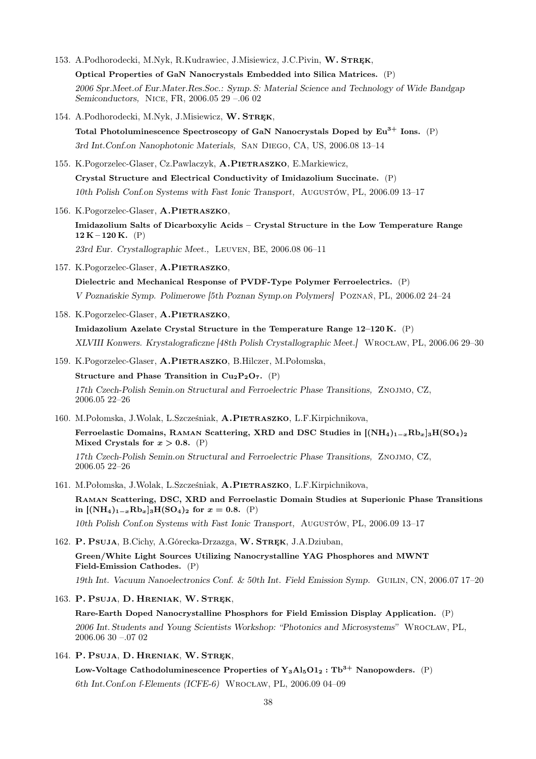153. A.Podhorodecki, M.Nyk, R.Kudrawiec, J.Misiewicz, J.C.Pivin, **W. Stręk**,

**Optical Properties of GaN Nanocrystals Embedded into Silica Matrices.** (P)

*2006 Spr.Meet.of Eur.Mater.Res.Soc.: Symp. S: Material Science and Technology of Wide Bandgap Semiconductors,* Nice, FR, 2006.05 29 –.06 02

154. A.Podhorodecki, M.Nyk, J.Misiewicz, **W. Stręk**,

**Total Photoluminescence Spectroscopy of GaN Nanocrystals Doped by $Eu^{3+}$ Ions.** (P)

*3rd Int.Conf.on Nanophotonic Materials,* San Diego, CA, US, 2006.08 13–14

155. K.Pogorzelec-Glaser, Cz.Pawlaczyk, **A.Pietraszko**, E.Markiewicz,

**Crystal Structure and Electrical Conductivity of Imidazolium Succinate.** (P)

*10th Polish Conf.on Systems with Fast Ionic Transport,* Augustów, PL, 2006.09 13–17

156. K.Pogorzelec-Glaser, **A.Pietraszko**,

**Imidazolium Salts of Dicarboxylic Acids – Crystal Structure in the Low Temperature Range 12 K – 120 K.** (P)

*23rd Eur. Crystallographic Meet.,* Leuven, BE, 2006.08 06–11

157. K.Pogorzelec-Glaser, **A.Pietraszko**,

**Dielectric and Mechanical Response of PVDF-Type Polymer Ferroelectrics.** (P)

*V Poznańskie Symp. Polimerowe [5th Poznan Symp.on Polymers]* Poznań, PL, 2006.02 24–24

158. K.Pogorzelec-Glaser, **A.Pietraszko**,

**Imidazolium Azelate Crystal Structure in the Temperature Range 12–120 K.** (P)

*XLVIII Konwers. Krystalograficzne [48th Polish Crystallographic Meet.]* Wrocław, PL, 2006.06 29–30

159. K.Pogorzelec-Glaser, **A.Pietraszko**, B.Hilczer, M.Połomska,

**Structure and Phase Transition in $Cu_2P_2O_7$.** (P)

*17th Czech-Polish Semin.on Structural and Ferroelectric Phase Transitions,* Znojmo, CZ, 2006.05 22–26

160. M.Połomska, J.Wolak, L.Szcześniak, **A.Pietraszko**, L.F.Kirpichnikova,

**Ferroelastic Domains, Raman Scattering, XRD and DSC Studies in $[(NH_4)_{1-x}Rb_x]_3H(SO_4)_2$ Mixed Crystals for $x > 0.8$.** (P)

*17th Czech-Polish Semin.on Structural and Ferroelectric Phase Transitions,* Znojmo, CZ, 2006.05 22–26

161. M.Połomska, J.Wolak, L.Szcześniak, **A.Pietraszko**, L.F.Kirpichnikova,

**Raman Scattering, DSC, XRD and Ferroelastic Domain Studies at Superionic Phase Transitions in $[(NH_4)_{1-x}Rb_x]_3H(SO_4)_2$ for $x = 0.8$.** (P)

*10th Polish Conf.on Systems with Fast Ionic Transport,* Augustów, PL, 2006.09 13–17

162. **P. Psuja**, B.Cichy, A.Górecka-Drzazga, **W. Stręk**, J.A.Dziuban,

**Green/White Light Sources Utilizing Nanocrystalline YAG Phosphores and MWNT Field-Emission Cathodes.** (P)

*19th Int. Vacuum Nanoelectronics Conf. & 50th Int. Field Emission Symp.* Guilin, CN, 2006.07 17–20

163. **P. Psuja**, **D. Hreniak**, **W. Stręk**,

**Rare-Earth Doped Nanocrystalline Phosphors for Field Emission Display Application.** (P)

*2006 Int. Students and Young Scientists Workshop: "Photonics and Microsystems"* Wrocław, PL, 2006.06 30 –.07 02

164. **P. Psuja**, **D. Hreniak**, **W. Stręk**,

**Low-Voltage Cathodoluminescence Properties of $Y_3Al_5O1_2 : Tb^{3+}$ Nanopowders.** (P)

*6th Int.Conf.on f-Elements (ICFE-6)* Wrocław, PL, 2006.09 04–09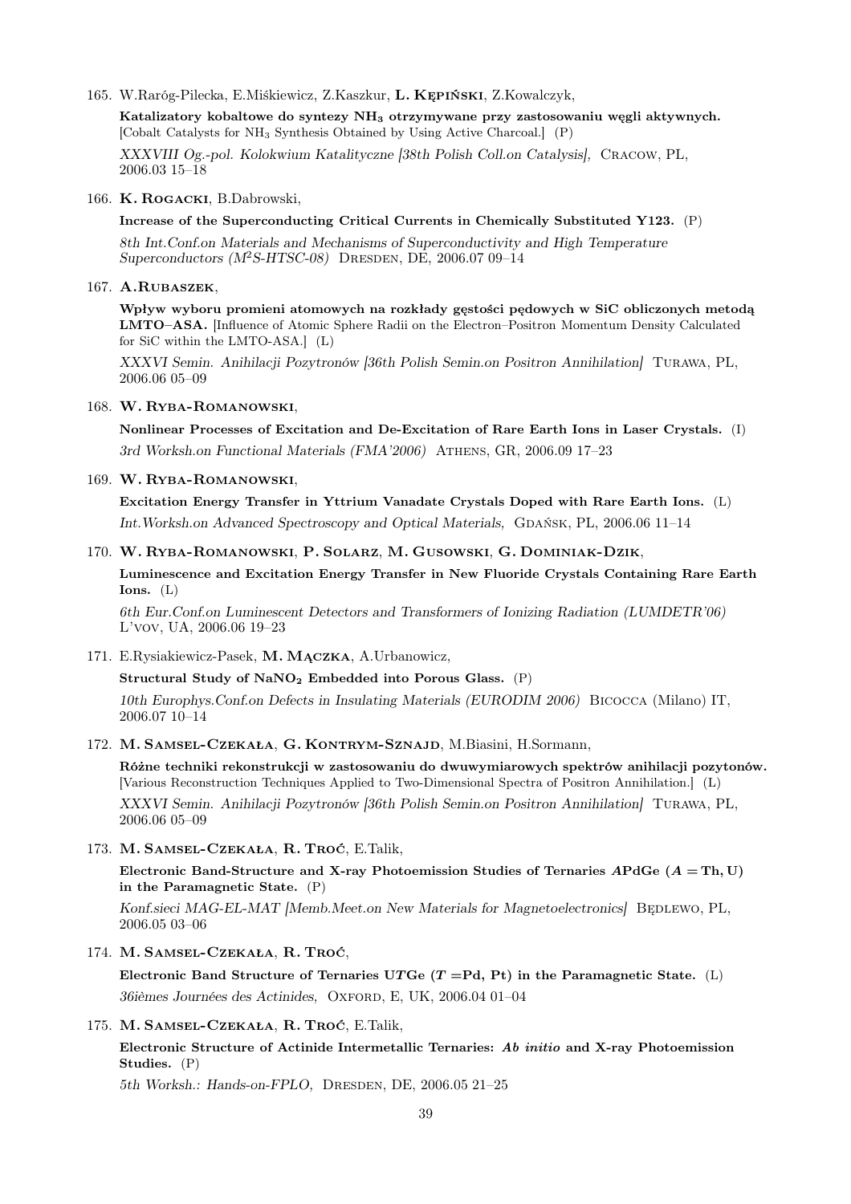165. W.Raróg-Pilecka, E.Miśkiewicz, Z.Kaszkur, **L. Kępiński**, Z.Kowalczyk,

   **Katalizatory kobaltowe do syntezy $NH_3$ otrzymywane przy zastosowaniu węgli aktywnych.** [Cobalt Catalysts for $NH_3$ Synthesis Obtained by Using Active Charcoal.] (P)

   *XXXVIII Og.-pol. Kolokwium Katalityczne [38th Polish Coll.on Catalysis]*, Cracow, PL, 2006.03 15–18

166. **K. Rogacki**, B.Dabrowski,

   **Increase of the Superconducting Critical Currents in Chemically Substituted Y123.** (P)

   *8th Int.Conf.on Materials and Mechanisms of Superconductivity and High Temperature Superconductors (M²S-HTSC-08)* Dresden, DE, 2006.07 09–14

167. **A.Rubaszek**,

   **Wpływ wyboru promieni atomowych na rozkłady gęstości pędowych w SiC obliczonych metodą LMTO–ASA.** [Influence of Atomic Sphere Radii on the Electron–Positron Momentum Density Calculated for SiC within the LMTO-ASA.] (L)

   *XXXVI Semin. Anihilacji Pozytronów [36th Polish Semin.on Positron Annihilation]* Turawa, PL, 2006.06 05–09

168. **W. Ryba-Romanowski**,

   **Nonlinear Processes of Excitation and De-Excitation of Rare Earth Ions in Laser Crystals.** (I)

   *3rd Worksh.on Functional Materials (FMA'2006)* Athens, GR, 2006.09 17–23

169. **W. Ryba-Romanowski**,

   **Excitation Energy Transfer in Yttrium Vanadate Crystals Doped with Rare Earth Ions.** (L)

   *Int.Worksh.on Advanced Spectroscopy and Optical Materials,* Gdańsk, PL, 2006.06 11–14

170. **W. Ryba-Romanowski**, **P. Solarz**, **M. Gusowski**, **G. Dominiak-Dzik**,

   **Luminescence and Excitation Energy Transfer in New Fluoride Crystals Containing Rare Earth Ions.** (L)

   *6th Eur.Conf.on Luminescent Detectors and Transformers of Ionizing Radiation (LUMDETR'06)* L'vov, UA, 2006.06 19–23

171. E.Rysiakiewicz-Pasek, **M. Mączka**, A.Urbanowicz,

   **Structural Study of $NaNO_2$ Embedded into Porous Glass.** (P)

   *10th Europhys.Conf.on Defects in Insulating Materials (EURODIM 2006)* Bicocca (Milano) IT, 2006.07 10–14

172. **M. Samsel-Czekała**, **G. Kontrym-Sznajd**, M.Biasini, H.Sormann,

   **Różne techniki rekonstrukcji w zastosowaniu do dwuwymiarowych spektrów anihilacji pozytonów.** [Various Reconstruction Techniques Applied to Two-Dimensional Spectra of Positron Annihilation.] (L)

   *XXXVI Semin. Anihilacji Pozytronów [36th Polish Semin.on Positron Annihilation]* Turawa, PL, 2006.06 05–09

173. **M. Samsel-Czekała**, **R. Troć**, E.Talik,

   **Electronic Band-Structure and X-ray Photoemission Studies of Ternaries $A$PdGe ($A = \mathrm{Th, U}$) in the Paramagnetic State.** (P)

   *Konf.sieci MAG-EL-MAT [Memb.Meet.on New Materials for Magnetoelectronics]* Będlewo, PL, 2006.05 03–06

174. **M. Samsel-Czekała**, **R. Troć**,

   **Electronic Band Structure of Ternaries U$T$Ge ($T$ =Pd, Pt) in the Paramagnetic State.** (L)

   *36ièmes Journées des Actinides,* Oxford, E, UK, 2006.04 01–04

175. **M. Samsel-Czekała**, **R. Troć**, E.Talik,

   **Electronic Structure of Actinide Intermetallic Ternaries: *Ab initio* and X-ray Photoemission Studies.** (P)

   *5th Worksh.: Hands-on-FPLO,* Dresden, DE, 2006.05 21–25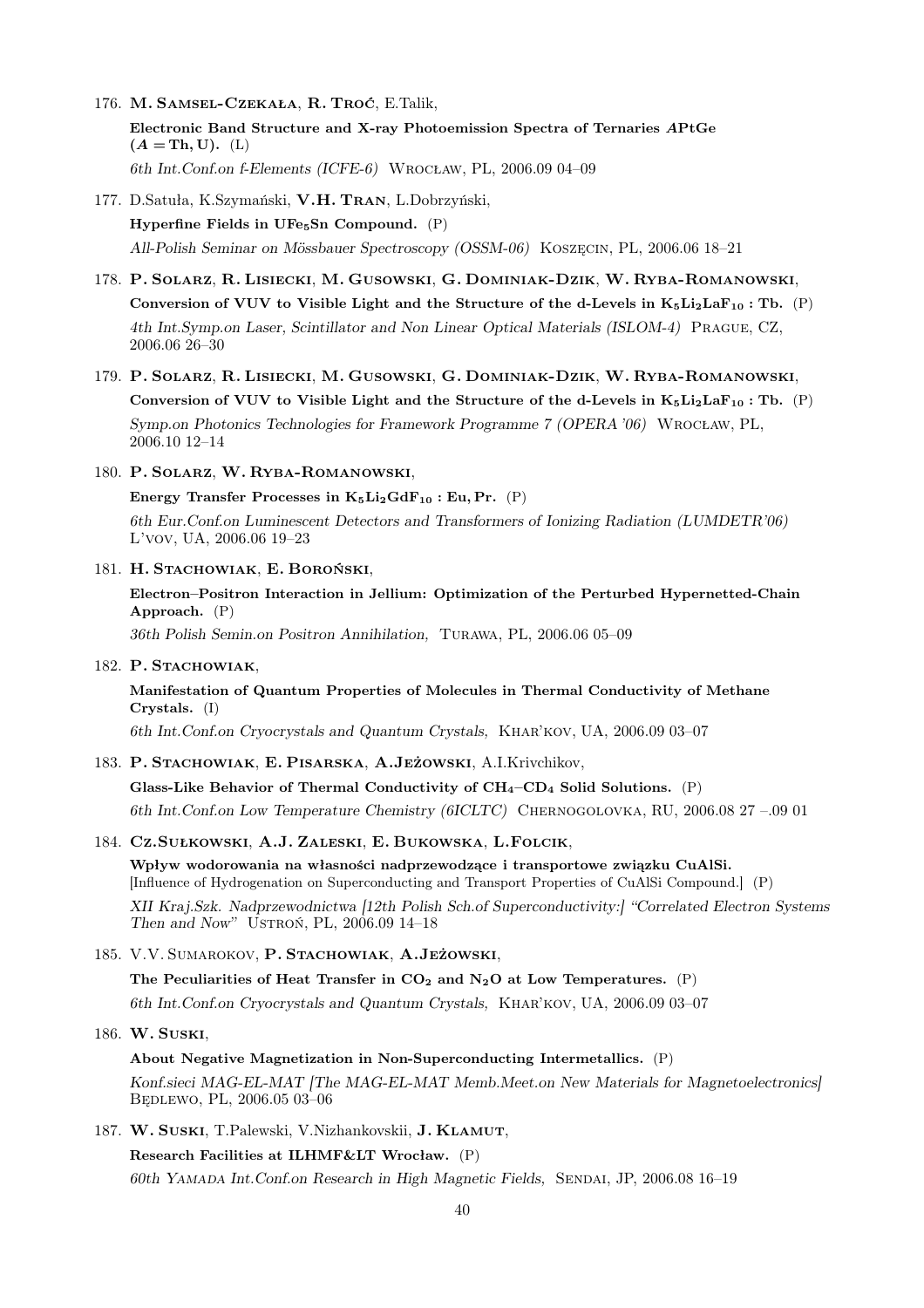176. **M. Samsel-Czekała**, **R. Troć**, E.Talik,

**Electronic Band Structure and X-ray Photoemission Spectra of Ternaries *A*PtGe ($A$ = Th, U).** (L)

*6th Int.Conf.on f-Elements (ICFE-6)* Wrocław, PL, 2006.09 04–09

177. D.Satuła, K.Szymański, **V.H. Tran**, L.Dobrzyński,

**Hyperfine Fields in $UFe_5Sn$ Compound.** (P)

*All-Polish Seminar on Mössbauer Spectroscopy (OSSM-06)* Koszęcin, PL, 2006.06 18–21

178. **P. Solarz**, **R. Lisiecki**, **M. Gusowski**, **G. Dominiak-Dzik**, **W. Ryba-Romanowski**,

**Conversion of VUV to Visible Light and the Structure of the d-Levels in $K_5Li_2LaF_{10}$ : Tb.** (P)

*4th Int.Symp.on Laser, Scintillator and Non Linear Optical Materials (ISLOM-4)* Prague, CZ, 2006.06 26–30

179. **P. Solarz**, **R. Lisiecki**, **M. Gusowski**, **G. Dominiak-Dzik**, **W. Ryba-Romanowski**,

**Conversion of VUV to Visible Light and the Structure of the d-Levels in $K_5Li_2LaF_{10}$ : Tb.** (P)

*Symp.on Photonics Technologies for Framework Programme 7 (OPERA '06)* Wrocław, PL, 2006.10 12–14

180. **P. Solarz**, **W. Ryba-Romanowski**,

**Energy Transfer Processes in $K_5Li_2GdF_{10}$ : Eu, Pr.** (P)

*6th Eur.Conf.on Luminescent Detectors and Transformers of Ionizing Radiation (LUMDETR'06)* L'vov, UA, 2006.06 19–23

181. **H. Stachowiak**, **E. Boroński**,

**Electron–Positron Interaction in Jellium: Optimization of the Perturbed Hypernetted-Chain Approach.** (P)

*36th Polish Semin.on Positron Annihilation,* Turawa, PL, 2006.06 05–09

182. **P. Stachowiak**,

**Manifestation of Quantum Properties of Molecules in Thermal Conductivity of Methane Crystals.** (I)

*6th Int.Conf.on Cryocrystals and Quantum Crystals,* Khar'kov, UA, 2006.09 03–07

183. **P. Stachowiak**, **E. Pisarska**, **A.Jeżowski**, A.I.Krivchikov,

**Glass-Like Behavior of Thermal Conductivity of $CH_4$–$CD_4$ Solid Solutions.** (P)

*6th Int.Conf.on Low Temperature Chemistry (6ICLTC)* Chernogolovka, RU, 2006.08 27 –.09 01

184. **Cz.Sułkowski**, **A.J. Zaleski**, **E. Bukowska**, **L.Folcik**,

**Wpływ wodorowania na własności nadprzewodzące i transportowe związku CuAlSi.**
[Influence of Hydrogenation on Superconducting and Transport Properties of CuAlSi Compound.] (P)

*XII Kraj.Szk. Nadprzewodnictwa [12th Polish Sch.of Superconductivity:] "Correlated Electron Systems Then and Now"* Ustroń, PL, 2006.09 14–18

185. V.V. Sumarokov, **P. Stachowiak**, **A.Jeżowski**,

**The Peculiarities of Heat Transfer in $CO_2$ and $N_2O$ at Low Temperatures.** (P)

*6th Int.Conf.on Cryocrystals and Quantum Crystals,* Khar'kov, UA, 2006.09 03–07

186. **W. Suski**,

**About Negative Magnetization in Non-Superconducting Intermetallics.** (P)

*Konf.sieci MAG-EL-MAT [The MAG-EL-MAT Memb.Meet.on New Materials for Magnetoelectronics]* Będlewo, PL, 2006.05 03–06

187. **W. Suski**, T.Palewski, V.Nizhankovskii, **J. Klamut**,

**Research Facilities at ILHMF&LT Wrocław.** (P)

*60th Yamada Int.Conf.on Research in High Magnetic Fields,* Sendai, JP, 2006.08 16–19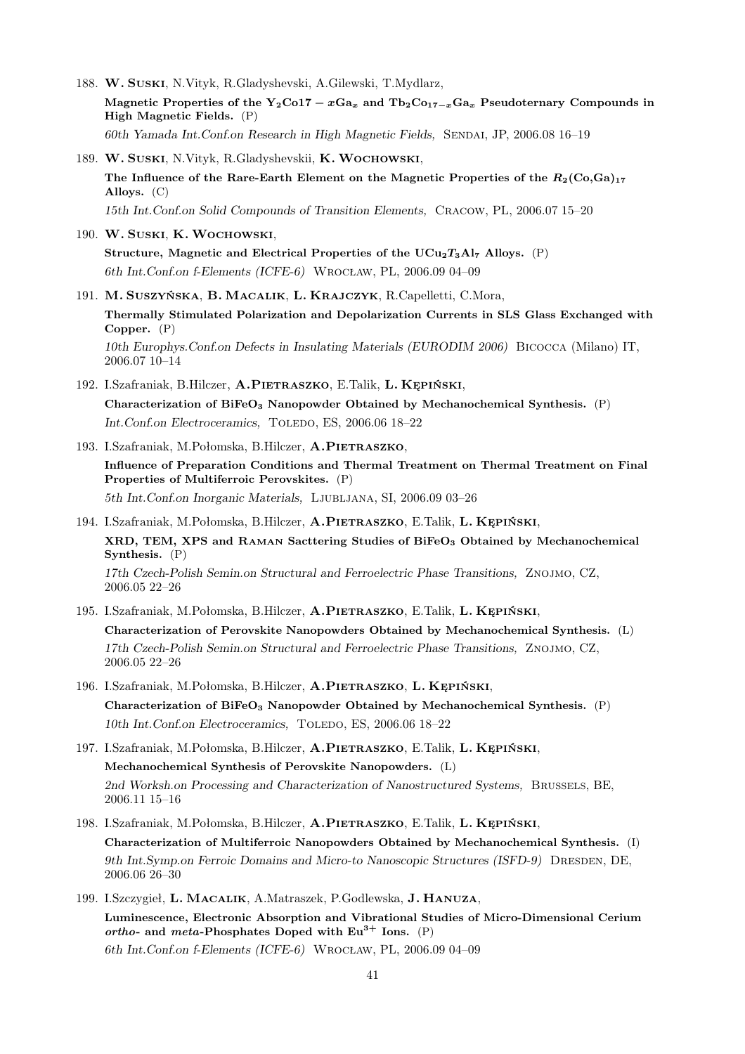188. **W. Suski**, N.Vityk, R.Gladyshevski, A.Gilewski, T.Mydlarz,
**Magnetic Properties of the $Y_2Co17 - xGa_x$ and $Tb_2Co_{17-x}Ga_x$ Pseudoternary Compounds in High Magnetic Fields.** (P)
*60th Yamada Int.Conf.on Research in High Magnetic Fields,* Sendai, JP, 2006.08 16–19

189. **W. Suski**, N.Vityk, R.Gladyshevskii, **K. Wochowski**,
**The Influence of the Rare-Earth Element on the Magnetic Properties of the $R_2(Co,Ga)_{17}$ Alloys.** (C)
*15th Int.Conf.on Solid Compounds of Transition Elements,* Cracow, PL, 2006.07 15–20

190. **W. Suski**, **K. Wochowski**,
**Structure, Magnetic and Electrical Properties of the $UCu_2T_3Al_7$ Alloys.** (P)
*6th Int.Conf.on f-Elements (ICFE-6)* Wrocław, PL, 2006.09 04–09

191. **M. Suszyńska**, **B. Macalik**, **L. Krajczyk**, R.Capelletti, C.Mora,
**Thermally Stimulated Polarization and Depolarization Currents in SLS Glass Exchanged with Copper.** (P)
*10th Europhys.Conf.on Defects in Insulating Materials (EURODIM 2006)* Bicocca (Milano) IT, 2006.07 10–14

192. I.Szafraniak, B.Hilczer, **A.Pietraszko**, E.Talik, **L. Kępiński**,
**Characterization of $BiFeO_3$ Nanopowder Obtained by Mechanochemical Synthesis.** (P)
*Int.Conf.on Electroceramics,* Toledo, ES, 2006.06 18–22

193. I.Szafraniak, M.Połomska, B.Hilczer, **A.Pietraszko**,
**Influence of Preparation Conditions and Thermal Treatment on Thermal Treatment on Final Properties of Multiferroic Perovskites.** (P)
*5th Int.Conf.on Inorganic Materials,* Ljubljana, SI, 2006.09 03–26

194. I.Szafraniak, M.Połomska, B.Hilczer, **A.Pietraszko**, E.Talik, **L. Kępiński**,
**XRD, TEM, XPS and Raman Sacttering Studies of $BiFeO_3$ Obtained by Mechanochemical Synthesis.** (P)
*17th Czech-Polish Semin.on Structural and Ferroelectric Phase Transitions,* Znojmo, CZ, 2006.05 22–26

195. I.Szafraniak, M.Połomska, B.Hilczer, **A.Pietraszko**, E.Talik, **L. Kępiński**,
**Characterization of Perovskite Nanopowders Obtained by Mechanochemical Synthesis.** (L)
*17th Czech-Polish Semin.on Structural and Ferroelectric Phase Transitions,* Znojmo, CZ, 2006.05 22–26

196. I.Szafraniak, M.Połomska, B.Hilczer, **A.Pietraszko**, **L. Kępiński**,
**Characterization of $BiFeO_3$ Nanopowder Obtained by Mechanochemical Synthesis.** (P)
*10th Int.Conf.on Electroceramics,* Toledo, ES, 2006.06 18–22

197. I.Szafraniak, M.Połomska, B.Hilczer, **A.Pietraszko**, E.Talik, **L. Kępiński**,
**Mechanochemical Synthesis of Perovskite Nanopowders.** (L)
*2nd Worksh.on Processing and Characterization of Nanostructured Systems,* Brussels, BE, 2006.11 15–16

198. I.Szafraniak, M.Połomska, B.Hilczer, **A.Pietraszko**, E.Talik, **L. Kępiński**,
**Characterization of Multiferroic Nanopowders Obtained by Mechanochemical Synthesis.** (I)
*9th Int.Symp.on Ferroic Domains and Micro-to Nanoscopic Structures (ISFD-9)* Dresden, DE, 2006.06 26–30

199. I.Szczygieł, **L. Macalik**, A.Matraszek, P.Godlewska, **J. Hanuza**,
**Luminescence, Electronic Absorption and Vibrational Studies of Micro-Dimensional Cerium *ortho*- and *meta*-Phosphates Doped with $Eu^{3+}$ Ions.** (P)
*6th Int.Conf.on f-Elements (ICFE-6)* Wrocław, PL, 2006.09 04–09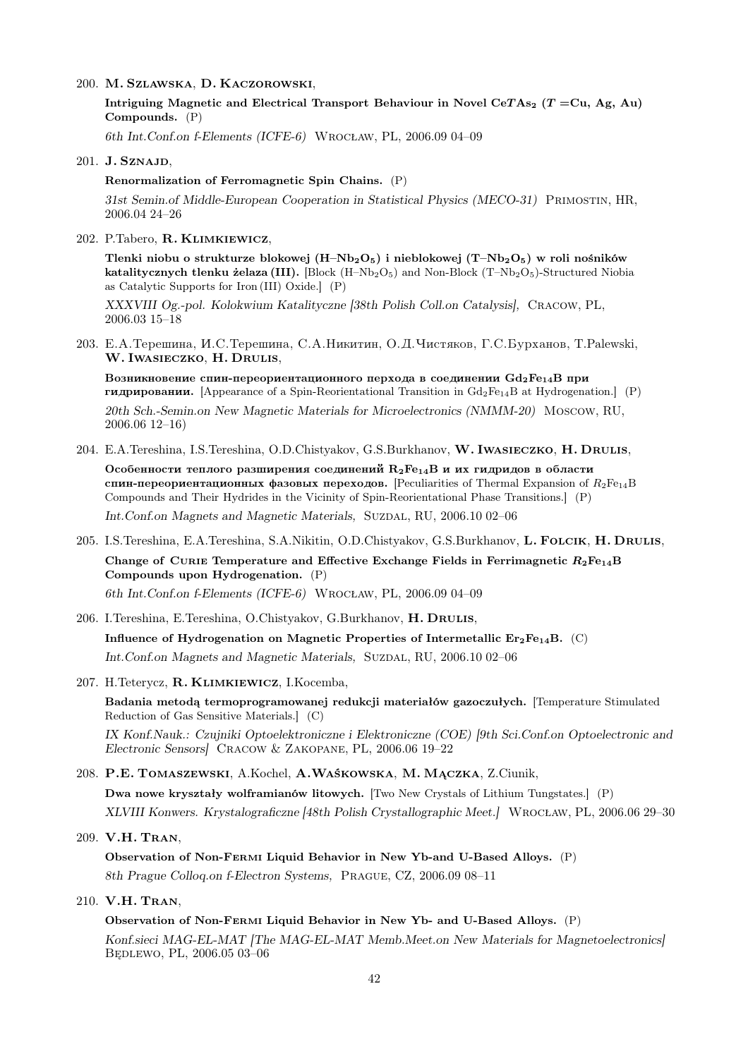200. **M. Szlawska**, **D. Kaczorowski**,

 **Intriguing Magnetic and Electrical Transport Behaviour in Novel Ce$T$As$_2$ ($T$ =Cu, Ag, Au) Compounds.** (P)

 *6th Int.Conf.on f-Elements (ICFE-6)* Wrocław, PL, 2006.09 04–09

201. **J. Sznajd**,

 **Renormalization of Ferromagnetic Spin Chains.** (P)

 *31st Semin.of Middle-European Cooperation in Statistical Physics (MECO-31)* Primostin, HR, 2006.04 24–26

202. P.Tabero, **R. Klimkiewicz**,

 **Tlenki niobu o strukturze blokowej (H–$Nb_2O_5$) i nieblokowej (T–$Nb_2O_5$) w roli nośników katalitycznych tlenku żelaza (III).** [Block (H–$Nb_2O_5$) and Non-Block (T–$Nb_2O_5$)-Structured Niobia as Catalytic Supports for Iron (III) Oxide.] (P)

 *XXXVIII Og.-pol. Kolokwium Katalityczne [38th Polish Coll.on Catalysis]*, Cracow, PL, 2006.03 15–18

203. Е.А.Терешина, И.С.Терешина, С.А.Никитин, О.Д.Чистяков, Г.С.Бурханов, T.Palewski, **W. Iwasieczko**, **H. Drulis**,

 **Возникновение спин-переориентационного перхода в соединении $Gd_2Fe_{14}B$ при гидрировании.** [Appearance of a Spin-Reorientational Transition in $Gd_2Fe_{14}B$ at Hydrogenation.] (P)

 *20th Sch.-Semin.on New Magnetic Materials for Microelectronics (NMMM-20)* Moscow, RU, 2006.06 12–16)

204. E.A.Tereshina, I.S.Tereshina, O.D.Chistyakov, G.S.Burkhanov, **W. Iwasieczko**, **H. Drulis**,

 **Особенности теплого расширения соединений $R_2Fe_{14}B$ и их гидридов в области спин-переориентационных фазовых переходов.** [Peculiarities of Thermal Expansion of $R_2Fe_{14}B$ Compounds and Their Hydrides in the Vicinity of Spin-Reorientational Phase Transitions.] (P)

 *Int.Conf.on Magnets and Magnetic Materials,* Suzdal, RU, 2006.10 02–06

205. I.S.Tereshina, E.A.Tereshina, S.A.Nikitin, O.D.Chistyakov, G.S.Burkhanov, **L. Folcik**, **H. Drulis**,

 **Change of Curie Temperature and Effective Exchange Fields in Ferrimagnetic $R_2Fe_{14}B$ Compounds upon Hydrogenation.** (P)

 *6th Int.Conf.on f-Elements (ICFE-6)* Wrocław, PL, 2006.09 04–09

206. I.Tereshina, E.Tereshina, O.Chistyakov, G.Burkhanov, **H. Drulis**,

 **Influence of Hydrogenation on Magnetic Properties of Intermetallic $Er_2Fe_{14}B$.** (C)

 *Int.Conf.on Magnets and Magnetic Materials,* Suzdal, RU, 2006.10 02–06

207. H.Teterycz, **R. Klimkiewicz**, I.Kocemba,

 **Badania metodą termoprogramowanej redukcji materiałów gazoczułych.** [Temperature Stimulated Reduction of Gas Sensitive Materials.] (C)

 *IX Konf.Nauk.: Czujniki Optoelektroniczne i Elektroniczne (COE) [9th Sci.Conf.on Optoelectronic and Electronic Sensors]* Cracow & Zakopane, PL, 2006.06 19–22

208. **P.E. Tomaszewski**, A.Kochel, **A.Waśkowska**, **M. Mączka**, Z.Ciunik,

 **Dwa nowe kryształy wolframianów litowych.** [Two New Crystals of Lithium Tungstates.] (P)

 *XLVIII Konwers. Krystalograficzne [48th Polish Crystallographic Meet.]* Wrocław, PL, 2006.06 29–30

209. **V.H. Tran**,

 **Observation of Non-Fermi Liquid Behavior in New Yb-and U-Based Alloys.** (P)

 *8th Prague Colloq.on f-Electron Systems,* Prague, CZ, 2006.09 08–11

210. **V.H. Tran**,

 **Observation of Non-Fermi Liquid Behavior in New Yb- and U-Based Alloys.** (P)

 *Konf.sieci MAG-EL-MAT [The MAG-EL-MAT Memb.Meet.on New Materials for Magnetoelectronics]* Będlewo, PL, 2006.05 03–06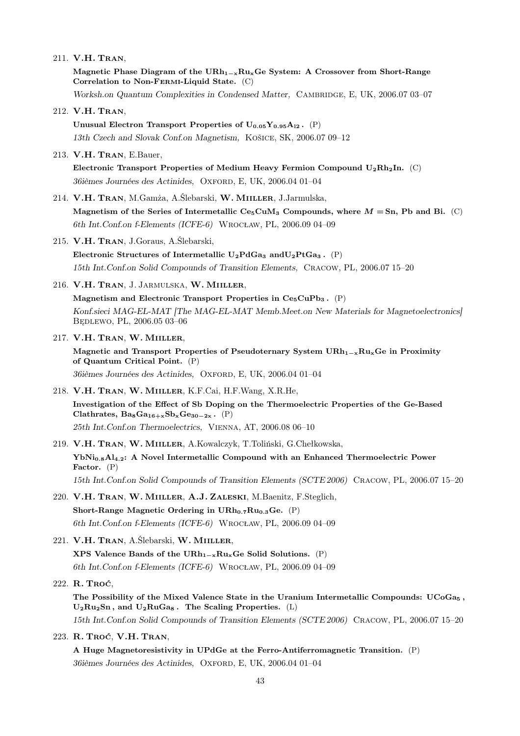211. **V.H. Tran**,

 **Magnetic Phase Diagram of the $URh_{1-x}Ru_xGe$ System: A Crossover from Short-Range Correlation to Non-Fermi-Liquid State.** (C)

 *Worksh.on Quantum Complexities in Condensed Matter,* Cambridge, E, UK, 2006.07 03–07

212. **V.H. Tran**,

 **Unusual Electron Transport Properties of $U_{0.05}Y_{0.95}Al_2$.** (P)

 *13th Czech and Slovak Conf.on Magnetism,* Košice, SK, 2006.07 09–12

213. **V.H. Tran**, E.Bauer,

 **Electronic Transport Properties of Medium Heavy Fermion Compound $U_2Rh_2In$.** (C)

 *36ièmes Journées des Actinides,* Oxford, E, UK, 2006.04 01–04

214. **V.H. Tran**, M.Gamża, A.Ślebarski, **W. Miiller**, J.Jarmulska,

 **Magnetism of the Series of Intermetallic $Ce_5CuM_3$ Compounds, where $M$ = Sn, Pb and Bi.** (C)

 *6th Int.Conf.on f-Elements (ICFE-6)* Wrocław, PL, 2006.09 04–09

215. **V.H. Tran**, J.Goraus, A.Ślebarski,

 **Electronic Structures of Intermetallic $U_2PdGa_3$ and $U_2PtGa_3$.** (P)

 *15th Int.Conf.on Solid Compounds of Transition Elements,* Cracow, PL, 2006.07 15–20

216. **V.H. Tran**, J. Jarmulska, **W. Miiller**,

 **Magnetism and Electronic Transport Properties in $Ce_5CuPb_3$.** (P)

 *Konf.sieci MAG-EL-MAT [The MAG-EL-MAT Memb.Meet.on New Materials for Magnetoelectronics]* Będlewo, PL, 2006.05 03–06

217. **V.H. Tran**, **W. Miiller**,

 **Magnetic and Transport Properties of Pseudoternary System $URh_{1-x}Ru_xGe$ in Proximity of Quantum Critical Point.** (P)

 *36ièmes Journées des Actinides,* Oxford, E, UK, 2006.04 01–04

218. **V.H. Tran**, **W. Miiller**, K.F.Cai, H.F.Wang, X.R.He,

 **Investigation of the Effect of Sb Doping on the Thermoelectric Properties of the Ge-Based Clathrates, $Ba_8Ga_{16+x}Sb_xGe_{30-2x}$.** (P)

 *25th Int.Conf.on Thermoelectrics,* Vienna, AT, 2006.08 06–10

219. **V.H. Tran**, **W. Miiller**, A.Kowalczyk, T.Toliński, G.Chełkowska,

 **$YbNi_{0.8}Al_{4.2}$: A Novel Intermetallic Compound with an Enhanced Thermoelectric Power Factor.** (P)

 *15th Int.Conf.on Solid Compounds of Transition Elements (SCTE 2006)* Cracow, PL, 2006.07 15–20

220. **V.H. Tran**, **W. Miiller**, **A.J. Zaleski**, M.Baenitz, F.Steglich,

 **Short-Range Magnetic Ordering in $URh_{0.7}Ru_{0.3}Ge$.** (P)

 *6th Int.Conf.on f-Elements (ICFE-6)* Wrocław, PL, 2006.09 04–09

221. **V.H. Tran**, A.Ślebarski, **W. Miiller**,

 **XPS Valence Bands of the $URh_{1-x}Ru_xGe$ Solid Solutions.** (P)

 *6th Int.Conf.on f-Elements (ICFE-6)* Wrocław, PL, 2006.09 04–09

222. **R. Troć**,

 **The Possibility of the Mixed Valence State in the Uranium Intermetallic Compounds: $UCoGa_5$, $U_2Ru_2Sn$, and $U_2RuGa_8$. The Scaling Properties.** (L)

 *15th Int.Conf.on Solid Compounds of Transition Elements (SCTE 2006)* Cracow, PL, 2006.07 15–20

223. **R. Troć**, **V.H. Tran**,

 **A Huge Magnetoresistivity in UPdGe at the Ferro-Antiferromagnetic Transition.** (P)

 *36ièmes Journées des Actinides,* Oxford, E, UK, 2006.04 01–04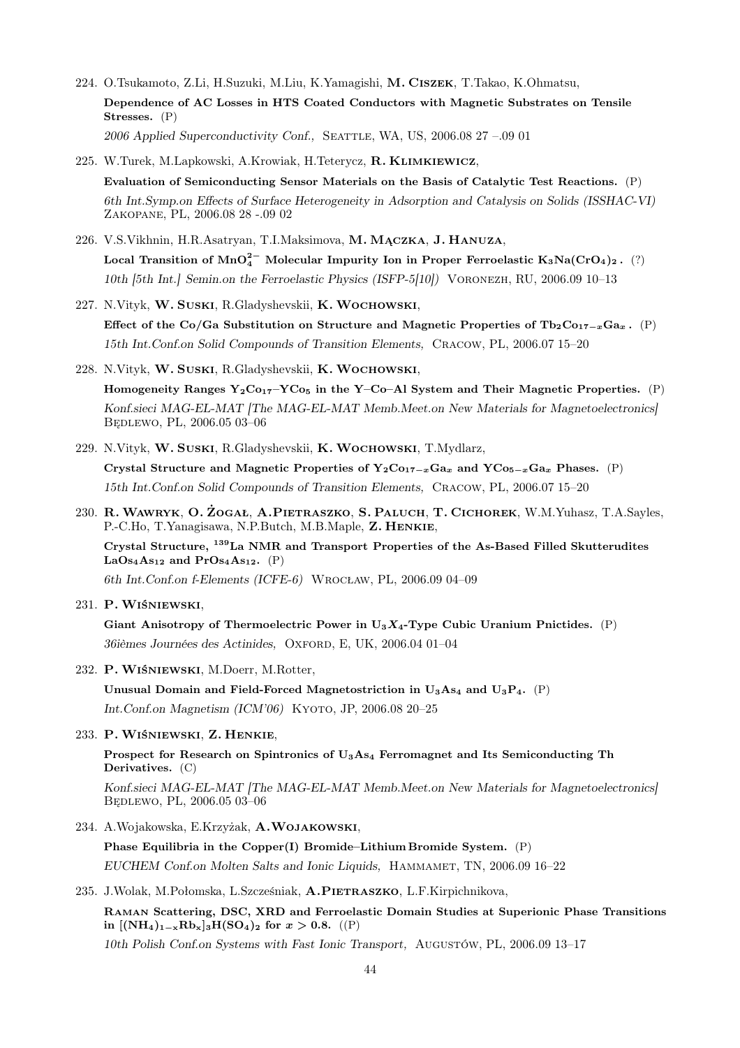224. O.Tsukamoto, Z.Li, H.Suzuki, M.Liu, K.Yamagishi, **M. Ciszek**, T.Takao, K.Ohmatsu,

**Dependence of AC Losses in HTS Coated Conductors with Magnetic Substrates on Tensile Stresses.** (P)

*2006 Applied Superconductivity Conf.,* Seattle, WA, US, 2006.08 27 –.09 01

225. W.Turek, M.Lapkowski, A.Krowiak, H.Teterycz, **R. Klimkiewicz**,

**Evaluation of Semiconducting Sensor Materials on the Basis of Catalytic Test Reactions.** (P)

*6th Int.Symp.on Effects of Surface Heterogeneity in Adsorption and Catalysis on Solids (ISSHAC-VI)* Zakopane, PL, 2006.08 28 -.09 02

226. V.S.Vikhnin, H.R.Asatryan, T.I.Maksimova, **M. Mączka**, **J. Hanuza**,

**Local Transition of $MnO_4^{2-}$ Molecular Impurity Ion in Proper Ferroelastic $K_3Na(CrO_4)_2$.** (?)

*10th [5th Int.] Semin.on the Ferroelastic Physics (ISFP-5[10])* Voronezh, RU, 2006.09 10–13

227. N.Vityk, **W. Suski**, R.Gladyshevskii, **K. Wochowski**,

**Effect of the Co/Ga Substitution on Structure and Magnetic Properties of $Tb_2Co_{17-x}Ga_x$.** (P)

*15th Int.Conf.on Solid Compounds of Transition Elements,* Cracow, PL, 2006.07 15–20

228. N.Vityk, **W. Suski**, R.Gladyshevskii, **K. Wochowski**,

**Homogeneity Ranges $Y_2Co_{17}$–$YCo_5$ in the Y–Co–Al System and Their Magnetic Properties.** (P)

*Konf.sieci MAG-EL-MAT [The MAG-EL-MAT Memb.Meet.on New Materials for Magnetoelectronics]* Będlewo, PL, 2006.05 03–06

229. N.Vityk, **W. Suski**, R.Gladyshevskii, **K. Wochowski**, T.Mydlarz,

**Crystal Structure and Magnetic Properties of $Y_2Co_{17-x}Ga_x$ and $YCo_{5-x}Ga_x$ Phases.** (P)

*15th Int.Conf.on Solid Compounds of Transition Elements,* Cracow, PL, 2006.07 15–20

230. **R. Wawryk**, **O. Żogał**, **A.Pietraszko**, **S. Paluch**, **T. Cichorek**, W.M.Yuhasz, T.A.Sayles, P.-C.Ho, T.Yanagisawa, N.P.Butch, M.B.Maple, **Z. Henkie**,

**Crystal Structure, $^{139}$La NMR and Transport Properties of the As-Based Filled Skutterudites $LaOs_4As_{12}$ and $PrOs_4As_{12}$.** (P)

*6th Int.Conf.on f-Elements (ICFE-6)* Wrocław, PL, 2006.09 04–09

231. **P. Wiśniewski**,

**Giant Anisotropy of Thermoelectric Power in $U_3X_4$-Type Cubic Uranium Pnictides.** (P)

*36ièmes Journées des Actinides,* Oxford, E, UK, 2006.04 01–04

232. **P. Wiśniewski**, M.Doerr, M.Rotter,

**Unusual Domain and Field-Forced Magnetostriction in $U_3As_4$ and $U_3P_4$.** (P)

*Int.Conf.on Magnetism (ICM'06)* Kyoto, JP, 2006.08 20–25

233. **P. Wiśniewski**, **Z. Henkie**,

**Prospect for Research on Spintronics of $U_3As_4$ Ferromagnet and Its Semiconducting Th Derivatives.** (C)

*Konf.sieci MAG-EL-MAT [The MAG-EL-MAT Memb.Meet.on New Materials for Magnetoelectronics]* Będlewo, PL, 2006.05 03–06

234. A.Wojakowska, E.Krzyżak, **A.Wojakowski**,

**Phase Equilibria in the Copper(I) Bromide–Lithium Bromide System.** (P)

*EUCHEM Conf.on Molten Salts and Ionic Liquids,* Hammamet, TN, 2006.09 16–22

235. J.Wolak, M.Połomska, L.Szcześniak, **A.Pietraszko**, L.F.Kirpichnikova,

**Raman Scattering, DSC, XRD and Ferroelastic Domain Studies at Superionic Phase Transitions in $[(NH_4)_{1-x}Rb_x]_3H(SO_4)_2$ for $x > 0.8$.** ((P)

*10th Polish Conf.on Systems with Fast Ionic Transport,* Augustów, PL, 2006.09 13–17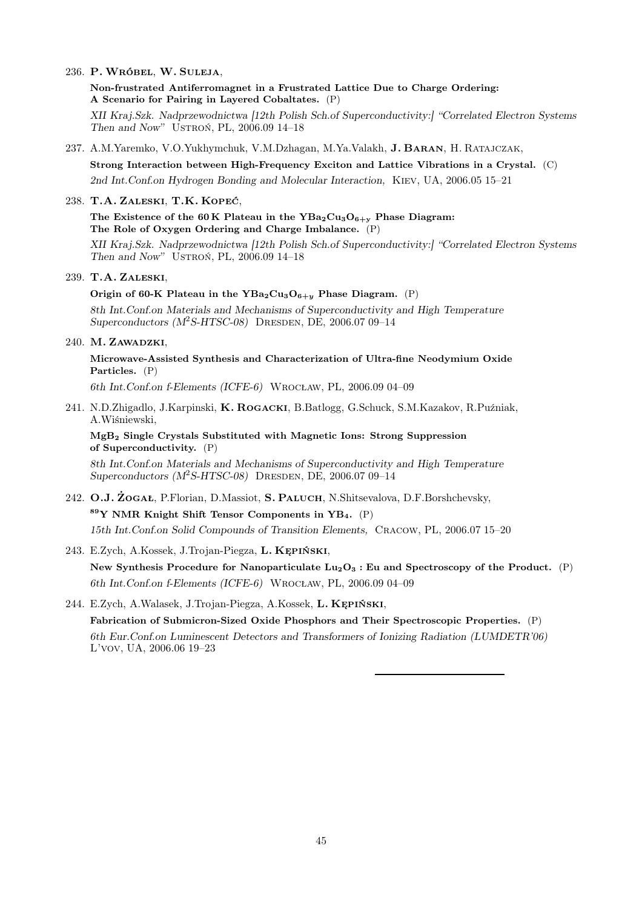236. **P. Wróbel**, **W. Suleja**,

**Non-frustrated Antiferromagnet in a Frustrated Lattice Due to Charge Ordering: A Scenario for Pairing in Layered Cobaltates.** (P)

*XII Kraj.Szk. Nadprzewodnictwa [12th Polish Sch.of Superconductivity:] "Correlated Electron Systems Then and Now"* Ustroń, PL, 2006.09 14–18

237. A.M.Yaremko, V.O.Yukhymchuk, V.M.Dzhagan, M.Ya.Valakh, **J. Baran**, H. Ratajczak,

**Strong Interaction between High-Frequency Exciton and Lattice Vibrations in a Crystal.** (C)

*2nd Int.Conf.on Hydrogen Bonding and Molecular Interaction,* Kiev, UA, 2006.05 15–21

238. **T.A. Zaleski**, **T.K. Kopeć**,

**The Existence of the 60 K Plateau in the $YBa_2Cu_3O_{6+y}$ Phase Diagram: The Role of Oxygen Ordering and Charge Imbalance.** (P)

*XII Kraj.Szk. Nadprzewodnictwa [12th Polish Sch.of Superconductivity:] "Correlated Electron Systems Then and Now"* Ustroń, PL, 2006.09 14–18

239. **T.A. Zaleski**,

**Origin of 60-K Plateau in the $YBa_2Cu_3O_{6+y}$ Phase Diagram.** (P)

*8th Int.Conf.on Materials and Mechanisms of Superconductivity and High Temperature Superconductors ($M^2S$-HTSC-08)* Dresden, DE, 2006.07 09–14

240. **M. Zawadzki**,

**Microwave-Assisted Synthesis and Characterization of Ultra-fine Neodymium Oxide Particles.** (P)

*6th Int.Conf.on f-Elements (ICFE-6)* Wrocław, PL, 2006.09 04–09

241. N.D.Zhigadlo, J.Karpinski, **K. Rogacki**, B.Batlogg, G.Schuck, S.M.Kazakov, R.Puźniak, A.Wiśniewski,

**$MgB_2$ Single Crystals Substituted with Magnetic Ions: Strong Suppression of Superconductivity.** (P)

*8th Int.Conf.on Materials and Mechanisms of Superconductivity and High Temperature Superconductors ($M^2S$-HTSC-08)* Dresden, DE, 2006.07 09–14

242. **O.J. Żogał**, P.Florian, D.Massiot, **S. Paluch**, N.Shitsevalova, D.F.Borshchevsky,

**$^{89}Y$ NMR Knight Shift Tensor Components in $YB_4$.** (P)

*15th Int.Conf.on Solid Compounds of Transition Elements,* Cracow, PL, 2006.07 15–20

243. E.Zych, A.Kossek, J.Trojan-Piegza, **L. Kępiński**,

**New Synthesis Procedure for Nanoparticulate $Lu_2O_3$ : Eu and Spectroscopy of the Product.** (P)

*6th Int.Conf.on f-Elements (ICFE-6)* Wrocław, PL, 2006.09 04–09

244. E.Zych, A.Walasek, J.Trojan-Piegza, A.Kossek, **L. Kępiński**,

**Fabrication of Submicron-Sized Oxide Phosphors and Their Spectroscopic Properties.** (P)

*6th Eur.Conf.on Luminescent Detectors and Transformers of Ionizing Radiation (LUMDETR'06)* L'vov, UA, 2006.06 19–23